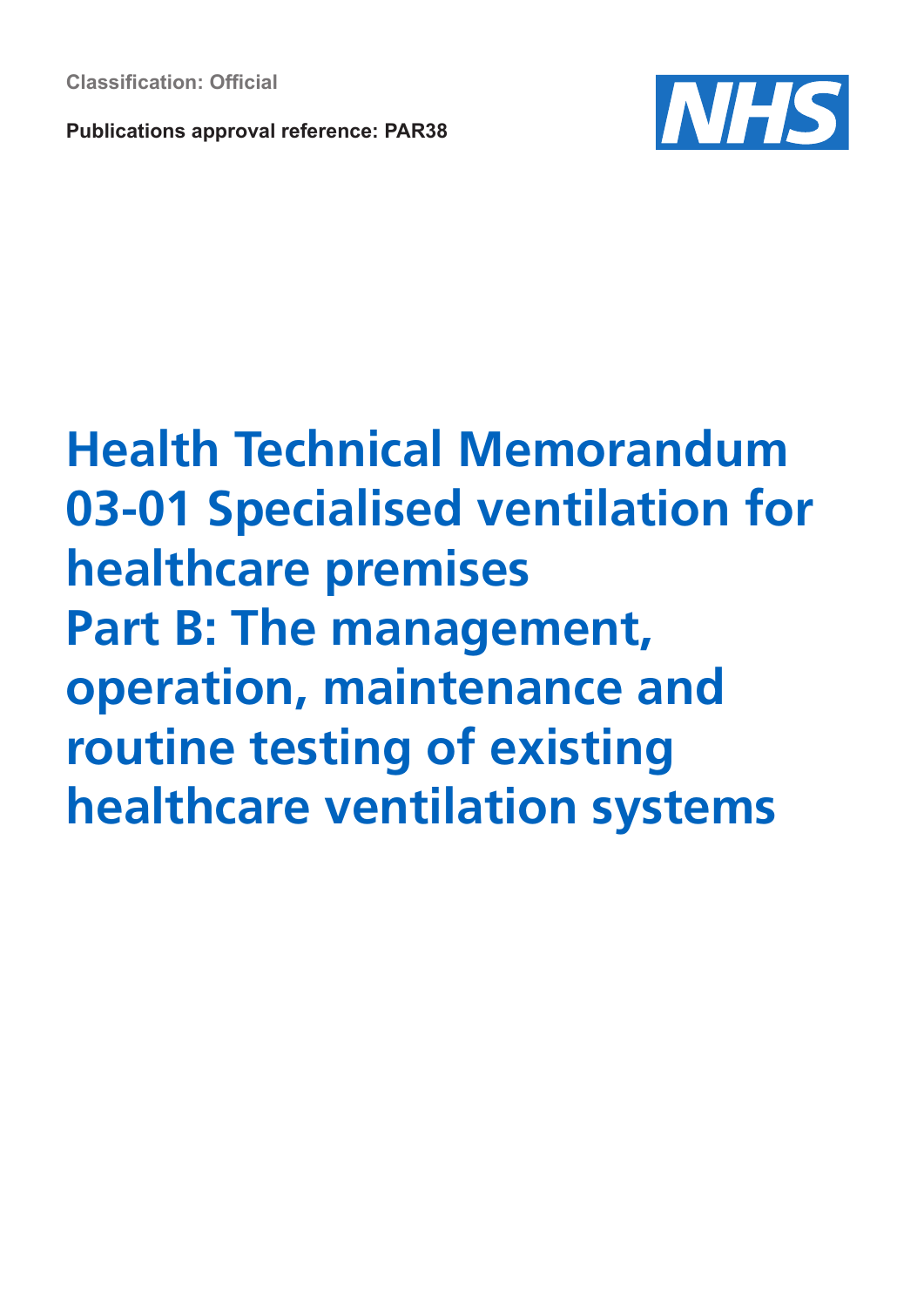Classification: Official

**Publications approval reference: PAR38**

# Health Technical Memorandum 03-01 Specialised ventilation for healthcare premises
# Part B: The management, operation, maintenance and routine testing of existing healthcare ventilation systems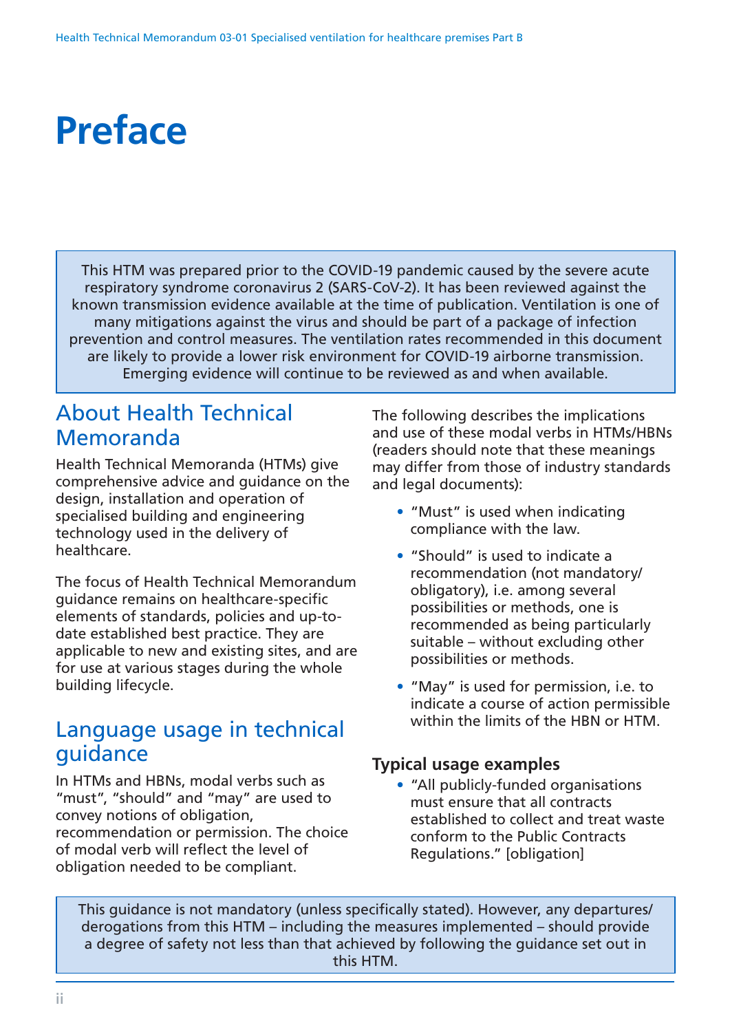# Preface

This HTM was prepared prior to the COVID-19 pandemic caused by the severe acute respiratory syndrome coronavirus 2 (SARS-CoV-2). It has been reviewed against the known transmission evidence available at the time of publication. Ventilation is one of many mitigations against the virus and should be part of a package of infection prevention and control measures. The ventilation rates recommended in this document are likely to provide a lower risk environment for COVID-19 airborne transmission. Emerging evidence will continue to be reviewed as and when available.

## About Health Technical Memoranda

Health Technical Memoranda (HTMs) give comprehensive advice and guidance on the design, installation and operation of specialised building and engineering technology used in the delivery of healthcare.

The focus of Health Technical Memorandum guidance remains on healthcare-specific elements of standards, policies and up-to-date established best practice. They are applicable to new and existing sites, and are for use at various stages during the whole building lifecycle.

## Language usage in technical guidance

In HTMs and HBNs, modal verbs such as "must", "should" and "may" are used to convey notions of obligation, recommendation or permission. The choice of modal verb will reflect the level of obligation needed to be compliant.

The following describes the implications and use of these modal verbs in HTMs/HBNs (readers should note that these meanings may differ from those of industry standards and legal documents):

- "Must" is used when indicating compliance with the law.
- "Should" is used to indicate a recommendation (not mandatory/obligatory), i.e. among several possibilities or methods, one is recommended as being particularly suitable – without excluding other possibilities or methods.
- "May" is used for permission, i.e. to indicate a course of action permissible within the limits of the HBN or HTM.

### Typical usage examples

- "All publicly-funded organisations must ensure that all contracts established to collect and treat waste conform to the Public Contracts Regulations." [obligation]

This guidance is not mandatory (unless specifically stated). However, any departures/derogations from this HTM – including the measures implemented – should provide a degree of safety not less than that achieved by following the guidance set out in this HTM.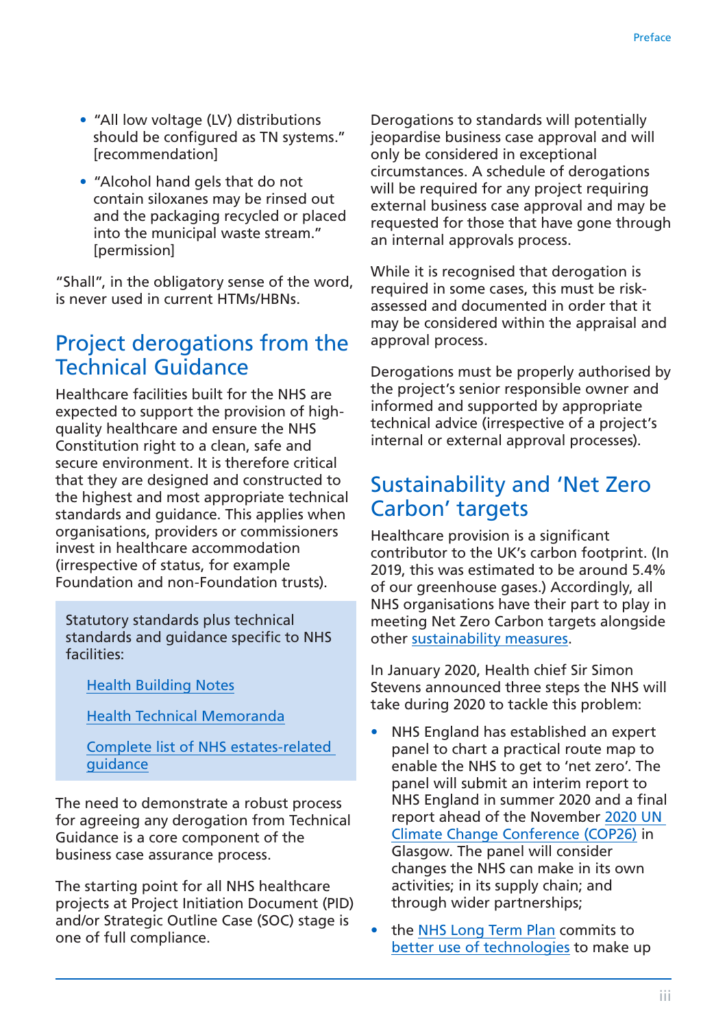- "All low voltage (LV) distributions should be configured as TN systems." [recommendation]
- "Alcohol hand gels that do not contain siloxanes may be rinsed out and the packaging recycled or placed into the municipal waste stream." [permission]

"Shall", in the obligatory sense of the word, is never used in current HTMs/HBNs.

## Project derogations from the Technical Guidance

Healthcare facilities built for the NHS are expected to support the provision of high-quality healthcare and ensure the NHS Constitution right to a clean, safe and secure environment. It is therefore critical that they are designed and constructed to the highest and most appropriate technical standards and guidance. This applies when organisations, providers or commissioners invest in healthcare accommodation (irrespective of status, for example Foundation and non-Foundation trusts).

> Statutory standards plus technical standards and guidance specific to NHS facilities:
>
> Health Building Notes
>
> Health Technical Memoranda
>
> Complete list of NHS estates-related guidance

The need to demonstrate a robust process for agreeing any derogation from Technical Guidance is a core component of the business case assurance process.

The starting point for all NHS healthcare projects at Project Initiation Document (PID) and/or Strategic Outline Case (SOC) stage is one of full compliance.

Derogations to standards will potentially jeopardise business case approval and will only be considered in exceptional circumstances. A schedule of derogations will be required for any project requiring external business case approval and may be requested for those that have gone through an internal approvals process.

While it is recognised that derogation is required in some cases, this must be risk-assessed and documented in order that it may be considered within the appraisal and approval process.

Derogations must be properly authorised by the project's senior responsible owner and informed and supported by appropriate technical advice (irrespective of a project's internal or external approval processes).

## Sustainability and 'Net Zero Carbon' targets

Healthcare provision is a significant contributor to the UK's carbon footprint. (In 2019, this was estimated to be around 5.4% of our greenhouse gases.) Accordingly, all NHS organisations have their part to play in meeting Net Zero Carbon targets alongside other sustainability measures.

In January 2020, Health chief Sir Simon Stevens announced three steps the NHS will take during 2020 to tackle this problem:

- NHS England has established an expert panel to chart a practical route map to enable the NHS to get to 'net zero'. The panel will submit an interim report to NHS England in summer 2020 and a final report ahead of the November 2020 UN Climate Change Conference (COP26) in Glasgow. The panel will consider changes the NHS can make in its own activities; in its supply chain; and through wider partnerships;
- the NHS Long Term Plan commits to better use of technologies to make up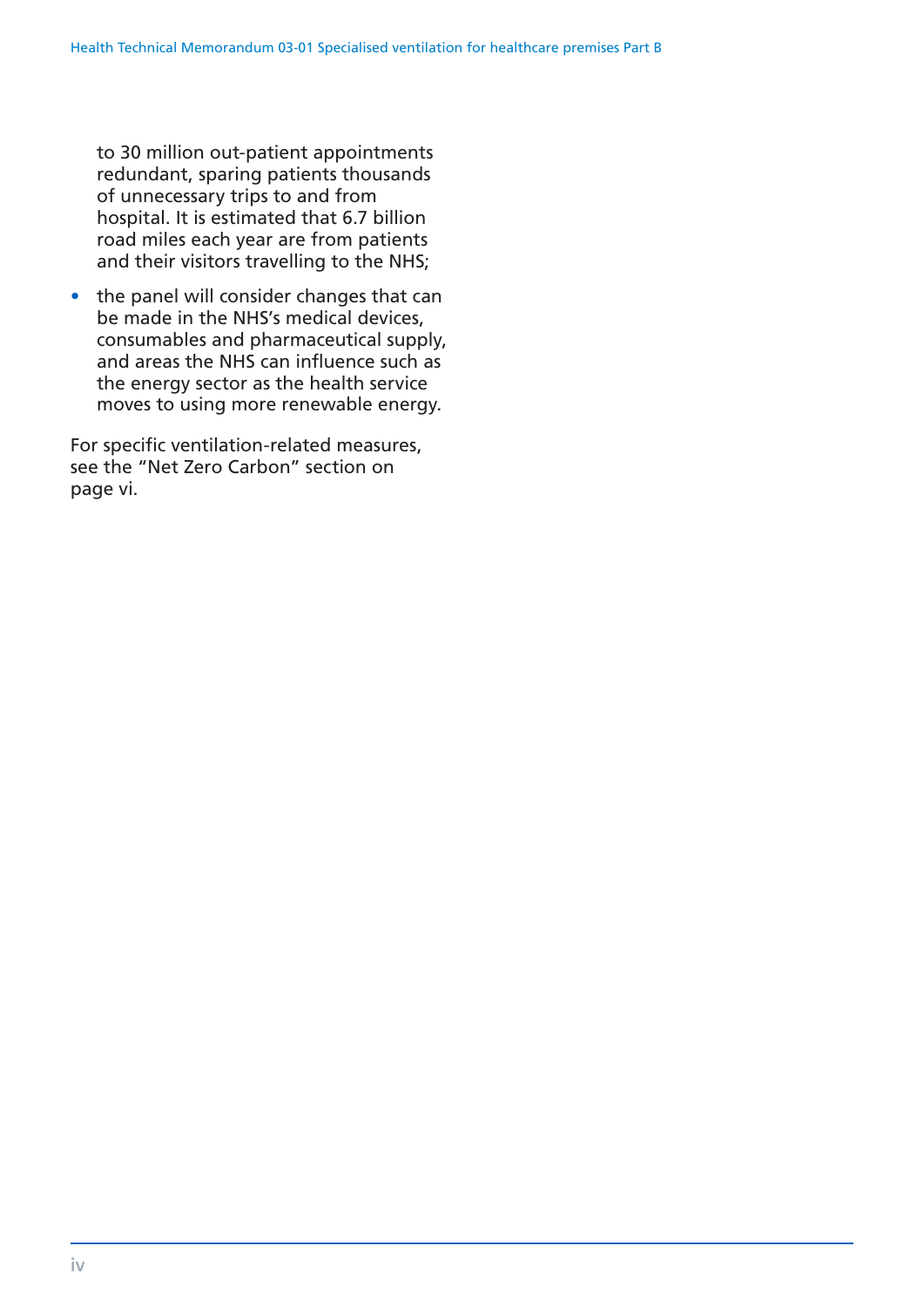to 30 million out-patient appointments redundant, sparing patients thousands of unnecessary trips to and from hospital. It is estimated that 6.7 billion road miles each year are from patients and their visitors travelling to the NHS;

- the panel will consider changes that can be made in the NHS's medical devices, consumables and pharmaceutical supply, and areas the NHS can influence such as the energy sector as the health service moves to using more renewable energy.

For specific ventilation-related measures, see the "Net Zero Carbon" section on page vi.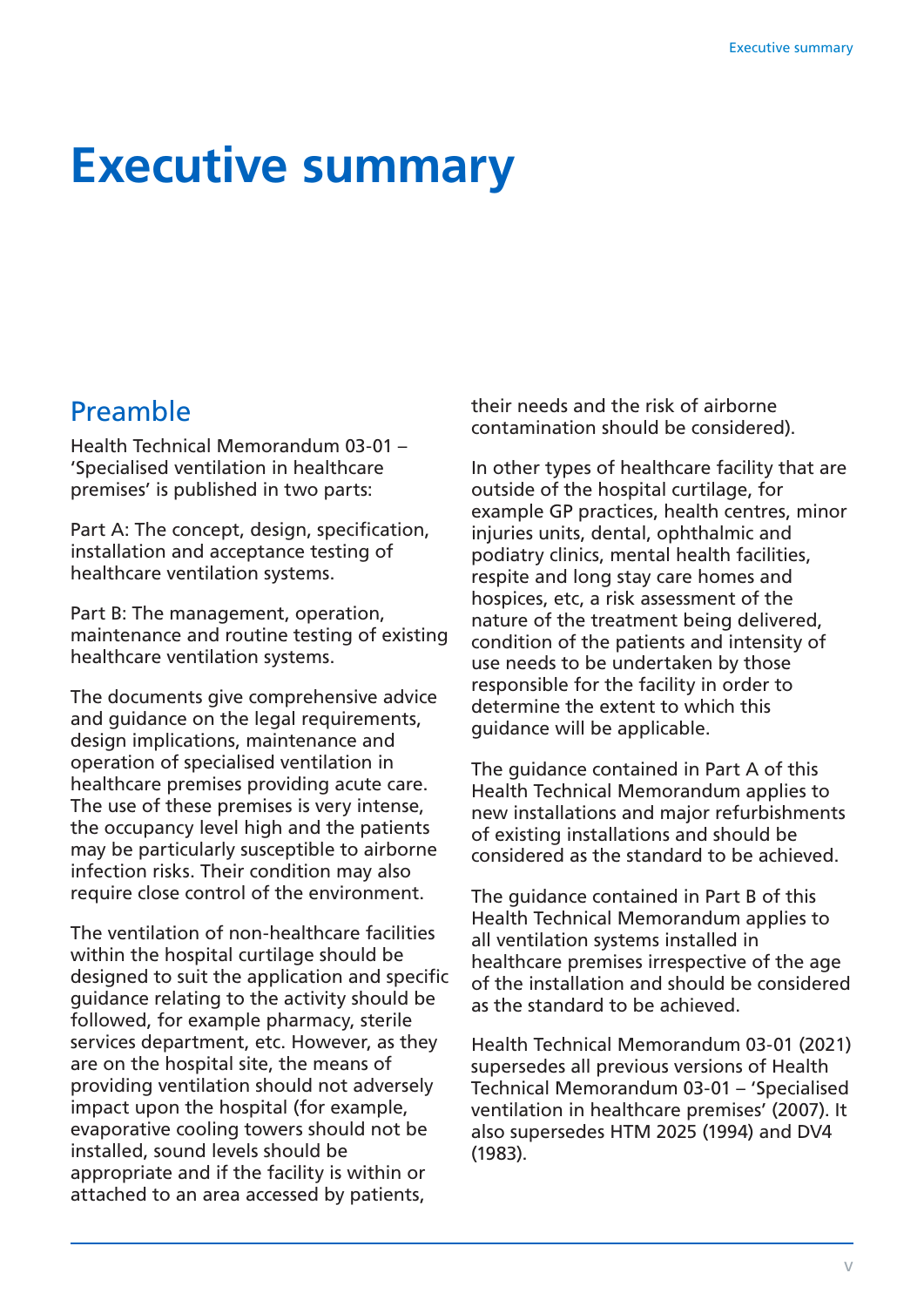# Executive summary

## Preamble

Health Technical Memorandum 03-01 – 'Specialised ventilation in healthcare premises' is published in two parts:

Part A: The concept, design, specification, installation and acceptance testing of healthcare ventilation systems.

Part B: The management, operation, maintenance and routine testing of existing healthcare ventilation systems.

The documents give comprehensive advice and guidance on the legal requirements, design implications, maintenance and operation of specialised ventilation in healthcare premises providing acute care. The use of these premises is very intense, the occupancy level high and the patients may be particularly susceptible to airborne infection risks. Their condition may also require close control of the environment.

The ventilation of non-healthcare facilities within the hospital curtilage should be designed to suit the application and specific guidance relating to the activity should be followed, for example pharmacy, sterile services department, etc. However, as they are on the hospital site, the means of providing ventilation should not adversely impact upon the hospital (for example, evaporative cooling towers should not be installed, sound levels should be appropriate and if the facility is within or attached to an area accessed by patients, their needs and the risk of airborne contamination should be considered).

In other types of healthcare facility that are outside of the hospital curtilage, for example GP practices, health centres, minor injuries units, dental, ophthalmic and podiatry clinics, mental health facilities, respite and long stay care homes and hospices, etc, a risk assessment of the nature of the treatment being delivered, condition of the patients and intensity of use needs to be undertaken by those responsible for the facility in order to determine the extent to which this guidance will be applicable.

The guidance contained in Part A of this Health Technical Memorandum applies to new installations and major refurbishments of existing installations and should be considered as the standard to be achieved.

The guidance contained in Part B of this Health Technical Memorandum applies to all ventilation systems installed in healthcare premises irrespective of the age of the installation and should be considered as the standard to be achieved.

Health Technical Memorandum 03-01 (2021) supersedes all previous versions of Health Technical Memorandum 03-01 – 'Specialised ventilation in healthcare premises' (2007). It also supersedes HTM 2025 (1994) and DV4 (1983).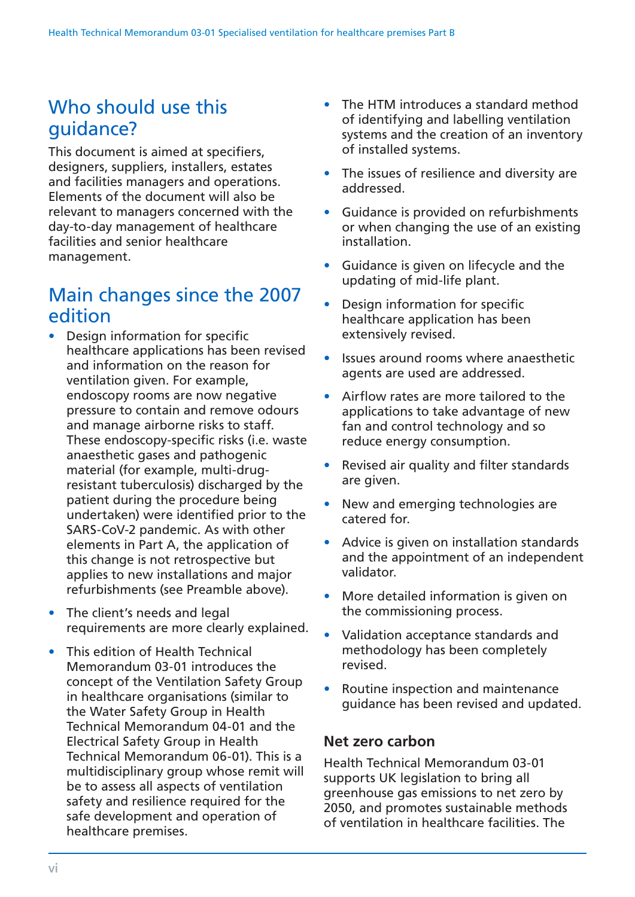## Who should use this guidance?

This document is aimed at specifiers, designers, suppliers, installers, estates and facilities managers and operations. Elements of the document will also be relevant to managers concerned with the day-to-day management of healthcare facilities and senior healthcare management.

## Main changes since the 2007 edition

- Design information for specific healthcare applications has been revised and information on the reason for ventilation given. For example, endoscopy rooms are now negative pressure to contain and remove odours and manage airborne risks to staff. These endoscopy-specific risks (i.e. waste anaesthetic gases and pathogenic material (for example, multi-drug-resistant tuberculosis) discharged by the patient during the procedure being undertaken) were identified prior to the SARS-CoV-2 pandemic. As with other elements in Part A, the application of this change is not retrospective but applies to new installations and major refurbishments (see Preamble above).
- The client's needs and legal requirements are more clearly explained.
- This edition of Health Technical Memorandum 03-01 introduces the concept of the Ventilation Safety Group in healthcare organisations (similar to the Water Safety Group in Health Technical Memorandum 04-01 and the Electrical Safety Group in Health Technical Memorandum 06-01). This is a multidisciplinary group whose remit will be to assess all aspects of ventilation safety and resilience required for the safe development and operation of healthcare premises.
- The HTM introduces a standard method of identifying and labelling ventilation systems and the creation of an inventory of installed systems.
- The issues of resilience and diversity are addressed.
- Guidance is provided on refurbishments or when changing the use of an existing installation.
- Guidance is given on lifecycle and the updating of mid-life plant.
- Design information for specific healthcare application has been extensively revised.
- Issues around rooms where anaesthetic agents are used are addressed.
- Airflow rates are more tailored to the applications to take advantage of new fan and control technology and so reduce energy consumption.
- Revised air quality and filter standards are given.
- New and emerging technologies are catered for.
- Advice is given on installation standards and the appointment of an independent validator.
- More detailed information is given on the commissioning process.
- Validation acceptance standards and methodology has been completely revised.
- Routine inspection and maintenance guidance has been revised and updated.

### Net zero carbon

Health Technical Memorandum 03-01 supports UK legislation to bring all greenhouse gas emissions to net zero by 2050, and promotes sustainable methods of ventilation in healthcare facilities. The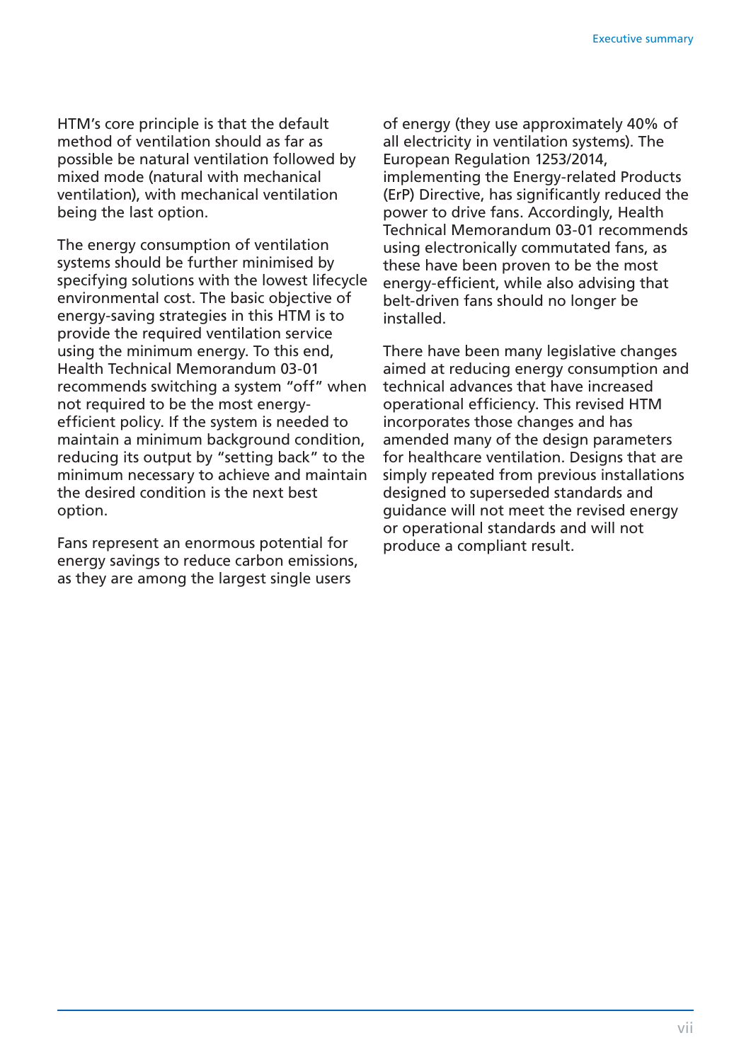HTM's core principle is that the default method of ventilation should as far as possible be natural ventilation followed by mixed mode (natural with mechanical ventilation), with mechanical ventilation being the last option.

The energy consumption of ventilation systems should be further minimised by specifying solutions with the lowest lifecycle environmental cost. The basic objective of energy-saving strategies in this HTM is to provide the required ventilation service using the minimum energy. To this end, Health Technical Memorandum 03-01 recommends switching a system "off" when not required to be the most energy-efficient policy. If the system is needed to maintain a minimum background condition, reducing its output by "setting back" to the minimum necessary to achieve and maintain the desired condition is the next best option.

Fans represent an enormous potential for energy savings to reduce carbon emissions, as they are among the largest single users of energy (they use approximately 40% of all electricity in ventilation systems). The European Regulation 1253/2014, implementing the Energy-related Products (ErP) Directive, has significantly reduced the power to drive fans. Accordingly, Health Technical Memorandum 03-01 recommends using electronically commutated fans, as these have been proven to be the most energy-efficient, while also advising that belt-driven fans should no longer be installed.

There have been many legislative changes aimed at reducing energy consumption and technical advances that have increased operational efficiency. This revised HTM incorporates those changes and has amended many of the design parameters for healthcare ventilation. Designs that are simply repeated from previous installations designed to superseded standards and guidance will not meet the revised energy or operational standards and will not produce a compliant result.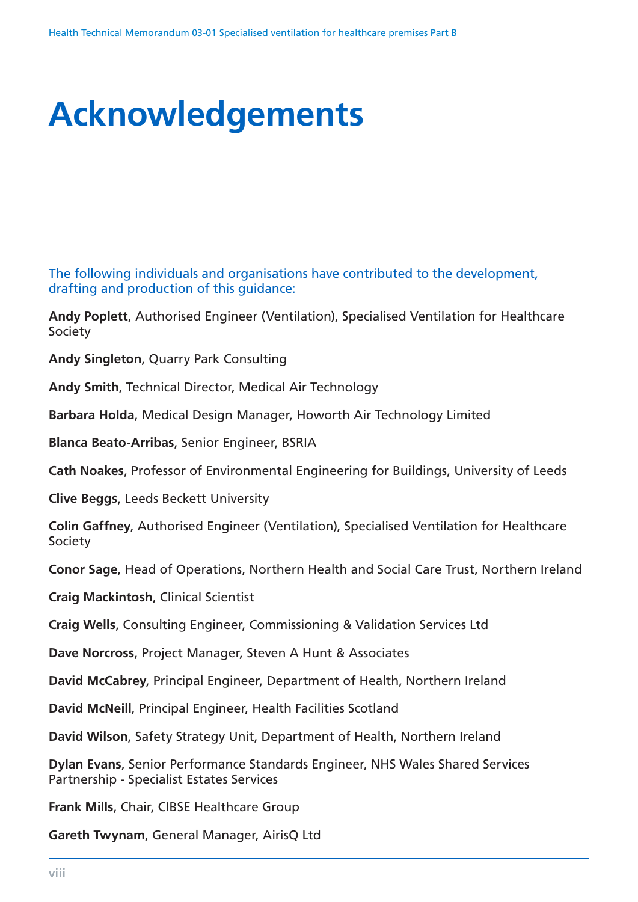# Acknowledgements

The following individuals and organisations have contributed to the development, drafting and production of this guidance:

**Andy Poplett**, Authorised Engineer (Ventilation), Specialised Ventilation for Healthcare Society

**Andy Singleton**, Quarry Park Consulting

**Andy Smith**, Technical Director, Medical Air Technology

**Barbara Holda**, Medical Design Manager, Howorth Air Technology Limited

**Blanca Beato-Arribas**, Senior Engineer, BSRIA

**Cath Noakes**, Professor of Environmental Engineering for Buildings, University of Leeds

**Clive Beggs**, Leeds Beckett University

**Colin Gaffney**, Authorised Engineer (Ventilation), Specialised Ventilation for Healthcare Society

**Conor Sage**, Head of Operations, Northern Health and Social Care Trust, Northern Ireland

**Craig Mackintosh**, Clinical Scientist

**Craig Wells**, Consulting Engineer, Commissioning & Validation Services Ltd

**Dave Norcross**, Project Manager, Steven A Hunt & Associates

**David McCabrey**, Principal Engineer, Department of Health, Northern Ireland

**David McNeill**, Principal Engineer, Health Facilities Scotland

**David Wilson**, Safety Strategy Unit, Department of Health, Northern Ireland

**Dylan Evans**, Senior Performance Standards Engineer, NHS Wales Shared Services Partnership - Specialist Estates Services

**Frank Mills**, Chair, CIBSE Healthcare Group

**Gareth Twynam**, General Manager, AirisQ Ltd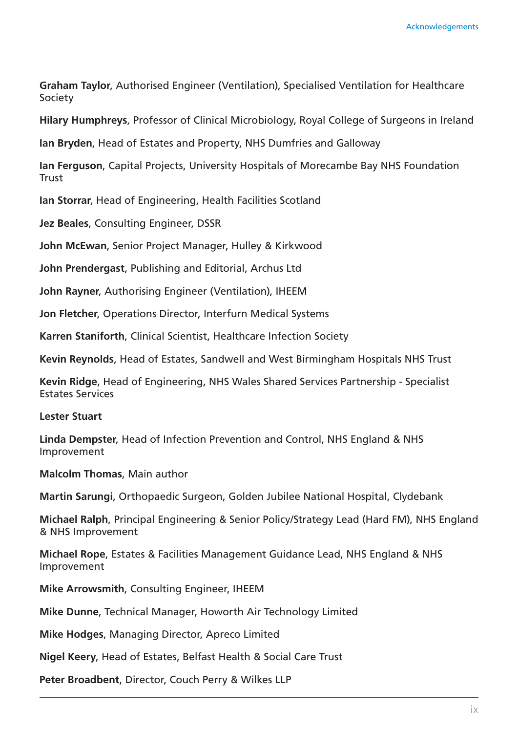**Graham Taylor**, Authorised Engineer (Ventilation), Specialised Ventilation for Healthcare Society

**Hilary Humphreys**, Professor of Clinical Microbiology, Royal College of Surgeons in Ireland

**Ian Bryden**, Head of Estates and Property, NHS Dumfries and Galloway

**Ian Ferguson**, Capital Projects, University Hospitals of Morecambe Bay NHS Foundation Trust

**Ian Storrar**, Head of Engineering, Health Facilities Scotland

**Jez Beales**, Consulting Engineer, DSSR

**John McEwan**, Senior Project Manager, Hulley & Kirkwood

**John Prendergast**, Publishing and Editorial, Archus Ltd

**John Rayner**, Authorising Engineer (Ventilation), IHEEM

**Jon Fletcher**, Operations Director, Interfurn Medical Systems

**Karren Staniforth**, Clinical Scientist, Healthcare Infection Society

**Kevin Reynolds**, Head of Estates, Sandwell and West Birmingham Hospitals NHS Trust

**Kevin Ridge**, Head of Engineering, NHS Wales Shared Services Partnership - Specialist Estates Services

**Lester Stuart**

**Linda Dempster**, Head of Infection Prevention and Control, NHS England & NHS Improvement

**Malcolm Thomas**, Main author

**Martin Sarungi**, Orthopaedic Surgeon, Golden Jubilee National Hospital, Clydebank

**Michael Ralph**, Principal Engineering & Senior Policy/Strategy Lead (Hard FM), NHS England & NHS Improvement

**Michael Rope**, Estates & Facilities Management Guidance Lead, NHS England & NHS Improvement

**Mike Arrowsmith**, Consulting Engineer, IHEEM

**Mike Dunne**, Technical Manager, Howorth Air Technology Limited

**Mike Hodges**, Managing Director, Apreco Limited

**Nigel Keery**, Head of Estates, Belfast Health & Social Care Trust

**Peter Broadbent**, Director, Couch Perry & Wilkes LLP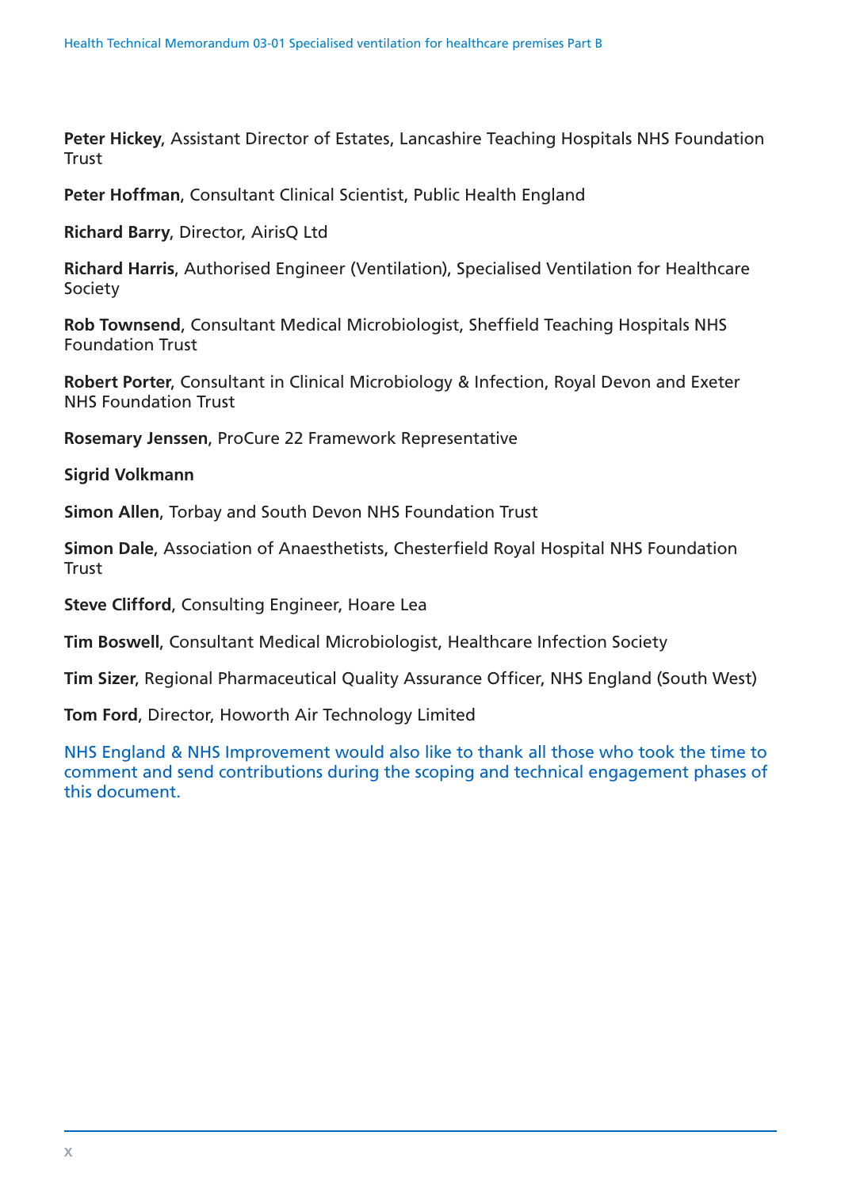**Peter Hickey**, Assistant Director of Estates, Lancashire Teaching Hospitals NHS Foundation Trust

**Peter Hoffman**, Consultant Clinical Scientist, Public Health England

**Richard Barry**, Director, AirisQ Ltd

**Richard Harris**, Authorised Engineer (Ventilation), Specialised Ventilation for Healthcare Society

**Rob Townsend**, Consultant Medical Microbiologist, Sheffield Teaching Hospitals NHS Foundation Trust

**Robert Porter**, Consultant in Clinical Microbiology & Infection, Royal Devon and Exeter NHS Foundation Trust

**Rosemary Jenssen**, ProCure 22 Framework Representative

**Sigrid Volkmann**

**Simon Allen**, Torbay and South Devon NHS Foundation Trust

**Simon Dale**, Association of Anaesthetists, Chesterfield Royal Hospital NHS Foundation Trust

**Steve Clifford**, Consulting Engineer, Hoare Lea

**Tim Boswell**, Consultant Medical Microbiologist, Healthcare Infection Society

**Tim Sizer**, Regional Pharmaceutical Quality Assurance Officer, NHS England (South West)

**Tom Ford**, Director, Howorth Air Technology Limited

NHS England & NHS Improvement would also like to thank all those who took the time to comment and send contributions during the scoping and technical engagement phases of this document.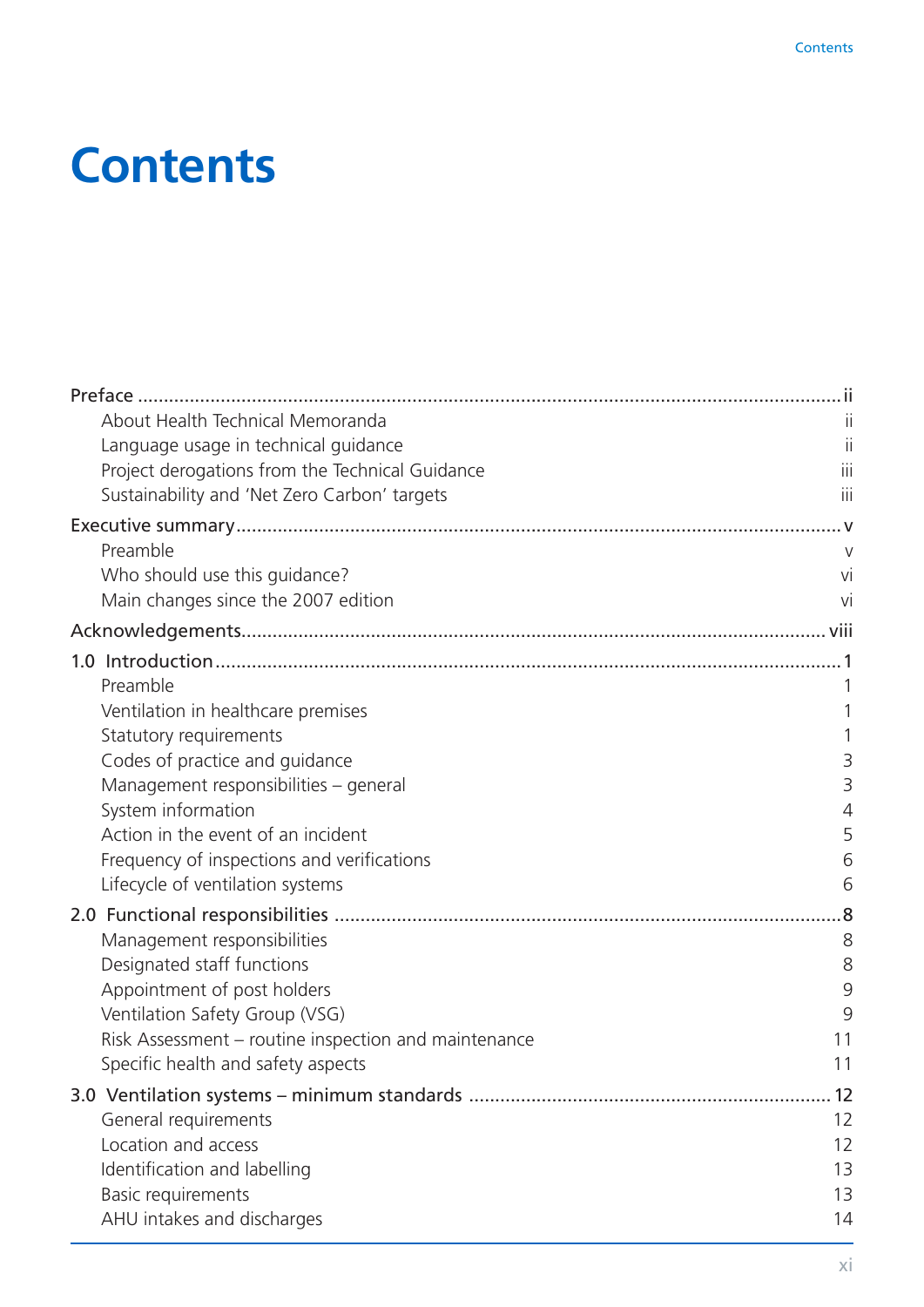# Contents

Preface ..... ii
- About Health Technical Memoranda ii
- Language usage in technical guidance ii
- Project derogations from the Technical Guidance iii
- Sustainability and 'Net Zero Carbon' targets iii

Executive summary ..... v
- Preamble v
- Who should use this guidance? vi
- Main changes since the 2007 edition vi

Acknowledgements ..... viii

1.0 Introduction ..... 1
- Preamble 1
- Ventilation in healthcare premises 1
- Statutory requirements 1
- Codes of practice and guidance 3
- Management responsibilities – general 3
- System information 4
- Action in the event of an incident 5
- Frequency of inspections and verifications 6
- Lifecycle of ventilation systems 6

2.0 Functional responsibilities ..... 8
- Management responsibilities 8
- Designated staff functions 8
- Appointment of post holders 9
- Ventilation Safety Group (VSG) 9
- Risk Assessment – routine inspection and maintenance 11
- Specific health and safety aspects 11

3.0 Ventilation systems – minimum standards ..... 12
- General requirements 12
- Location and access 12
- Identification and labelling 13
- Basic requirements 13
- AHU intakes and discharges 14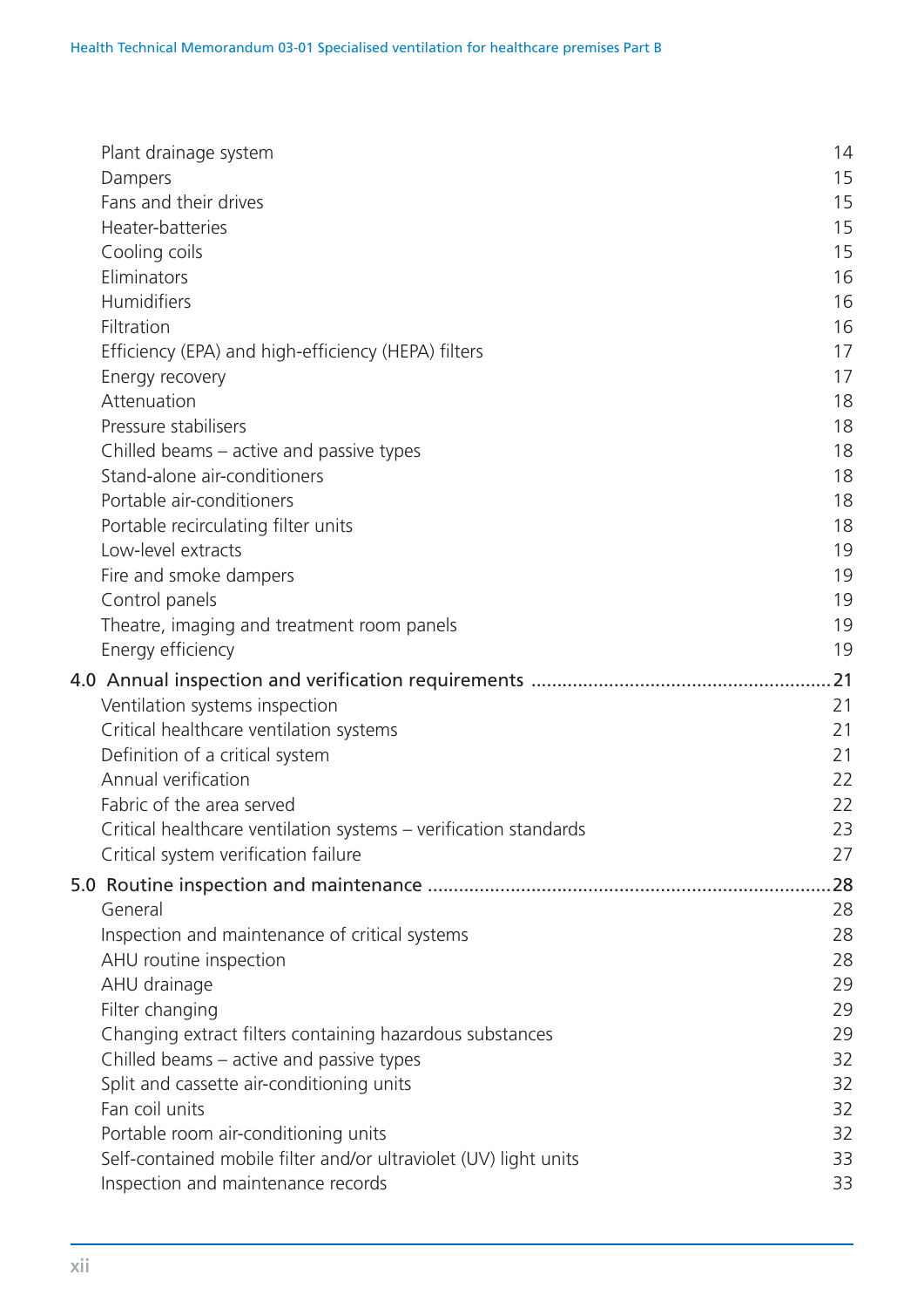Plant drainage system 14
Dampers 15
Fans and their drives 15
Heater-batteries 15
Cooling coils 15
Eliminators 16
Humidifiers 16
Filtration 16
Efficiency (EPA) and high-efficiency (HEPA) filters 17
Energy recovery 17
Attenuation 18
Pressure stabilisers 18
Chilled beams – active and passive types 18
Stand-alone air-conditioners 18
Portable air-conditioners 18
Portable recirculating filter units 18
Low-level extracts 19
Fire and smoke dampers 19
Control panels 19
Theatre, imaging and treatment room panels 19
Energy efficiency 19

**4.0 Annual inspection and verification requirements** ....................................................... 21

Ventilation systems inspection 21
Critical healthcare ventilation systems 21
Definition of a critical system 21
Annual verification 22
Fabric of the area served 22
Critical healthcare ventilation systems – verification standards 23
Critical system verification failure 27

**5.0 Routine inspection and maintenance** ....................................................................... 28

General 28
Inspection and maintenance of critical systems 28
AHU routine inspection 28
AHU drainage 29
Filter changing 29
Changing extract filters containing hazardous substances 29
Chilled beams – active and passive types 32
Split and cassette air-conditioning units 32
Fan coil units 32
Portable room air-conditioning units 32
Self-contained mobile filter and/or ultraviolet (UV) light units 33
Inspection and maintenance records 33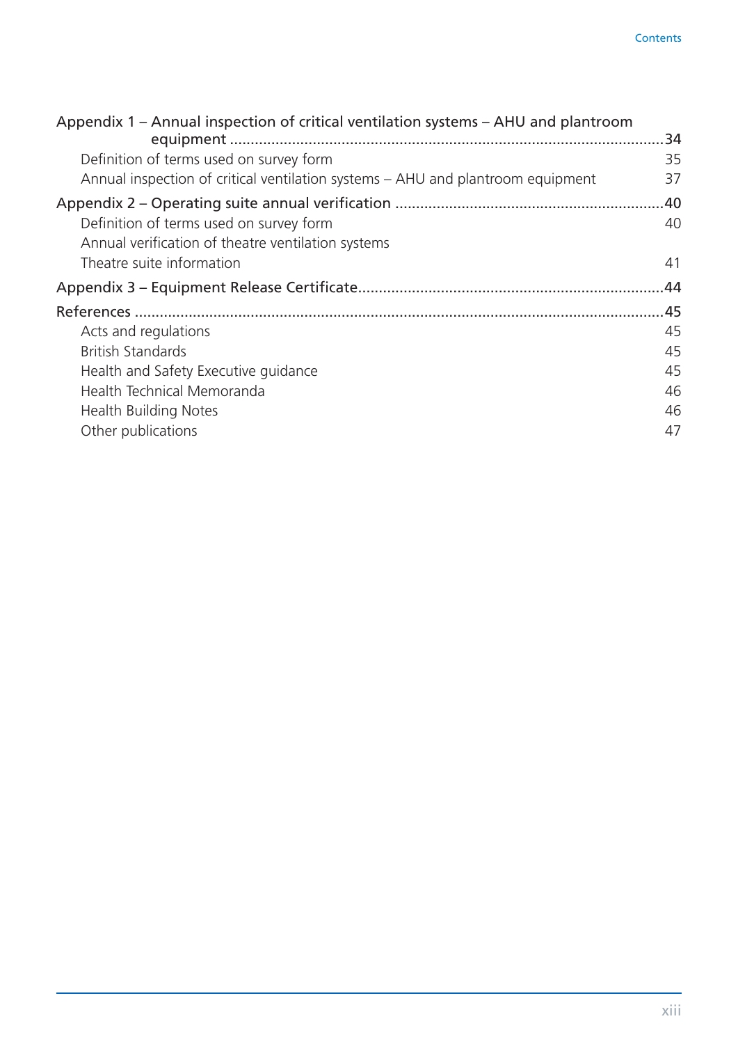Appendix 1 – Annual inspection of critical ventilation systems – AHU and plantroom equipment .....34

- Definition of terms used on survey form 35
- Annual inspection of critical ventilation systems – AHU and plantroom equipment 37

Appendix 2 – Operating suite annual verification .....40

- Definition of terms used on survey form 40
- Annual verification of theatre ventilation systems
- Theatre suite information 41

Appendix 3 – Equipment Release Certificate.....44

References .....45

- Acts and regulations 45
- British Standards 45
- Health and Safety Executive guidance 45
- Health Technical Memoranda 46
- Health Building Notes 46
- Other publications 47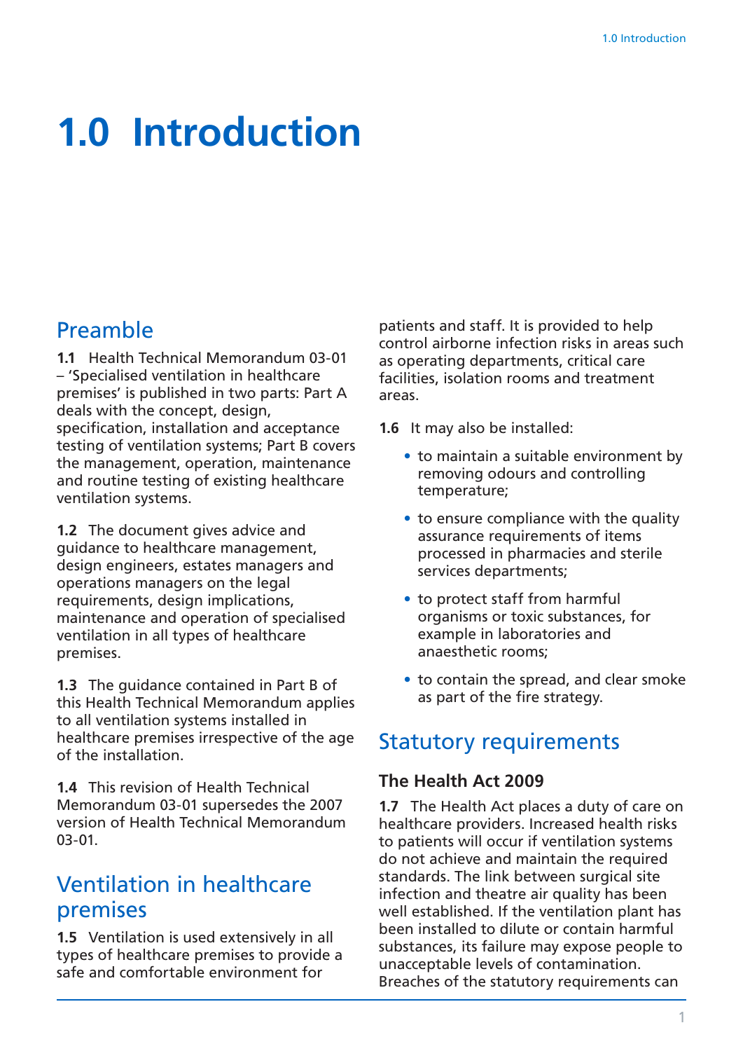# 1.0 Introduction

## Preamble

**1.1** Health Technical Memorandum 03-01 – 'Specialised ventilation in healthcare premises' is published in two parts: Part A deals with the concept, design, specification, installation and acceptance testing of ventilation systems; Part B covers the management, operation, maintenance and routine testing of existing healthcare ventilation systems.

**1.2** The document gives advice and guidance to healthcare management, design engineers, estates managers and operations managers on the legal requirements, design implications, maintenance and operation of specialised ventilation in all types of healthcare premises.

**1.3** The guidance contained in Part B of this Health Technical Memorandum applies to all ventilation systems installed in healthcare premises irrespective of the age of the installation.

**1.4** This revision of Health Technical Memorandum 03-01 supersedes the 2007 version of Health Technical Memorandum 03-01.

## Ventilation in healthcare premises

**1.5** Ventilation is used extensively in all types of healthcare premises to provide a safe and comfortable environment for patients and staff. It is provided to help control airborne infection risks in areas such as operating departments, critical care facilities, isolation rooms and treatment areas.

**1.6** It may also be installed:

- to maintain a suitable environment by removing odours and controlling temperature;
- to ensure compliance with the quality assurance requirements of items processed in pharmacies and sterile services departments;
- to protect staff from harmful organisms or toxic substances, for example in laboratories and anaesthetic rooms;
- to contain the spread, and clear smoke as part of the fire strategy.

## Statutory requirements

### The Health Act 2009

**1.7** The Health Act places a duty of care on healthcare providers. Increased health risks to patients will occur if ventilation systems do not achieve and maintain the required standards. The link between surgical site infection and theatre air quality has been well established. If the ventilation plant has been installed to dilute or contain harmful substances, its failure may expose people to unacceptable levels of contamination. Breaches of the statutory requirements can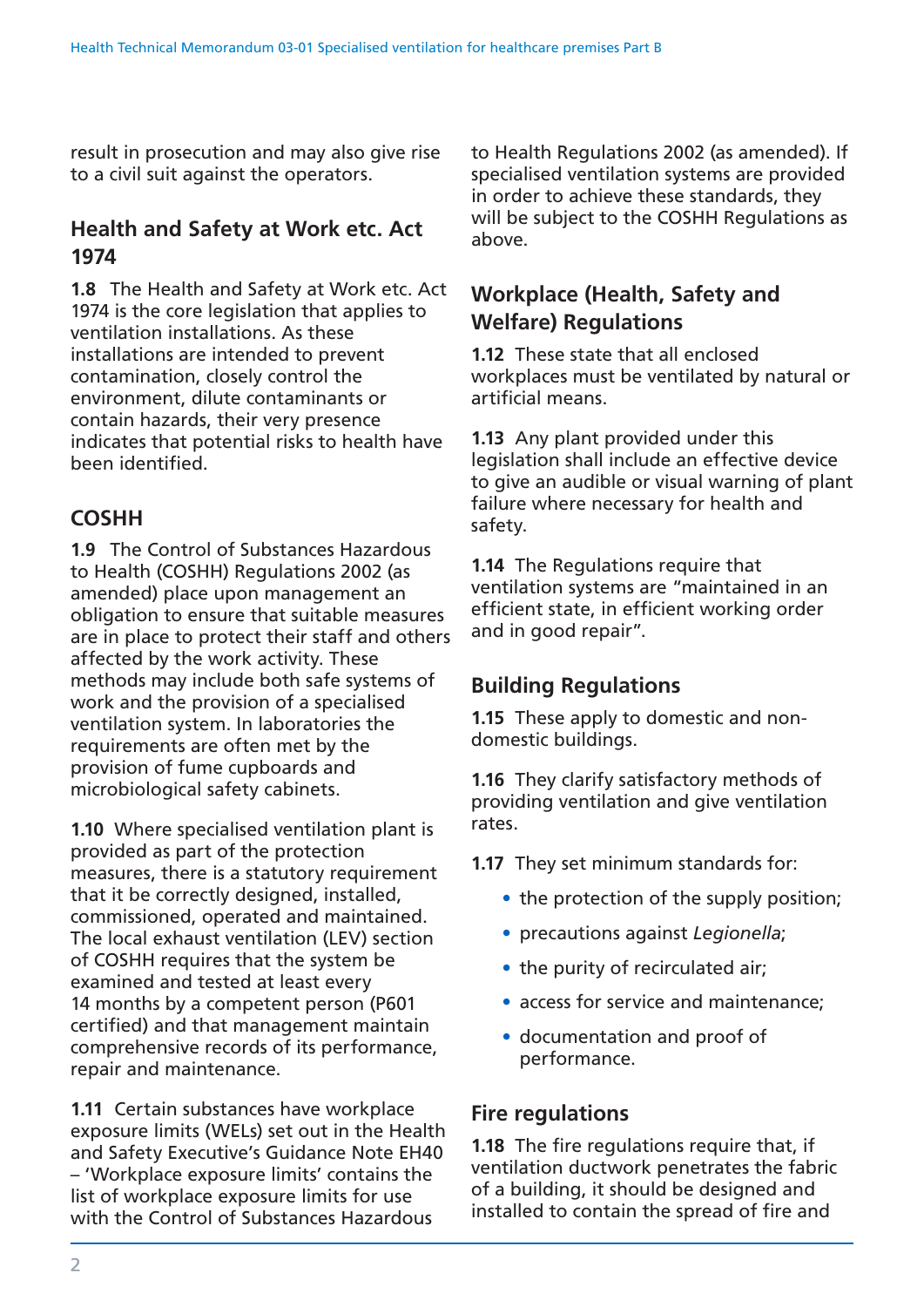result in prosecution and may also give rise to a civil suit against the operators.

## Health and Safety at Work etc. Act 1974

**1.8** The Health and Safety at Work etc. Act 1974 is the core legislation that applies to ventilation installations. As these installations are intended to prevent contamination, closely control the environment, dilute contaminants or contain hazards, their very presence indicates that potential risks to health have been identified.

## COSHH

**1.9** The Control of Substances Hazardous to Health (COSHH) Regulations 2002 (as amended) place upon management an obligation to ensure that suitable measures are in place to protect their staff and others affected by the work activity. These methods may include both safe systems of work and the provision of a specialised ventilation system. In laboratories the requirements are often met by the provision of fume cupboards and microbiological safety cabinets.

**1.10** Where specialised ventilation plant is provided as part of the protection measures, there is a statutory requirement that it be correctly designed, installed, commissioned, operated and maintained. The local exhaust ventilation (LEV) section of COSHH requires that the system be examined and tested at least every 14 months by a competent person (P601 certified) and that management maintain comprehensive records of its performance, repair and maintenance.

**1.11** Certain substances have workplace exposure limits (WELs) set out in the Health and Safety Executive's Guidance Note EH40 – 'Workplace exposure limits' contains the list of workplace exposure limits for use with the Control of Substances Hazardous to Health Regulations 2002 (as amended). If specialised ventilation systems are provided in order to achieve these standards, they will be subject to the COSHH Regulations as above.

## Workplace (Health, Safety and Welfare) Regulations

**1.12** These state that all enclosed workplaces must be ventilated by natural or artificial means.

**1.13** Any plant provided under this legislation shall include an effective device to give an audible or visual warning of plant failure where necessary for health and safety.

**1.14** The Regulations require that ventilation systems are "maintained in an efficient state, in efficient working order and in good repair".

## Building Regulations

**1.15** These apply to domestic and non-domestic buildings.

**1.16** They clarify satisfactory methods of providing ventilation and give ventilation rates.

**1.17** They set minimum standards for:

- the protection of the supply position;
- precautions against *Legionella*;
- the purity of recirculated air;
- access for service and maintenance;
- documentation and proof of performance.

## Fire regulations

**1.18** The fire regulations require that, if ventilation ductwork penetrates the fabric of a building, it should be designed and installed to contain the spread of fire and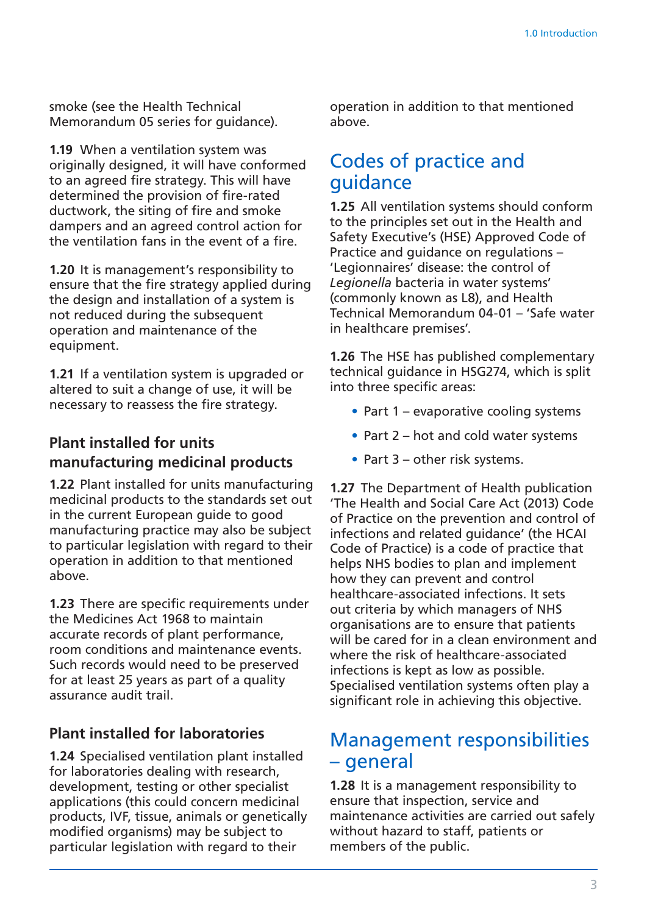smoke (see the Health Technical Memorandum 05 series for guidance).

**1.19** When a ventilation system was originally designed, it will have conformed to an agreed fire strategy. This will have determined the provision of fire-rated ductwork, the siting of fire and smoke dampers and an agreed control action for the ventilation fans in the event of a fire.

**1.20** It is management's responsibility to ensure that the fire strategy applied during the design and installation of a system is not reduced during the subsequent operation and maintenance of the equipment.

**1.21** If a ventilation system is upgraded or altered to suit a change of use, it will be necessary to reassess the fire strategy.

### Plant installed for units manufacturing medicinal products

**1.22** Plant installed for units manufacturing medicinal products to the standards set out in the current European guide to good manufacturing practice may also be subject to particular legislation with regard to their operation in addition to that mentioned above.

**1.23** There are specific requirements under the Medicines Act 1968 to maintain accurate records of plant performance, room conditions and maintenance events. Such records would need to be preserved for at least 25 years as part of a quality assurance audit trail.

### Plant installed for laboratories

**1.24** Specialised ventilation plant installed for laboratories dealing with research, development, testing or other specialist applications (this could concern medicinal products, IVF, tissue, animals or genetically modified organisms) may be subject to particular legislation with regard to their operation in addition to that mentioned above.

## Codes of practice and guidance

**1.25** All ventilation systems should conform to the principles set out in the Health and Safety Executive's (HSE) Approved Code of Practice and guidance on regulations – 'Legionnaires' disease: the control of *Legionella* bacteria in water systems' (commonly known as L8), and Health Technical Memorandum 04-01 – 'Safe water in healthcare premises'.

**1.26** The HSE has published complementary technical guidance in HSG274, which is split into three specific areas:

- Part 1 – evaporative cooling systems
- Part 2 – hot and cold water systems
- Part 3 – other risk systems.

**1.27** The Department of Health publication 'The Health and Social Care Act (2013) Code of Practice on the prevention and control of infections and related guidance' (the HCAI Code of Practice) is a code of practice that helps NHS bodies to plan and implement how they can prevent and control healthcare-associated infections. It sets out criteria by which managers of NHS organisations are to ensure that patients will be cared for in a clean environment and where the risk of healthcare-associated infections is kept as low as possible. Specialised ventilation systems often play a significant role in achieving this objective.

## Management responsibilities – general

**1.28** It is a management responsibility to ensure that inspection, service and maintenance activities are carried out safely without hazard to staff, patients or members of the public.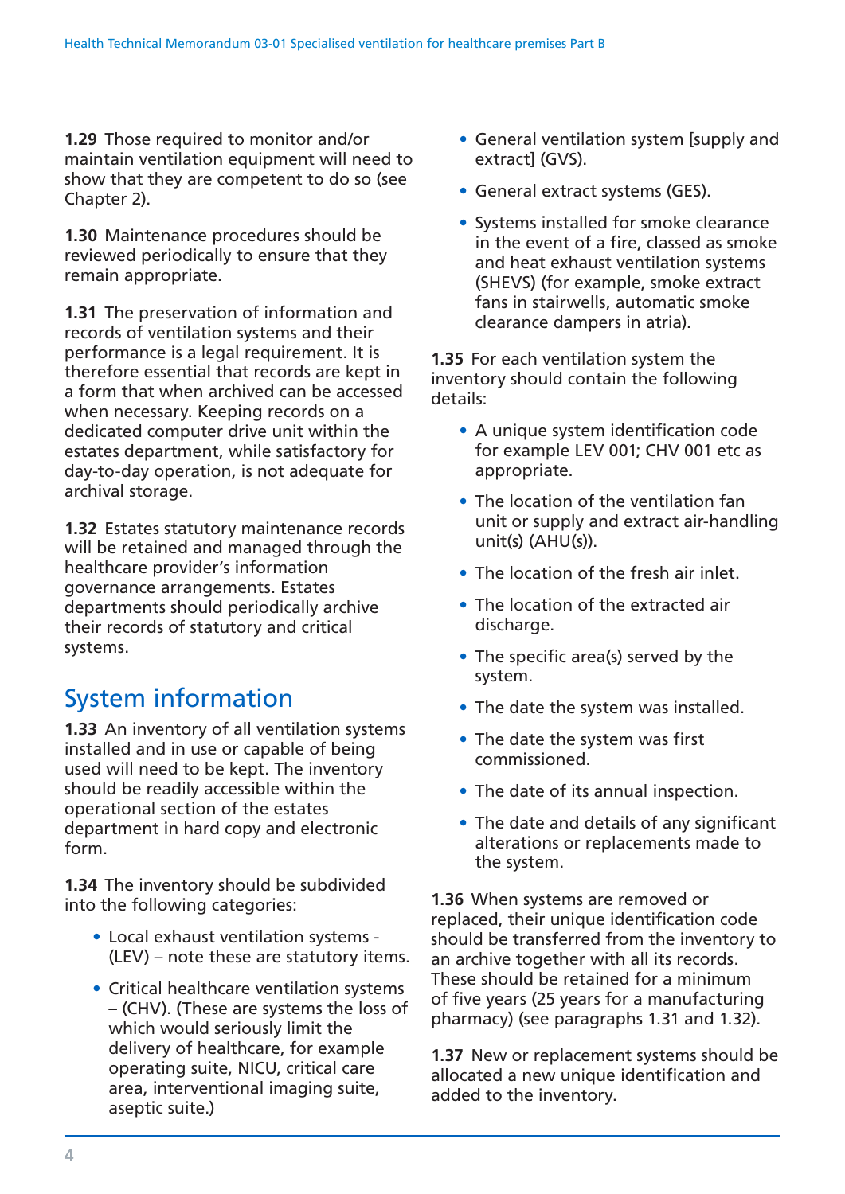**1.29** Those required to monitor and/or maintain ventilation equipment will need to show that they are competent to do so (see Chapter 2).

**1.30** Maintenance procedures should be reviewed periodically to ensure that they remain appropriate.

**1.31** The preservation of information and records of ventilation systems and their performance is a legal requirement. It is therefore essential that records are kept in a form that when archived can be accessed when necessary. Keeping records on a dedicated computer drive unit within the estates department, while satisfactory for day-to-day operation, is not adequate for archival storage.

**1.32** Estates statutory maintenance records will be retained and managed through the healthcare provider's information governance arrangements. Estates departments should periodically archive their records of statutory and critical systems.

## System information

**1.33** An inventory of all ventilation systems installed and in use or capable of being used will need to be kept. The inventory should be readily accessible within the operational section of the estates department in hard copy and electronic form.

**1.34** The inventory should be subdivided into the following categories:

- Local exhaust ventilation systems - (LEV) – note these are statutory items.
- Critical healthcare ventilation systems – (CHV). (These are systems the loss of which would seriously limit the delivery of healthcare, for example operating suite, NICU, critical care area, interventional imaging suite, aseptic suite.)
- General ventilation system [supply and extract] (GVS).
- General extract systems (GES).
- Systems installed for smoke clearance in the event of a fire, classed as smoke and heat exhaust ventilation systems (SHEVS) (for example, smoke extract fans in stairwells, automatic smoke clearance dampers in atria).

**1.35** For each ventilation system the inventory should contain the following details:

- A unique system identification code for example LEV 001; CHV 001 etc as appropriate.
- The location of the ventilation fan unit or supply and extract air-handling unit(s) (AHU(s)).
- The location of the fresh air inlet.
- The location of the extracted air discharge.
- The specific area(s) served by the system.
- The date the system was installed.
- The date the system was first commissioned.
- The date of its annual inspection.
- The date and details of any significant alterations or replacements made to the system.

**1.36** When systems are removed or replaced, their unique identification code should be transferred from the inventory to an archive together with all its records. These should be retained for a minimum of five years (25 years for a manufacturing pharmacy) (see paragraphs 1.31 and 1.32).

**1.37** New or replacement systems should be allocated a new unique identification and added to the inventory.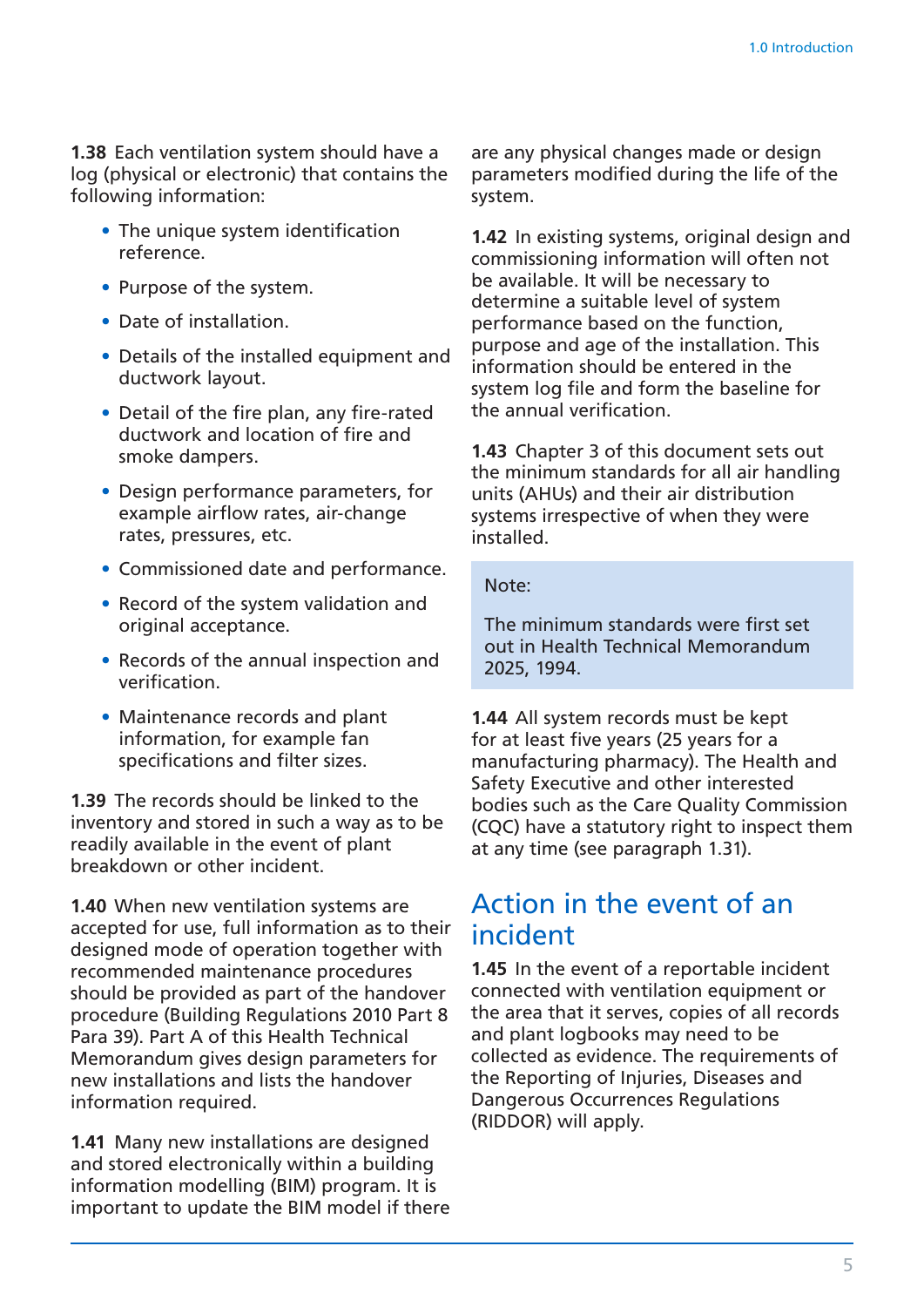**1.38** Each ventilation system should have a log (physical or electronic) that contains the following information:

- The unique system identification reference.
- Purpose of the system.
- Date of installation.
- Details of the installed equipment and ductwork layout.
- Detail of the fire plan, any fire-rated ductwork and location of fire and smoke dampers.
- Design performance parameters, for example airflow rates, air-change rates, pressures, etc.
- Commissioned date and performance.
- Record of the system validation and original acceptance.
- Records of the annual inspection and verification.
- Maintenance records and plant information, for example fan specifications and filter sizes.

**1.39** The records should be linked to the inventory and stored in such a way as to be readily available in the event of plant breakdown or other incident.

**1.40** When new ventilation systems are accepted for use, full information as to their designed mode of operation together with recommended maintenance procedures should be provided as part of the handover procedure (Building Regulations 2010 Part 8 Para 39). Part A of this Health Technical Memorandum gives design parameters for new installations and lists the handover information required.

**1.41** Many new installations are designed and stored electronically within a building information modelling (BIM) program. It is important to update the BIM model if there are any physical changes made or design parameters modified during the life of the system.

**1.42** In existing systems, original design and commissioning information will often not be available. It will be necessary to determine a suitable level of system performance based on the function, purpose and age of the installation. This information should be entered in the system log file and form the baseline for the annual verification.

**1.43** Chapter 3 of this document sets out the minimum standards for all air handling units (AHUs) and their air distribution systems irrespective of when they were installed.

> Note:
>
> The minimum standards were first set out in Health Technical Memorandum 2025, 1994.

**1.44** All system records must be kept for at least five years (25 years for a manufacturing pharmacy). The Health and Safety Executive and other interested bodies such as the Care Quality Commission (CQC) have a statutory right to inspect them at any time (see paragraph 1.31).

## Action in the event of an incident

**1.45** In the event of a reportable incident connected with ventilation equipment or the area that it serves, copies of all records and plant logbooks may need to be collected as evidence. The requirements of the Reporting of Injuries, Diseases and Dangerous Occurrences Regulations (RIDDOR) will apply.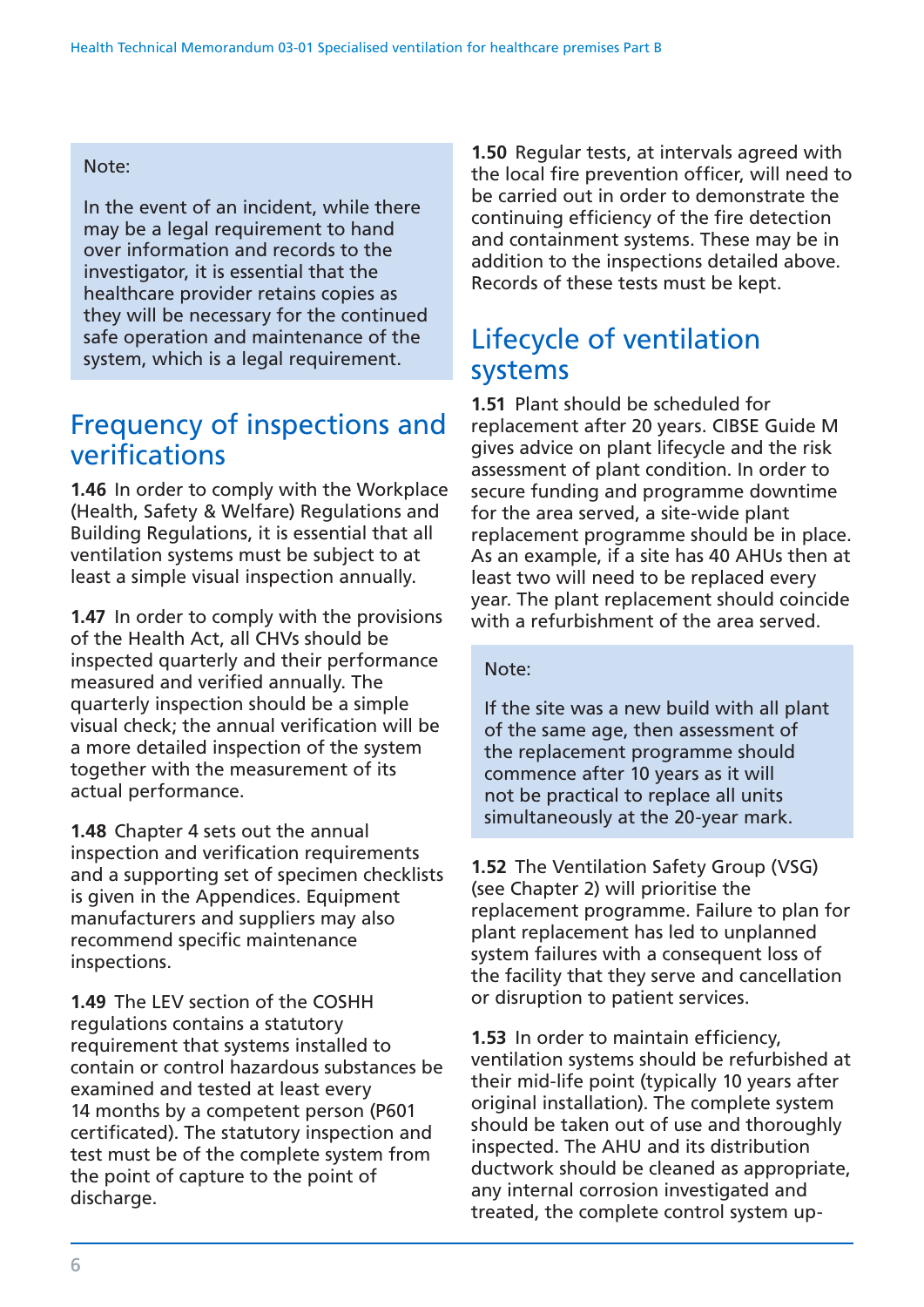Note:

In the event of an incident, while there may be a legal requirement to hand over information and records to the investigator, it is essential that the healthcare provider retains copies as they will be necessary for the continued safe operation and maintenance of the system, which is a legal requirement.

## Frequency of inspections and verifications

**1.46** In order to comply with the Workplace (Health, Safety & Welfare) Regulations and Building Regulations, it is essential that all ventilation systems must be subject to at least a simple visual inspection annually.

**1.47** In order to comply with the provisions of the Health Act, all CHVs should be inspected quarterly and their performance measured and verified annually. The quarterly inspection should be a simple visual check; the annual verification will be a more detailed inspection of the system together with the measurement of its actual performance.

**1.48** Chapter 4 sets out the annual inspection and verification requirements and a supporting set of specimen checklists is given in the Appendices. Equipment manufacturers and suppliers may also recommend specific maintenance inspections.

**1.49** The LEV section of the COSHH regulations contains a statutory requirement that systems installed to contain or control hazardous substances be examined and tested at least every 14 months by a competent person (P601 certificated). The statutory inspection and test must be of the complete system from the point of capture to the point of discharge.

**1.50** Regular tests, at intervals agreed with the local fire prevention officer, will need to be carried out in order to demonstrate the continuing efficiency of the fire detection and containment systems. These may be in addition to the inspections detailed above. Records of these tests must be kept.

## Lifecycle of ventilation systems

**1.51** Plant should be scheduled for replacement after 20 years. CIBSE Guide M gives advice on plant lifecycle and the risk assessment of plant condition. In order to secure funding and programme downtime for the area served, a site-wide plant replacement programme should be in place. As an example, if a site has 40 AHUs then at least two will need to be replaced every year. The plant replacement should coincide with a refurbishment of the area served.

Note:

If the site was a new build with all plant of the same age, then assessment of the replacement programme should commence after 10 years as it will not be practical to replace all units simultaneously at the 20-year mark.

**1.52** The Ventilation Safety Group (VSG) (see Chapter 2) will prioritise the replacement programme. Failure to plan for plant replacement has led to unplanned system failures with a consequent loss of the facility that they serve and cancellation or disruption to patient services.

**1.53** In order to maintain efficiency, ventilation systems should be refurbished at their mid-life point (typically 10 years after original installation). The complete system should be taken out of use and thoroughly inspected. The AHU and its distribution ductwork should be cleaned as appropriate, any internal corrosion investigated and treated, the complete control system up-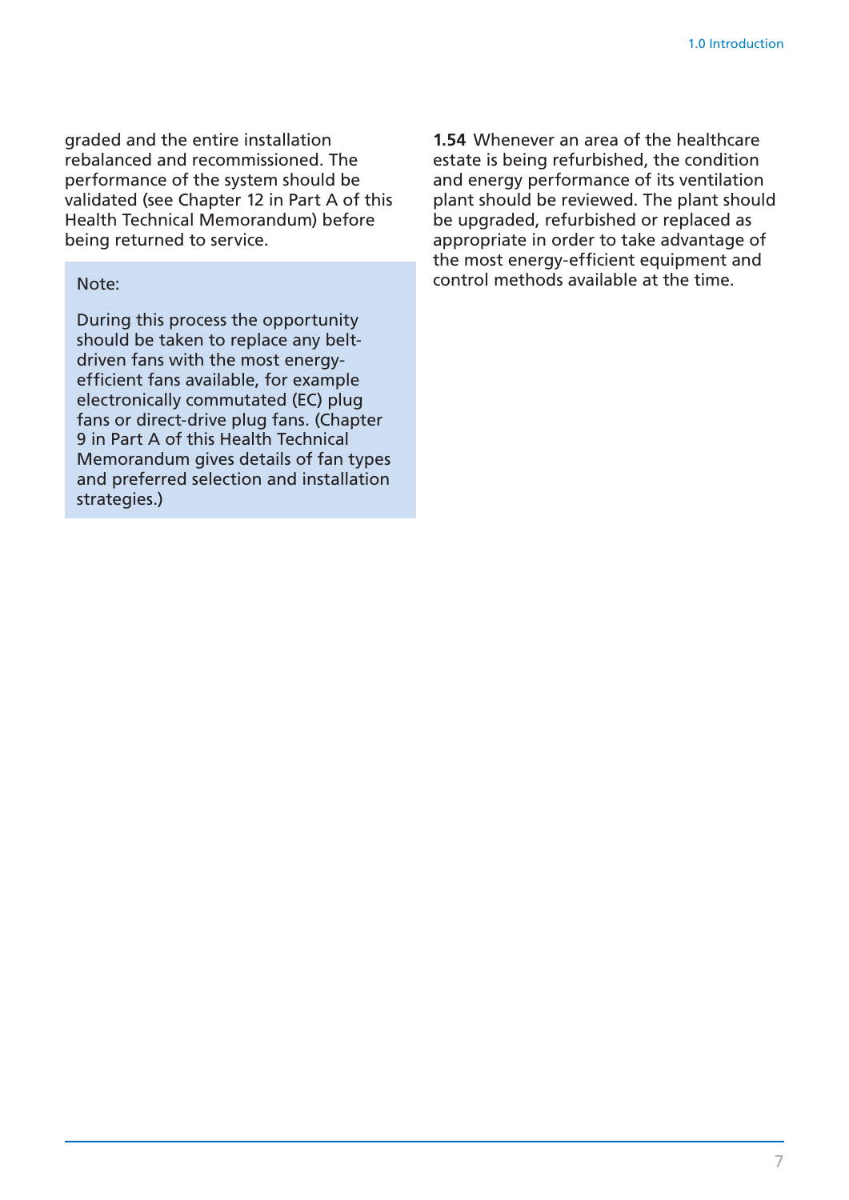graded and the entire installation rebalanced and recommissioned. The performance of the system should be validated (see Chapter 12 in Part A of this Health Technical Memorandum) before being returned to service.

> Note:
>
> During this process the opportunity should be taken to replace any belt-driven fans with the most energy-efficient fans available, for example electronically commutated (EC) plug fans or direct-drive plug fans. (Chapter 9 in Part A of this Health Technical Memorandum gives details of fan types and preferred selection and installation strategies.)

**1.54** Whenever an area of the healthcare estate is being refurbished, the condition and energy performance of its ventilation plant should be reviewed. The plant should be upgraded, refurbished or replaced as appropriate in order to take advantage of the most energy-efficient equipment and control methods available at the time.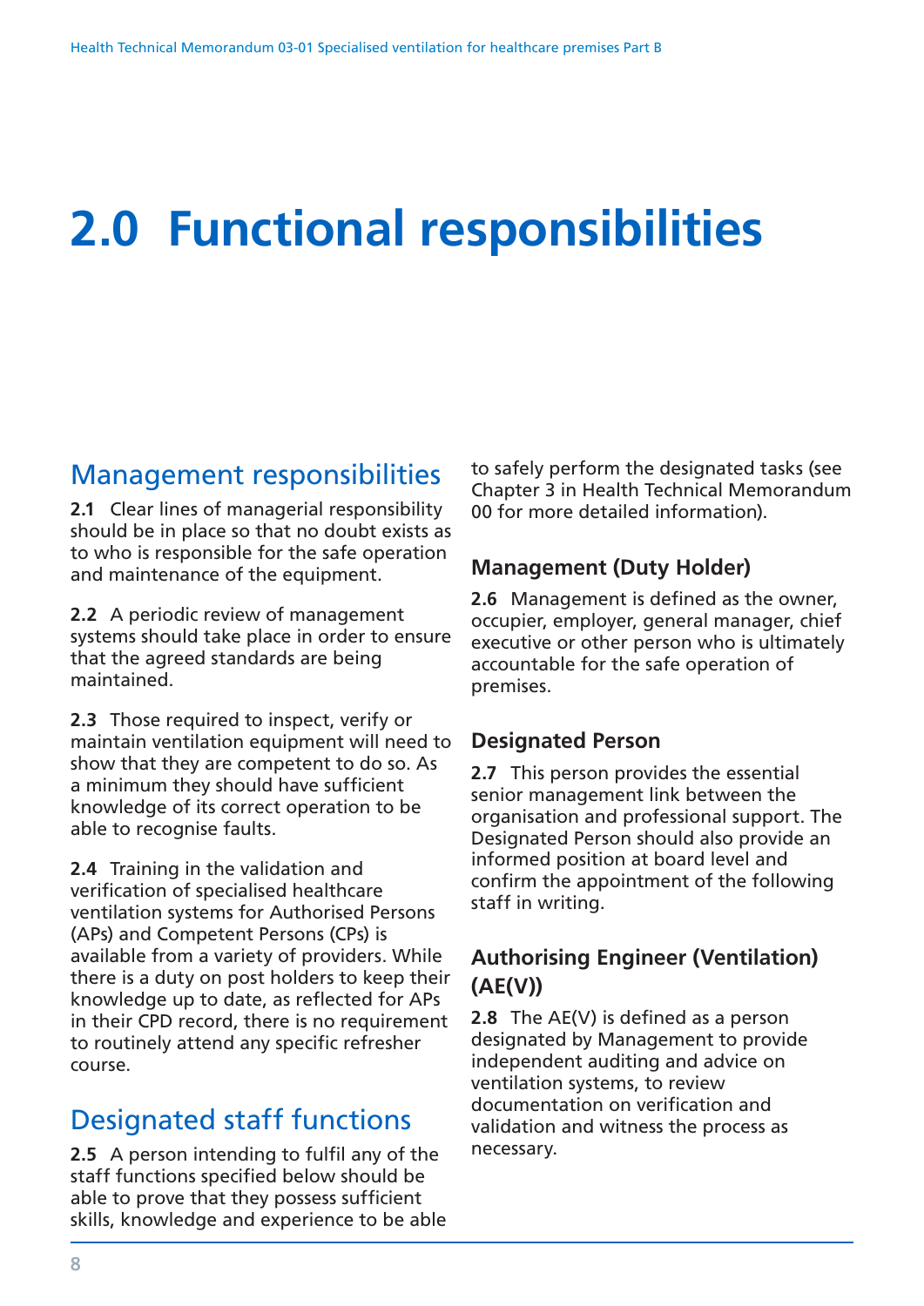# 2.0 Functional responsibilities

## Management responsibilities

**2.1** Clear lines of managerial responsibility should be in place so that no doubt exists as to who is responsible for the safe operation and maintenance of the equipment.

**2.2** A periodic review of management systems should take place in order to ensure that the agreed standards are being maintained.

**2.3** Those required to inspect, verify or maintain ventilation equipment will need to show that they are competent to do so. As a minimum they should have sufficient knowledge of its correct operation to be able to recognise faults.

**2.4** Training in the validation and verification of specialised healthcare ventilation systems for Authorised Persons (APs) and Competent Persons (CPs) is available from a variety of providers. While there is a duty on post holders to keep their knowledge up to date, as reflected for APs in their CPD record, there is no requirement to routinely attend any specific refresher course.

## Designated staff functions

**2.5** A person intending to fulfil any of the staff functions specified below should be able to prove that they possess sufficient skills, knowledge and experience to be able to safely perform the designated tasks (see Chapter 3 in Health Technical Memorandum 00 for more detailed information).

### Management (Duty Holder)

**2.6** Management is defined as the owner, occupier, employer, general manager, chief executive or other person who is ultimately accountable for the safe operation of premises.

### Designated Person

**2.7** This person provides the essential senior management link between the organisation and professional support. The Designated Person should also provide an informed position at board level and confirm the appointment of the following staff in writing.

### Authorising Engineer (Ventilation) (AE(V))

**2.8** The AE(V) is defined as a person designated by Management to provide independent auditing and advice on ventilation systems, to review documentation on verification and validation and witness the process as necessary.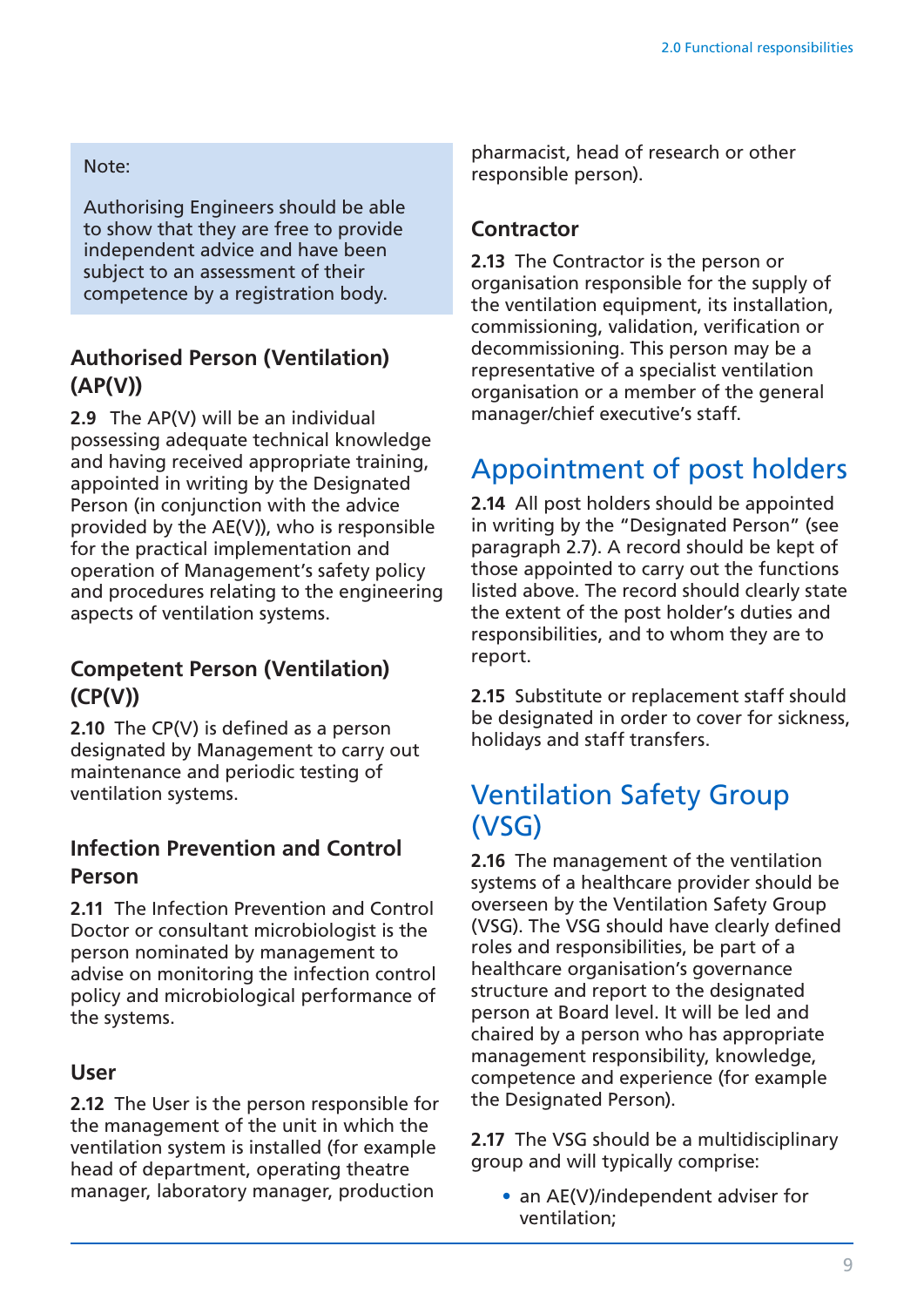Note:

Authorising Engineers should be able to show that they are free to provide independent advice and have been subject to an assessment of their competence by a registration body.

### Authorised Person (Ventilation) (AP(V))

**2.9** The AP(V) will be an individual possessing adequate technical knowledge and having received appropriate training, appointed in writing by the Designated Person (in conjunction with the advice provided by the AE(V)), who is responsible for the practical implementation and operation of Management's safety policy and procedures relating to the engineering aspects of ventilation systems.

### Competent Person (Ventilation) (CP(V))

**2.10** The CP(V) is defined as a person designated by Management to carry out maintenance and periodic testing of ventilation systems.

### Infection Prevention and Control Person

**2.11** The Infection Prevention and Control Doctor or consultant microbiologist is the person nominated by management to advise on monitoring the infection control policy and microbiological performance of the systems.

### User

**2.12** The User is the person responsible for the management of the unit in which the ventilation system is installed (for example head of department, operating theatre manager, laboratory manager, production pharmacist, head of research or other responsible person).

### Contractor

**2.13** The Contractor is the person or organisation responsible for the supply of the ventilation equipment, its installation, commissioning, validation, verification or decommissioning. This person may be a representative of a specialist ventilation organisation or a member of the general manager/chief executive's staff.

## Appointment of post holders

**2.14** All post holders should be appointed in writing by the "Designated Person" (see paragraph 2.7). A record should be kept of those appointed to carry out the functions listed above. The record should clearly state the extent of the post holder's duties and responsibilities, and to whom they are to report.

**2.15** Substitute or replacement staff should be designated in order to cover for sickness, holidays and staff transfers.

## Ventilation Safety Group (VSG)

**2.16** The management of the ventilation systems of a healthcare provider should be overseen by the Ventilation Safety Group (VSG). The VSG should have clearly defined roles and responsibilities, be part of a healthcare organisation's governance structure and report to the designated person at Board level. It will be led and chaired by a person who has appropriate management responsibility, knowledge, competence and experience (for example the Designated Person).

**2.17** The VSG should be a multidisciplinary group and will typically comprise:

- an AE(V)/independent adviser for ventilation;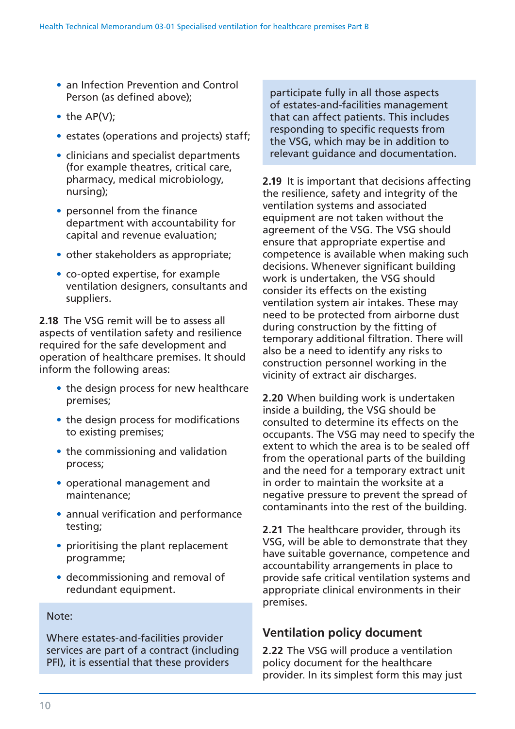- an Infection Prevention and Control Person (as defined above);
- the AP(V);
- estates (operations and projects) staff;
- clinicians and specialist departments (for example theatres, critical care, pharmacy, medical microbiology, nursing);
- personnel from the finance department with accountability for capital and revenue evaluation;
- other stakeholders as appropriate;
- co-opted expertise, for example ventilation designers, consultants and suppliers.

**2.18** The VSG remit will be to assess all aspects of ventilation safety and resilience required for the safe development and operation of healthcare premises. It should inform the following areas:

- the design process for new healthcare premises;
- the design process for modifications to existing premises;
- the commissioning and validation process;
- operational management and maintenance;
- annual verification and performance testing;
- prioritising the plant replacement programme;
- decommissioning and removal of redundant equipment.

Note:

Where estates-and-facilities provider services are part of a contract (including PFI), it is essential that these providers participate fully in all those aspects of estates-and-facilities management that can affect patients. This includes responding to specific requests from the VSG, which may be in addition to relevant guidance and documentation.

**2.19** It is important that decisions affecting the resilience, safety and integrity of the ventilation systems and associated equipment are not taken without the agreement of the VSG. The VSG should ensure that appropriate expertise and competence is available when making such decisions. Whenever significant building work is undertaken, the VSG should consider its effects on the existing ventilation system air intakes. These may need to be protected from airborne dust during construction by the fitting of temporary additional filtration. There will also be a need to identify any risks to construction personnel working in the vicinity of extract air discharges.

**2.20** When building work is undertaken inside a building, the VSG should be consulted to determine its effects on the occupants. The VSG may need to specify the extent to which the area is to be sealed off from the operational parts of the building and the need for a temporary extract unit in order to maintain the worksite at a negative pressure to prevent the spread of contaminants into the rest of the building.

**2.21** The healthcare provider, through its VSG, will be able to demonstrate that they have suitable governance, competence and accountability arrangements in place to provide safe critical ventilation systems and appropriate clinical environments in their premises.

## Ventilation policy document

**2.22** The VSG will produce a ventilation policy document for the healthcare provider. In its simplest form this may just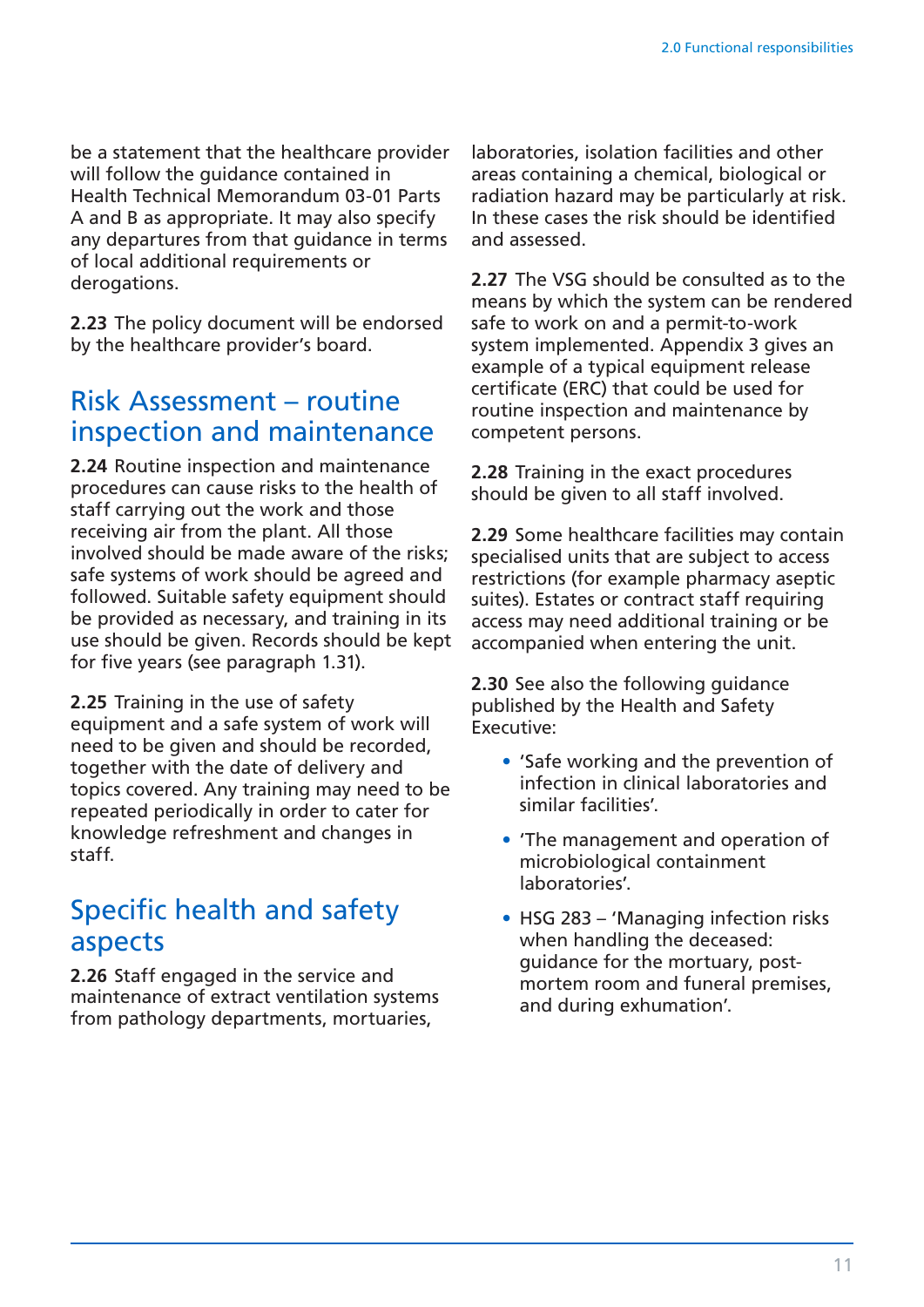be a statement that the healthcare provider will follow the guidance contained in Health Technical Memorandum 03-01 Parts A and B as appropriate. It may also specify any departures from that guidance in terms of local additional requirements or derogations.

**2.23** The policy document will be endorsed by the healthcare provider's board.

## Risk Assessment – routine inspection and maintenance

**2.24** Routine inspection and maintenance procedures can cause risks to the health of staff carrying out the work and those receiving air from the plant. All those involved should be made aware of the risks; safe systems of work should be agreed and followed. Suitable safety equipment should be provided as necessary, and training in its use should be given. Records should be kept for five years (see paragraph 1.31).

**2.25** Training in the use of safety equipment and a safe system of work will need to be given and should be recorded, together with the date of delivery and topics covered. Any training may need to be repeated periodically in order to cater for knowledge refreshment and changes in staff.

## Specific health and safety aspects

**2.26** Staff engaged in the service and maintenance of extract ventilation systems from pathology departments, mortuaries, laboratories, isolation facilities and other areas containing a chemical, biological or radiation hazard may be particularly at risk. In these cases the risk should be identified and assessed.

**2.27** The VSG should be consulted as to the means by which the system can be rendered safe to work on and a permit-to-work system implemented. Appendix 3 gives an example of a typical equipment release certificate (ERC) that could be used for routine inspection and maintenance by competent persons.

**2.28** Training in the exact procedures should be given to all staff involved.

**2.29** Some healthcare facilities may contain specialised units that are subject to access restrictions (for example pharmacy aseptic suites). Estates or contract staff requiring access may need additional training or be accompanied when entering the unit.

**2.30** See also the following guidance published by the Health and Safety Executive:

- 'Safe working and the prevention of infection in clinical laboratories and similar facilities'.
- 'The management and operation of microbiological containment laboratories'.
- HSG 283 – 'Managing infection risks when handling the deceased: guidance for the mortuary, post-mortem room and funeral premises, and during exhumation'.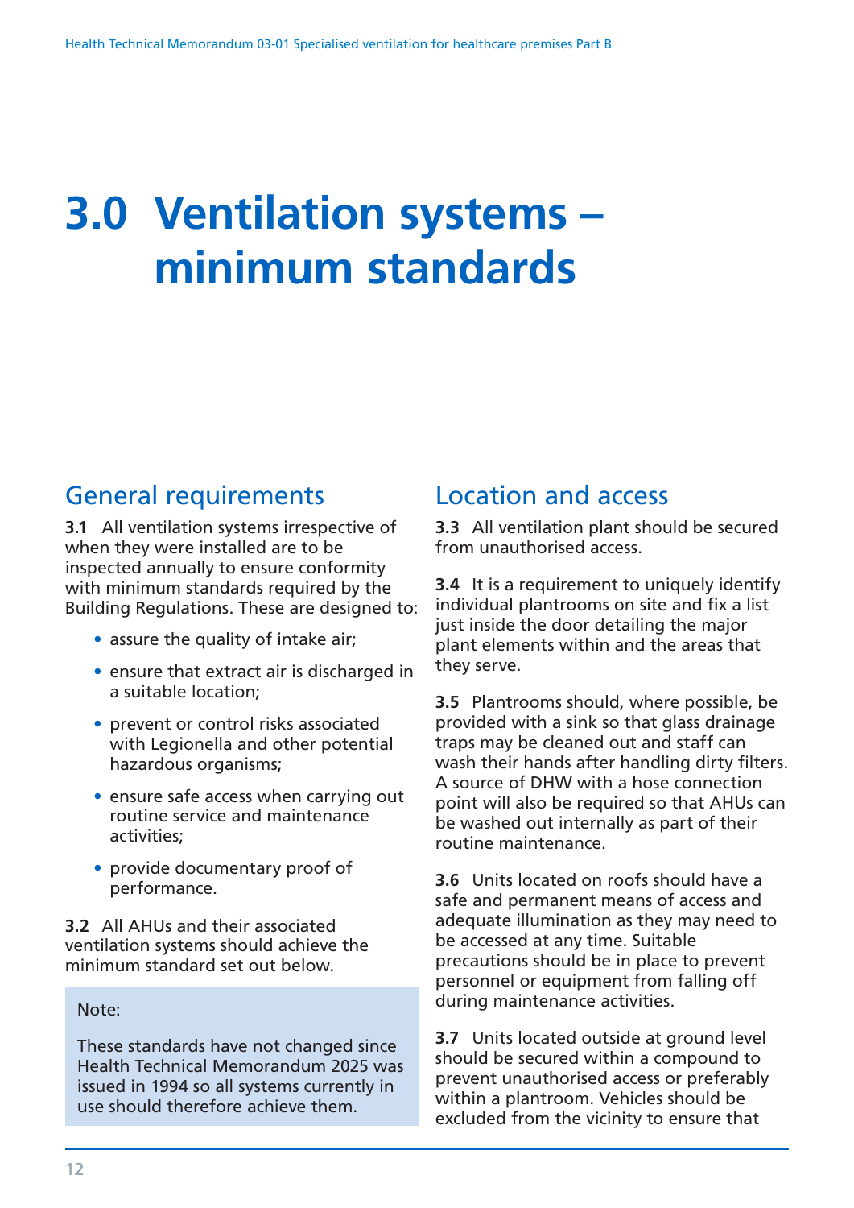# 3.0 Ventilation systems – minimum standards

## General requirements

**3.1** All ventilation systems irrespective of when they were installed are to be inspected annually to ensure conformity with minimum standards required by the Building Regulations. These are designed to:

- assure the quality of intake air;
- ensure that extract air is discharged in a suitable location;
- prevent or control risks associated with Legionella and other potential hazardous organisms;
- ensure safe access when carrying out routine service and maintenance activities;
- provide documentary proof of performance.

**3.2** All AHUs and their associated ventilation systems should achieve the minimum standard set out below.

> Note:
>
> These standards have not changed since Health Technical Memorandum 2025 was issued in 1994 so all systems currently in use should therefore achieve them.

## Location and access

**3.3** All ventilation plant should be secured from unauthorised access.

**3.4** It is a requirement to uniquely identify individual plantrooms on site and fix a list just inside the door detailing the major plant elements within and the areas that they serve.

**3.5** Plantrooms should, where possible, be provided with a sink so that glass drainage traps may be cleaned out and staff can wash their hands after handling dirty filters. A source of DHW with a hose connection point will also be required so that AHUs can be washed out internally as part of their routine maintenance.

**3.6** Units located on roofs should have a safe and permanent means of access and adequate illumination as they may need to be accessed at any time. Suitable precautions should be in place to prevent personnel or equipment from falling off during maintenance activities.

**3.7** Units located outside at ground level should be secured within a compound to prevent unauthorised access or preferably within a plantroom. Vehicles should be excluded from the vicinity to ensure that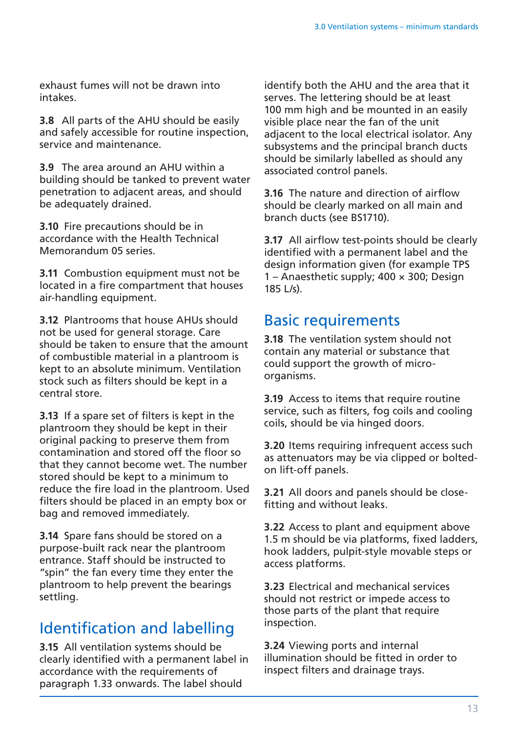exhaust fumes will not be drawn into intakes.

**3.8** All parts of the AHU should be easily and safely accessible for routine inspection, service and maintenance.

**3.9** The area around an AHU within a building should be tanked to prevent water penetration to adjacent areas, and should be adequately drained.

**3.10** Fire precautions should be in accordance with the Health Technical Memorandum 05 series.

**3.11** Combustion equipment must not be located in a fire compartment that houses air-handling equipment.

**3.12** Plantrooms that house AHUs should not be used for general storage. Care should be taken to ensure that the amount of combustible material in a plantroom is kept to an absolute minimum. Ventilation stock such as filters should be kept in a central store.

**3.13** If a spare set of filters is kept in the plantroom they should be kept in their original packing to preserve them from contamination and stored off the floor so that they cannot become wet. The number stored should be kept to a minimum to reduce the fire load in the plantroom. Used filters should be placed in an empty box or bag and removed immediately.

**3.14** Spare fans should be stored on a purpose-built rack near the plantroom entrance. Staff should be instructed to "spin" the fan every time they enter the plantroom to help prevent the bearings settling.

## Identification and labelling

**3.15** All ventilation systems should be clearly identified with a permanent label in accordance with the requirements of paragraph 1.33 onwards. The label should identify both the AHU and the area that it serves. The lettering should be at least 100 mm high and be mounted in an easily visible place near the fan of the unit adjacent to the local electrical isolator. Any subsystems and the principal branch ducts should be similarly labelled as should any associated control panels.

**3.16** The nature and direction of airflow should be clearly marked on all main and branch ducts (see BS1710).

**3.17** All airflow test-points should be clearly identified with a permanent label and the design information given (for example TPS 1 – Anaesthetic supply; 400 × 300; Design 185 L/s).

## Basic requirements

**3.18** The ventilation system should not contain any material or substance that could support the growth of micro-organisms.

**3.19** Access to items that require routine service, such as filters, fog coils and cooling coils, should be via hinged doors.

**3.20** Items requiring infrequent access such as attenuators may be via clipped or bolted-on lift-off panels.

**3.21** All doors and panels should be close-fitting and without leaks.

**3.22** Access to plant and equipment above 1.5 m should be via platforms, fixed ladders, hook ladders, pulpit-style movable steps or access platforms.

**3.23** Electrical and mechanical services should not restrict or impede access to those parts of the plant that require inspection.

**3.24** Viewing ports and internal illumination should be fitted in order to inspect filters and drainage trays.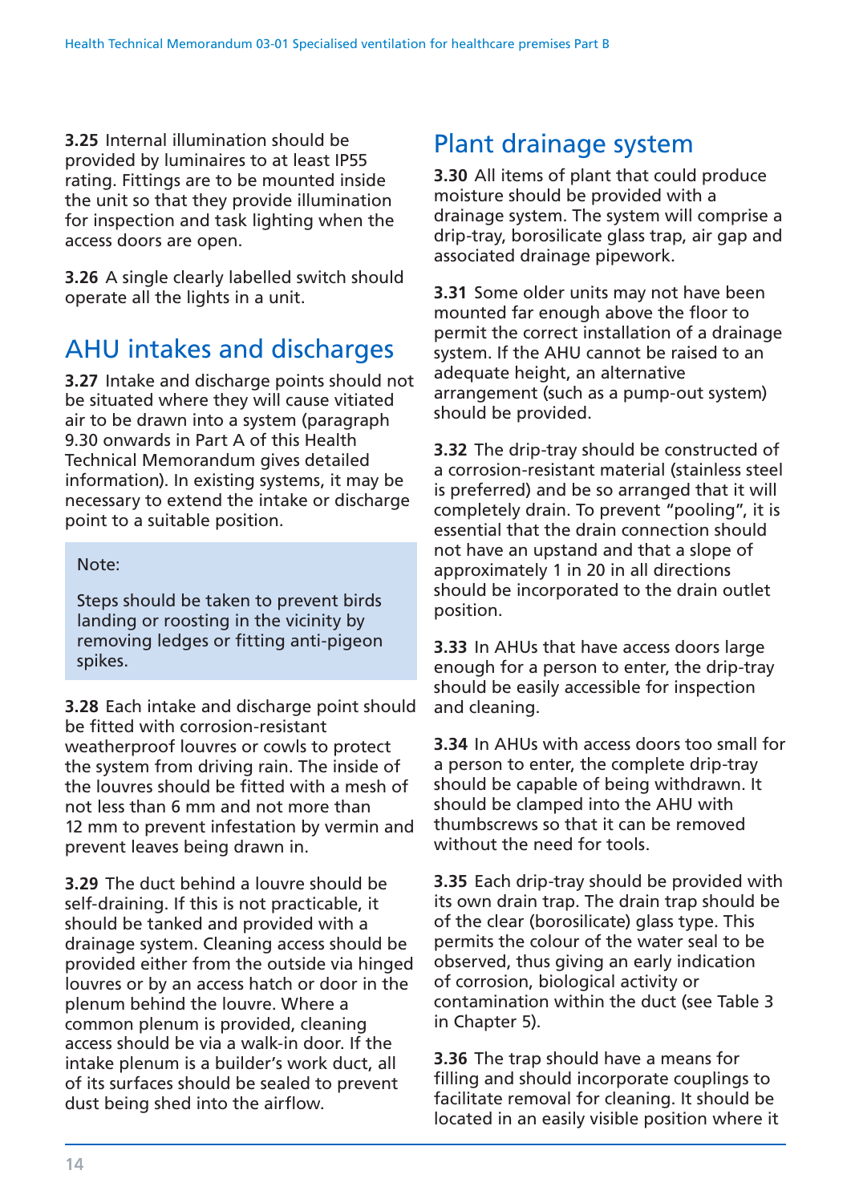**3.25** Internal illumination should be provided by luminaires to at least IP55 rating. Fittings are to be mounted inside the unit so that they provide illumination for inspection and task lighting when the access doors are open.

**3.26** A single clearly labelled switch should operate all the lights in a unit.

## AHU intakes and discharges

**3.27** Intake and discharge points should not be situated where they will cause vitiated air to be drawn into a system (paragraph 9.30 onwards in Part A of this Health Technical Memorandum gives detailed information). In existing systems, it may be necessary to extend the intake or discharge point to a suitable position.

> Note:
>
> Steps should be taken to prevent birds landing or roosting in the vicinity by removing ledges or fitting anti-pigeon spikes.

**3.28** Each intake and discharge point should be fitted with corrosion-resistant weatherproof louvres or cowls to protect the system from driving rain. The inside of the louvres should be fitted with a mesh of not less than 6 mm and not more than 12 mm to prevent infestation by vermin and prevent leaves being drawn in.

**3.29** The duct behind a louvre should be self-draining. If this is not practicable, it should be tanked and provided with a drainage system. Cleaning access should be provided either from the outside via hinged louvres or by an access hatch or door in the plenum behind the louvre. Where a common plenum is provided, cleaning access should be via a walk-in door. If the intake plenum is a builder's work duct, all of its surfaces should be sealed to prevent dust being shed into the airflow.

## Plant drainage system

**3.30** All items of plant that could produce moisture should be provided with a drainage system. The system will comprise a drip-tray, borosilicate glass trap, air gap and associated drainage pipework.

**3.31** Some older units may not have been mounted far enough above the floor to permit the correct installation of a drainage system. If the AHU cannot be raised to an adequate height, an alternative arrangement (such as a pump-out system) should be provided.

**3.32** The drip-tray should be constructed of a corrosion-resistant material (stainless steel is preferred) and be so arranged that it will completely drain. To prevent "pooling", it is essential that the drain connection should not have an upstand and that a slope of approximately 1 in 20 in all directions should be incorporated to the drain outlet position.

**3.33** In AHUs that have access doors large enough for a person to enter, the drip-tray should be easily accessible for inspection and cleaning.

**3.34** In AHUs with access doors too small for a person to enter, the complete drip-tray should be capable of being withdrawn. It should be clamped into the AHU with thumbscrews so that it can be removed without the need for tools.

**3.35** Each drip-tray should be provided with its own drain trap. The drain trap should be of the clear (borosilicate) glass type. This permits the colour of the water seal to be observed, thus giving an early indication of corrosion, biological activity or contamination within the duct (see Table 3 in Chapter 5).

**3.36** The trap should have a means for filling and should incorporate couplings to facilitate removal for cleaning. It should be located in an easily visible position where it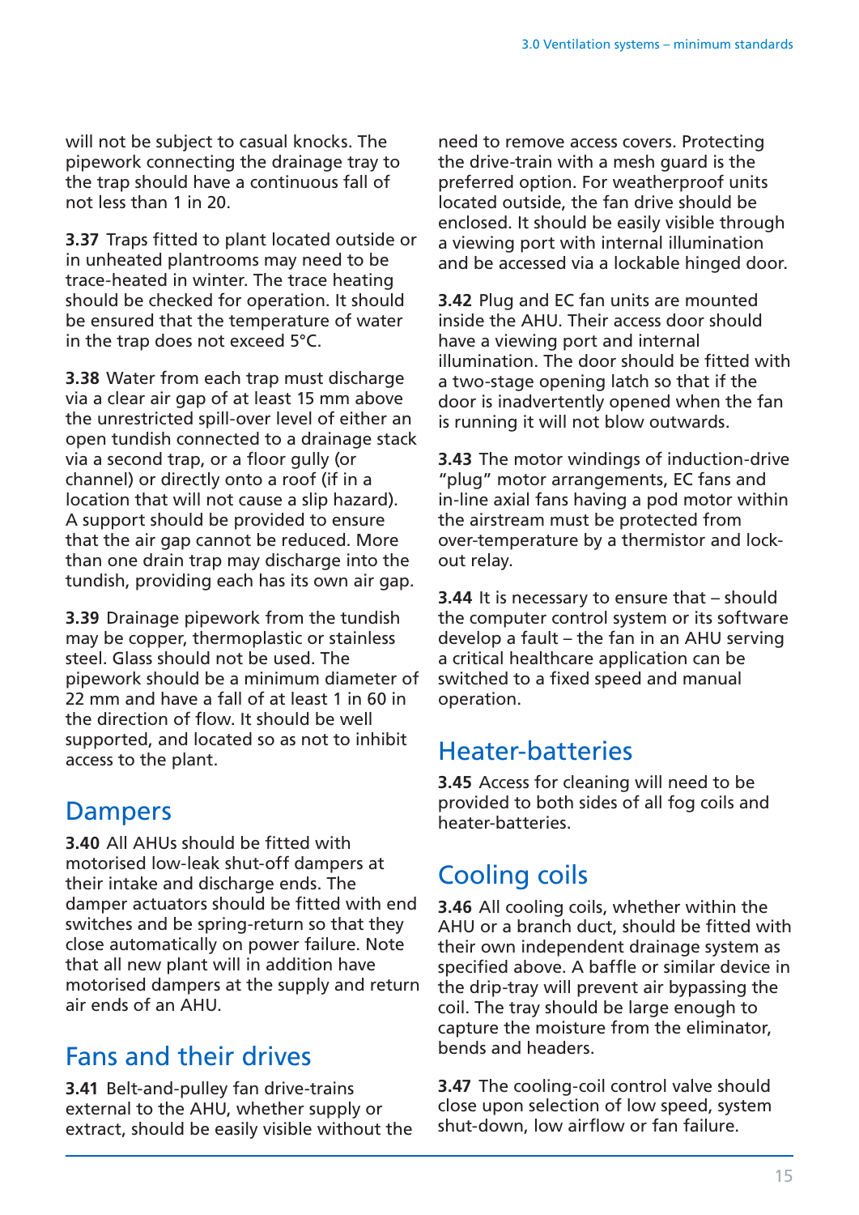will not be subject to casual knocks. The pipework connecting the drainage tray to the trap should have a continuous fall of not less than 1 in 20.

**3.37** Traps fitted to plant located outside or in unheated plantrooms may need to be trace-heated in winter. The trace heating should be checked for operation. It should be ensured that the temperature of water in the trap does not exceed 5°C.

**3.38** Water from each trap must discharge via a clear air gap of at least 15 mm above the unrestricted spill-over level of either an open tundish connected to a drainage stack via a second trap, or a floor gully (or channel) or directly onto a roof (if in a location that will not cause a slip hazard). A support should be provided to ensure that the air gap cannot be reduced. More than one drain trap may discharge into the tundish, providing each has its own air gap.

**3.39** Drainage pipework from the tundish may be copper, thermoplastic or stainless steel. Glass should not be used. The pipework should be a minimum diameter of 22 mm and have a fall of at least 1 in 60 in the direction of flow. It should be well supported, and located so as not to inhibit access to the plant.

## Dampers

**3.40** All AHUs should be fitted with motorised low-leak shut-off dampers at their intake and discharge ends. The damper actuators should be fitted with end switches and be spring-return so that they close automatically on power failure. Note that all new plant will in addition have motorised dampers at the supply and return air ends of an AHU.

## Fans and their drives

**3.41** Belt-and-pulley fan drive-trains external to the AHU, whether supply or extract, should be easily visible without the need to remove access covers. Protecting the drive-train with a mesh guard is the preferred option. For weatherproof units located outside, the fan drive should be enclosed. It should be easily visible through a viewing port with internal illumination and be accessed via a lockable hinged door.

**3.42** Plug and EC fan units are mounted inside the AHU. Their access door should have a viewing port and internal illumination. The door should be fitted with a two-stage opening latch so that if the door is inadvertently opened when the fan is running it will not blow outwards.

**3.43** The motor windings of induction-drive "plug" motor arrangements, EC fans and in-line axial fans having a pod motor within the airstream must be protected from over-temperature by a thermistor and lock-out relay.

**3.44** It is necessary to ensure that – should the computer control system or its software develop a fault – the fan in an AHU serving a critical healthcare application can be switched to a fixed speed and manual operation.

## Heater-batteries

**3.45** Access for cleaning will need to be provided to both sides of all fog coils and heater-batteries.

## Cooling coils

**3.46** All cooling coils, whether within the AHU or a branch duct, should be fitted with their own independent drainage system as specified above. A baffle or similar device in the drip-tray will prevent air bypassing the coil. The tray should be large enough to capture the moisture from the eliminator, bends and headers.

**3.47** The cooling-coil control valve should close upon selection of low speed, system shut-down, low airflow or fan failure.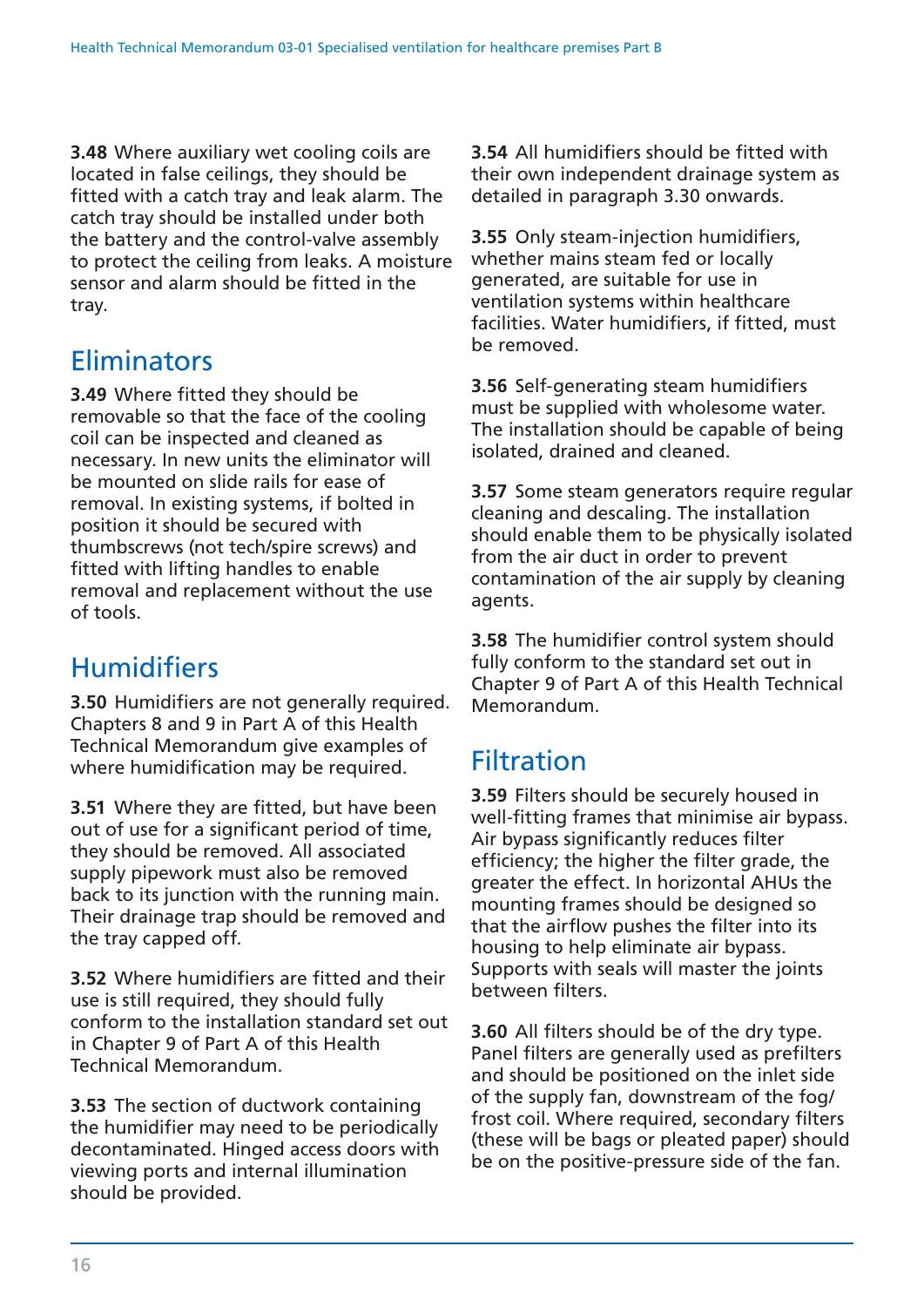**3.48** Where auxiliary wet cooling coils are located in false ceilings, they should be fitted with a catch tray and leak alarm. The catch tray should be installed under both the battery and the control-valve assembly to protect the ceiling from leaks. A moisture sensor and alarm should be fitted in the tray.

## Eliminators

**3.49** Where fitted they should be removable so that the face of the cooling coil can be inspected and cleaned as necessary. In new units the eliminator will be mounted on slide rails for ease of removal. In existing systems, if bolted in position it should be secured with thumbscrews (not tech/spire screws) and fitted with lifting handles to enable removal and replacement without the use of tools.

## Humidifiers

**3.50** Humidifiers are not generally required. Chapters 8 and 9 in Part A of this Health Technical Memorandum give examples of where humidification may be required.

**3.51** Where they are fitted, but have been out of use for a significant period of time, they should be removed. All associated supply pipework must also be removed back to its junction with the running main. Their drainage trap should be removed and the tray capped off.

**3.52** Where humidifiers are fitted and their use is still required, they should fully conform to the installation standard set out in Chapter 9 of Part A of this Health Technical Memorandum.

**3.53** The section of ductwork containing the humidifier may need to be periodically decontaminated. Hinged access doors with viewing ports and internal illumination should be provided.

**3.54** All humidifiers should be fitted with their own independent drainage system as detailed in paragraph 3.30 onwards.

**3.55** Only steam-injection humidifiers, whether mains steam fed or locally generated, are suitable for use in ventilation systems within healthcare facilities. Water humidifiers, if fitted, must be removed.

**3.56** Self-generating steam humidifiers must be supplied with wholesome water. The installation should be capable of being isolated, drained and cleaned.

**3.57** Some steam generators require regular cleaning and descaling. The installation should enable them to be physically isolated from the air duct in order to prevent contamination of the air supply by cleaning agents.

**3.58** The humidifier control system should fully conform to the standard set out in Chapter 9 of Part A of this Health Technical Memorandum.

## Filtration

**3.59** Filters should be securely housed in well-fitting frames that minimise air bypass. Air bypass significantly reduces filter efficiency; the higher the filter grade, the greater the effect. In horizontal AHUs the mounting frames should be designed so that the airflow pushes the filter into its housing to help eliminate air bypass. Supports with seals will master the joints between filters.

**3.60** All filters should be of the dry type. Panel filters are generally used as prefilters and should be positioned on the inlet side of the supply fan, downstream of the fog/frost coil. Where required, secondary filters (these will be bags or pleated paper) should be on the positive-pressure side of the fan.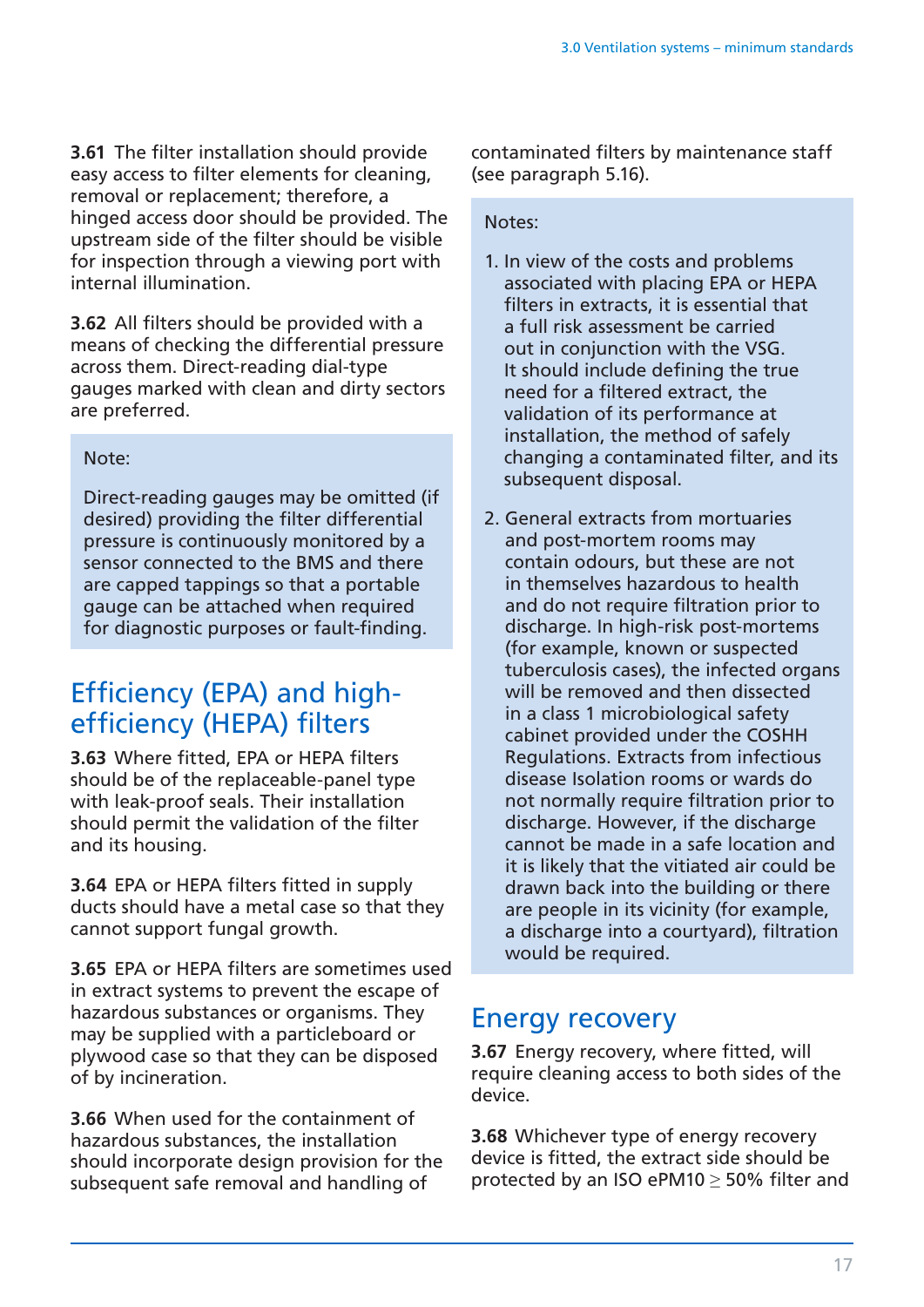**3.61** The filter installation should provide easy access to filter elements for cleaning, removal or replacement; therefore, a hinged access door should be provided. The upstream side of the filter should be visible for inspection through a viewing port with internal illumination.

**3.62** All filters should be provided with a means of checking the differential pressure across them. Direct-reading dial-type gauges marked with clean and dirty sectors are preferred.

> Note:
>
> Direct-reading gauges may be omitted (if desired) providing the filter differential pressure is continuously monitored by a sensor connected to the BMS and there are capped tappings so that a portable gauge can be attached when required for diagnostic purposes or fault-finding.

## Efficiency (EPA) and high-efficiency (HEPA) filters

**3.63** Where fitted, EPA or HEPA filters should be of the replaceable-panel type with leak-proof seals. Their installation should permit the validation of the filter and its housing.

**3.64** EPA or HEPA filters fitted in supply ducts should have a metal case so that they cannot support fungal growth.

**3.65** EPA or HEPA filters are sometimes used in extract systems to prevent the escape of hazardous substances or organisms. They may be supplied with a particleboard or plywood case so that they can be disposed of by incineration.

**3.66** When used for the containment of hazardous substances, the installation should incorporate design provision for the subsequent safe removal and handling of contaminated filters by maintenance staff (see paragraph 5.16).

> Notes:
>
> 1. In view of the costs and problems associated with placing EPA or HEPA filters in extracts, it is essential that a full risk assessment be carried out in conjunction with the VSG. It should include defining the true need for a filtered extract, the validation of its performance at installation, the method of safely changing a contaminated filter, and its subsequent disposal.
>
> 2. General extracts from mortuaries and post-mortem rooms may contain odours, but these are not in themselves hazardous to health and do not require filtration prior to discharge. In high-risk post-mortems (for example, known or suspected tuberculosis cases), the infected organs will be removed and then dissected in a class 1 microbiological safety cabinet provided under the COSHH Regulations. Extracts from infectious disease Isolation rooms or wards do not normally require filtration prior to discharge. However, if the discharge cannot be made in a safe location and it is likely that the vitiated air could be drawn back into the building or there are people in its vicinity (for example, a discharge into a courtyard), filtration would be required.

## Energy recovery

**3.67** Energy recovery, where fitted, will require cleaning access to both sides of the device.

**3.68** Whichever type of energy recovery device is fitted, the extract side should be protected by an ISO ePM10 ≥ 50% filter and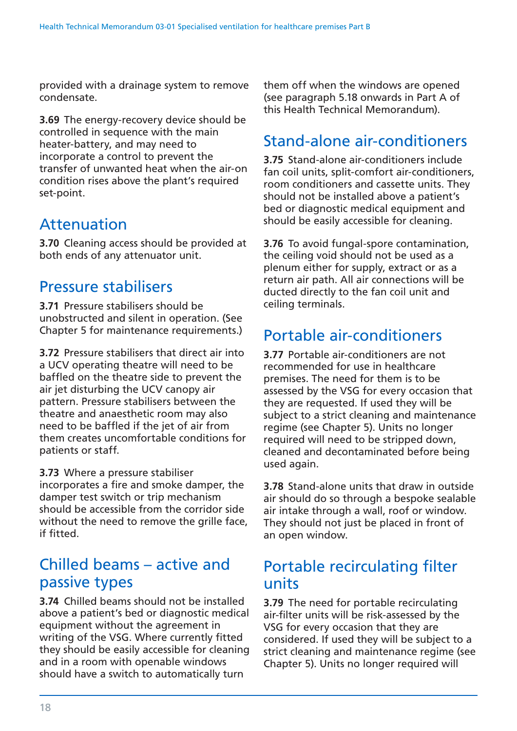provided with a drainage system to remove condensate.

**3.69** The energy-recovery device should be controlled in sequence with the main heater-battery, and may need to incorporate a control to prevent the transfer of unwanted heat when the air-on condition rises above the plant's required set-point.

## Attenuation

**3.70** Cleaning access should be provided at both ends of any attenuator unit.

## Pressure stabilisers

**3.71** Pressure stabilisers should be unobstructed and silent in operation. (See Chapter 5 for maintenance requirements.)

**3.72** Pressure stabilisers that direct air into a UCV operating theatre will need to be baffled on the theatre side to prevent the air jet disturbing the UCV canopy air pattern. Pressure stabilisers between the theatre and anaesthetic room may also need to be baffled if the jet of air from them creates uncomfortable conditions for patients or staff.

**3.73** Where a pressure stabiliser incorporates a fire and smoke damper, the damper test switch or trip mechanism should be accessible from the corridor side without the need to remove the grille face, if fitted.

## Chilled beams – active and passive types

**3.74** Chilled beams should not be installed above a patient's bed or diagnostic medical equipment without the agreement in writing of the VSG. Where currently fitted they should be easily accessible for cleaning and in a room with openable windows should have a switch to automatically turn them off when the windows are opened (see paragraph 5.18 onwards in Part A of this Health Technical Memorandum).

## Stand-alone air-conditioners

**3.75** Stand-alone air-conditioners include fan coil units, split-comfort air-conditioners, room conditioners and cassette units. They should not be installed above a patient's bed or diagnostic medical equipment and should be easily accessible for cleaning.

**3.76** To avoid fungal-spore contamination, the ceiling void should not be used as a plenum either for supply, extract or as a return air path. All air connections will be ducted directly to the fan coil unit and ceiling terminals.

## Portable air-conditioners

**3.77** Portable air-conditioners are not recommended for use in healthcare premises. The need for them is to be assessed by the VSG for every occasion that they are requested. If used they will be subject to a strict cleaning and maintenance regime (see Chapter 5). Units no longer required will need to be stripped down, cleaned and decontaminated before being used again.

**3.78** Stand-alone units that draw in outside air should do so through a bespoke sealable air intake through a wall, roof or window. They should not just be placed in front of an open window.

## Portable recirculating filter units

**3.79** The need for portable recirculating air-filter units will be risk-assessed by the VSG for every occasion that they are considered. If used they will be subject to a strict cleaning and maintenance regime (see Chapter 5). Units no longer required will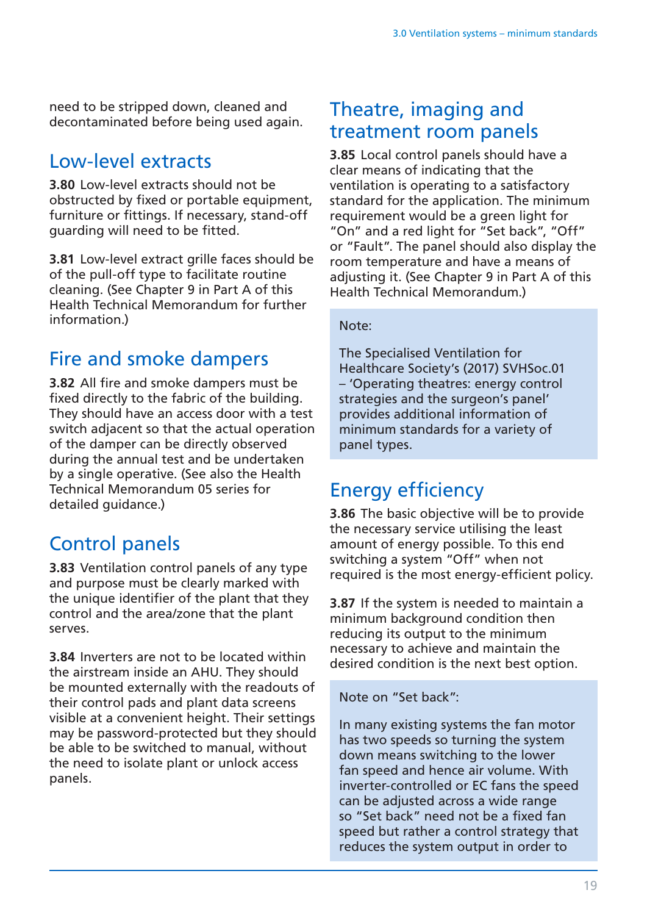need to be stripped down, cleaned and decontaminated before being used again.

## Low-level extracts

**3.80** Low-level extracts should not be obstructed by fixed or portable equipment, furniture or fittings. If necessary, stand-off guarding will need to be fitted.

**3.81** Low-level extract grille faces should be of the pull-off type to facilitate routine cleaning. (See Chapter 9 in Part A of this Health Technical Memorandum for further information.)

## Fire and smoke dampers

**3.82** All fire and smoke dampers must be fixed directly to the fabric of the building. They should have an access door with a test switch adjacent so that the actual operation of the damper can be directly observed during the annual test and be undertaken by a single operative. (See also the Health Technical Memorandum 05 series for detailed guidance.)

## Control panels

**3.83** Ventilation control panels of any type and purpose must be clearly marked with the unique identifier of the plant that they control and the area/zone that the plant serves.

**3.84** Inverters are not to be located within the airstream inside an AHU. They should be mounted externally with the readouts of their control pads and plant data screens visible at a convenient height. Their settings may be password-protected but they should be able to be switched to manual, without the need to isolate plant or unlock access panels.

## Theatre, imaging and treatment room panels

**3.85** Local control panels should have a clear means of indicating that the ventilation is operating to a satisfactory standard for the application. The minimum requirement would be a green light for "On" and a red light for "Set back", "Off" or "Fault". The panel should also display the room temperature and have a means of adjusting it. (See Chapter 9 in Part A of this Health Technical Memorandum.)

> Note:
>
> The Specialised Ventilation for Healthcare Society's (2017) SVHSoc.01 – 'Operating theatres: energy control strategies and the surgeon's panel' provides additional information of minimum standards for a variety of panel types.

## Energy efficiency

**3.86** The basic objective will be to provide the necessary service utilising the least amount of energy possible. To this end switching a system "Off" when not required is the most energy-efficient policy.

**3.87** If the system is needed to maintain a minimum background condition then reducing its output to the minimum necessary to achieve and maintain the desired condition is the next best option.

> Note on "Set back":
>
> In many existing systems the fan motor has two speeds so turning the system down means switching to the lower fan speed and hence air volume. With inverter-controlled or EC fans the speed can be adjusted across a wide range so "Set back" need not be a fixed fan speed but rather a control strategy that reduces the system output in order to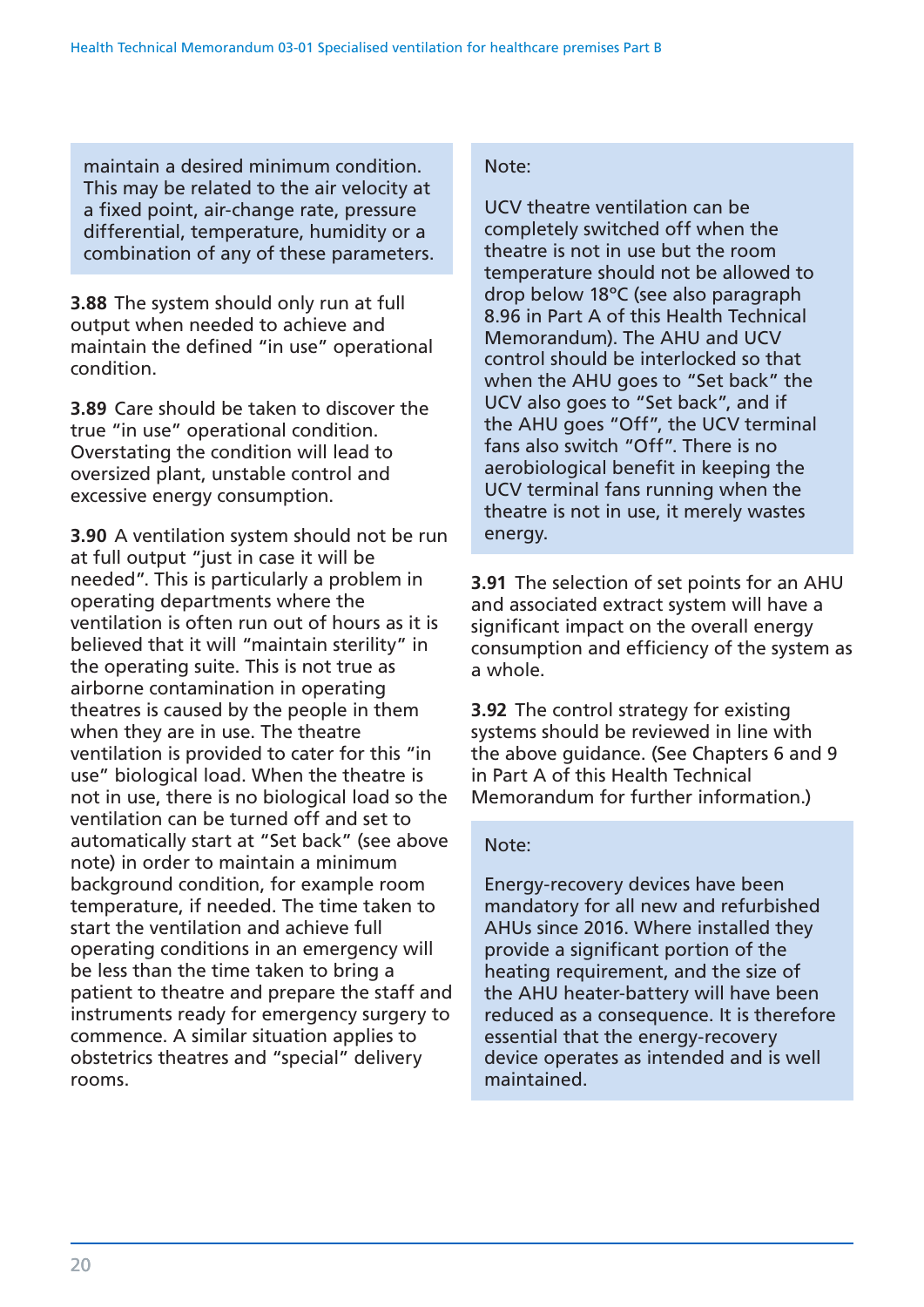maintain a desired minimum condition. This may be related to the air velocity at a fixed point, air-change rate, pressure differential, temperature, humidity or a combination of any of these parameters.

**3.88** The system should only run at full output when needed to achieve and maintain the defined "in use" operational condition.

**3.89** Care should be taken to discover the true "in use" operational condition. Overstating the condition will lead to oversized plant, unstable control and excessive energy consumption.

**3.90** A ventilation system should not be run at full output "just in case it will be needed". This is particularly a problem in operating departments where the ventilation is often run out of hours as it is believed that it will "maintain sterility" in the operating suite. This is not true as airborne contamination in operating theatres is caused by the people in them when they are in use. The theatre ventilation is provided to cater for this "in use" biological load. When the theatre is not in use, there is no biological load so the ventilation can be turned off and set to automatically start at "Set back" (see above note) in order to maintain a minimum background condition, for example room temperature, if needed. The time taken to start the ventilation and achieve full operating conditions in an emergency will be less than the time taken to bring a patient to theatre and prepare the staff and instruments ready for emergency surgery to commence. A similar situation applies to obstetrics theatres and "special" delivery rooms.

Note:

UCV theatre ventilation can be completely switched off when the theatre is not in use but the room temperature should not be allowed to drop below 18°C (see also paragraph 8.96 in Part A of this Health Technical Memorandum). The AHU and UCV control should be interlocked so that when the AHU goes to "Set back" the UCV also goes to "Set back", and if the AHU goes "Off", the UCV terminal fans also switch "Off". There is no aerobiological benefit in keeping the UCV terminal fans running when the theatre is not in use, it merely wastes energy.

**3.91** The selection of set points for an AHU and associated extract system will have a significant impact on the overall energy consumption and efficiency of the system as a whole.

**3.92** The control strategy for existing systems should be reviewed in line with the above guidance. (See Chapters 6 and 9 in Part A of this Health Technical Memorandum for further information.)

Note:

Energy-recovery devices have been mandatory for all new and refurbished AHUs since 2016. Where installed they provide a significant portion of the heating requirement, and the size of the AHU heater-battery will have been reduced as a consequence. It is therefore essential that the energy-recovery device operates as intended and is well maintained.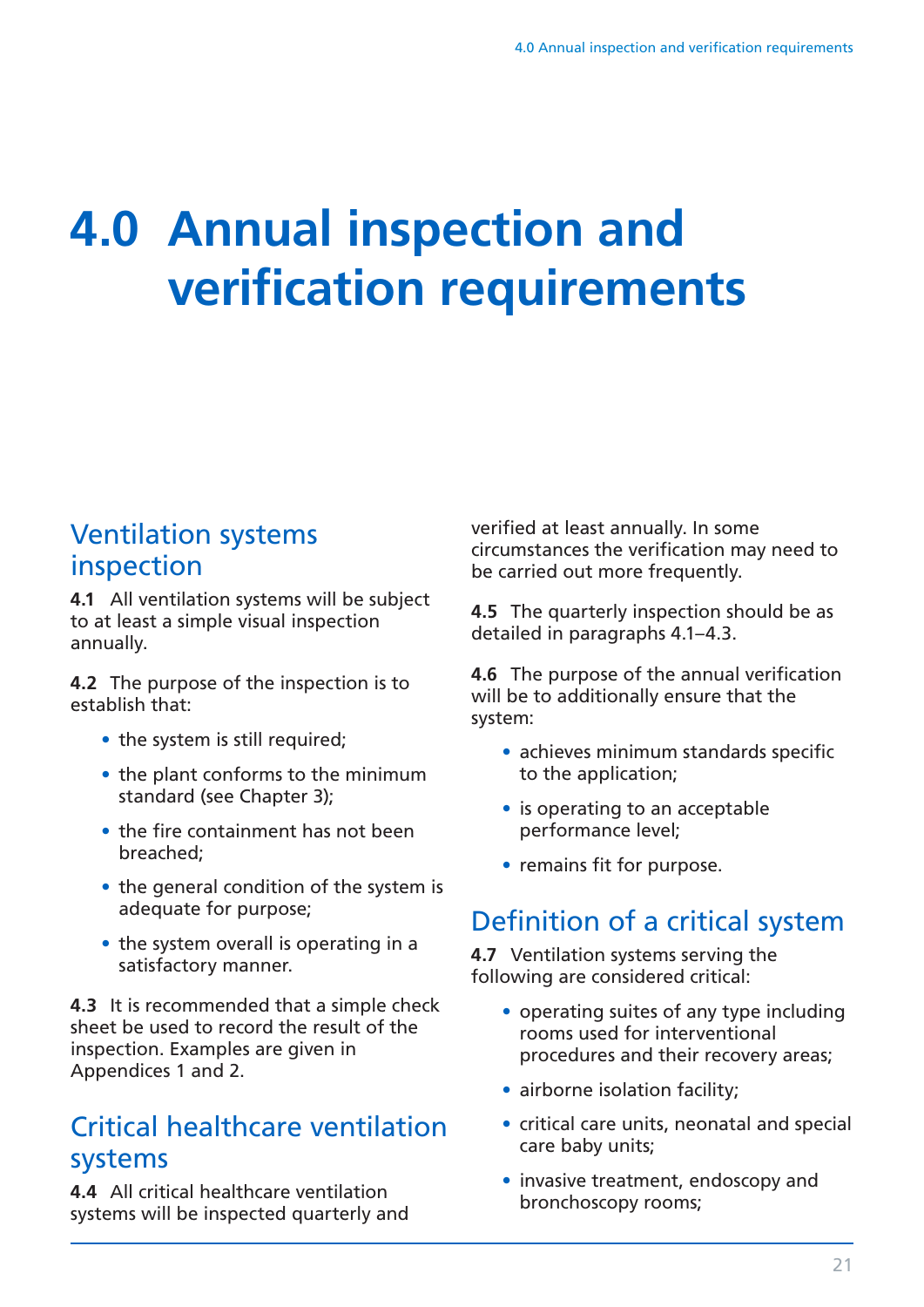# 4.0 Annual inspection and verification requirements

## Ventilation systems inspection

**4.1** All ventilation systems will be subject to at least a simple visual inspection annually.

**4.2** The purpose of the inspection is to establish that:

- the system is still required;
- the plant conforms to the minimum standard (see Chapter 3);
- the fire containment has not been breached;
- the general condition of the system is adequate for purpose;
- the system overall is operating in a satisfactory manner.

**4.3** It is recommended that a simple check sheet be used to record the result of the inspection. Examples are given in Appendices 1 and 2.

## Critical healthcare ventilation systems

**4.4** All critical healthcare ventilation systems will be inspected quarterly and verified at least annually. In some circumstances the verification may need to be carried out more frequently.

**4.5** The quarterly inspection should be as detailed in paragraphs 4.1–4.3.

**4.6** The purpose of the annual verification will be to additionally ensure that the system:

- achieves minimum standards specific to the application;
- is operating to an acceptable performance level;
- remains fit for purpose.

## Definition of a critical system

**4.7** Ventilation systems serving the following are considered critical:

- operating suites of any type including rooms used for interventional procedures and their recovery areas;
- airborne isolation facility;
- critical care units, neonatal and special care baby units;
- invasive treatment, endoscopy and bronchoscopy rooms;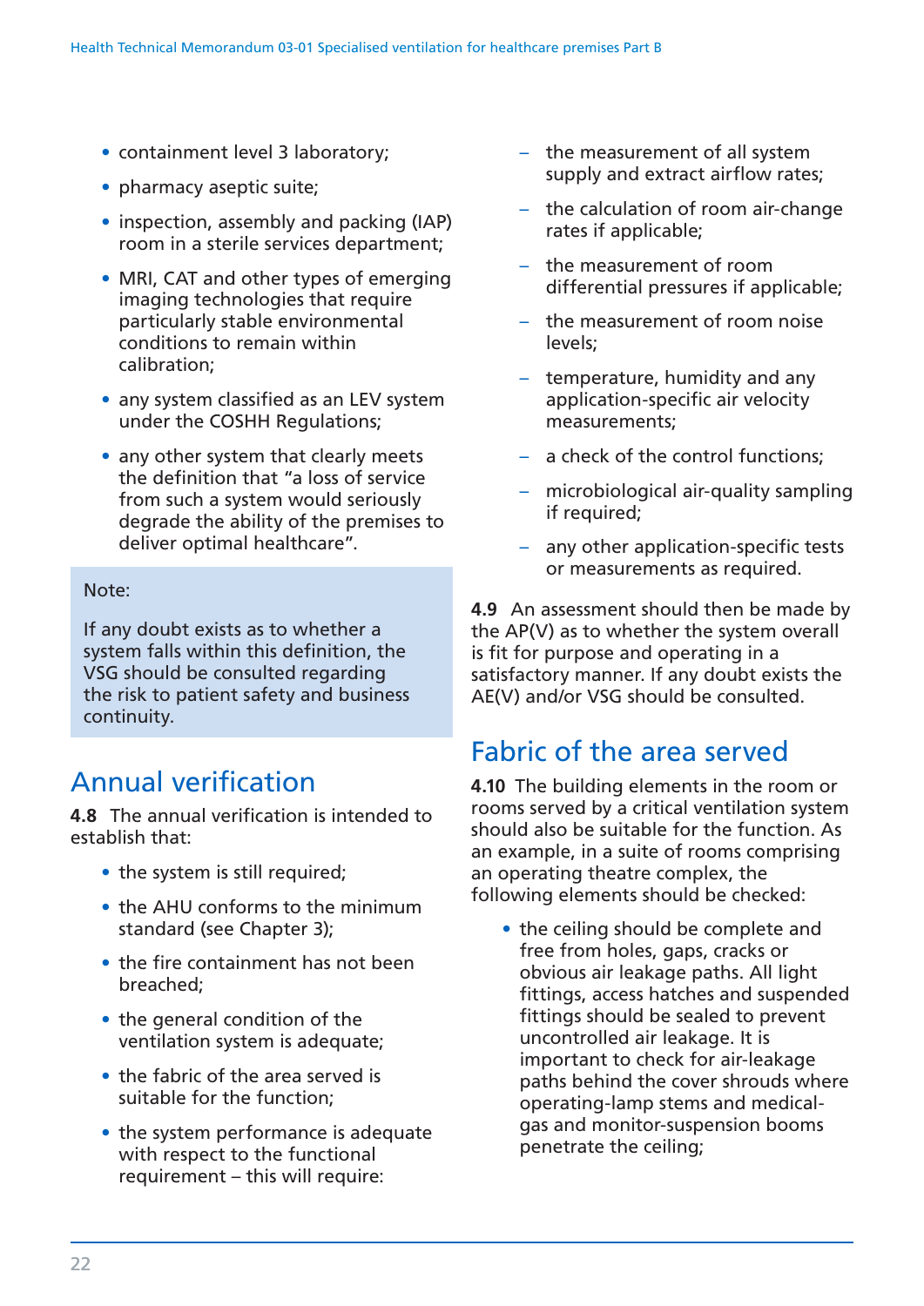- containment level 3 laboratory;
- pharmacy aseptic suite;
- inspection, assembly and packing (IAP) room in a sterile services department;
- MRI, CAT and other types of emerging imaging technologies that require particularly stable environmental conditions to remain within calibration;
- any system classified as an LEV system under the COSHH Regulations;
- any other system that clearly meets the definition that "a loss of service from such a system would seriously degrade the ability of the premises to deliver optimal healthcare".

> Note:
>
> If any doubt exists as to whether a system falls within this definition, the VSG should be consulted regarding the risk to patient safety and business continuity.

## Annual verification

**4.8** The annual verification is intended to establish that:

- the system is still required;
- the AHU conforms to the minimum standard (see Chapter 3);
- the fire containment has not been breached;
- the general condition of the ventilation system is adequate;
- the fabric of the area served is suitable for the function;
- the system performance is adequate with respect to the functional requirement – this will require:
  - the measurement of all system supply and extract airflow rates;
  - the calculation of room air-change rates if applicable;
  - the measurement of room differential pressures if applicable;
  - the measurement of room noise levels;
  - temperature, humidity and any application-specific air velocity measurements;
  - a check of the control functions;
  - microbiological air-quality sampling if required;
  - any other application-specific tests or measurements as required.

**4.9** An assessment should then be made by the AP(V) as to whether the system overall is fit for purpose and operating in a satisfactory manner. If any doubt exists the AE(V) and/or VSG should be consulted.

## Fabric of the area served

**4.10** The building elements in the room or rooms served by a critical ventilation system should also be suitable for the function. As an example, in a suite of rooms comprising an operating theatre complex, the following elements should be checked:

- the ceiling should be complete and free from holes, gaps, cracks or obvious air leakage paths. All light fittings, access hatches and suspended fittings should be sealed to prevent uncontrolled air leakage. It is important to check for air-leakage paths behind the cover shrouds where operating-lamp stems and medical-gas and monitor-suspension booms penetrate the ceiling;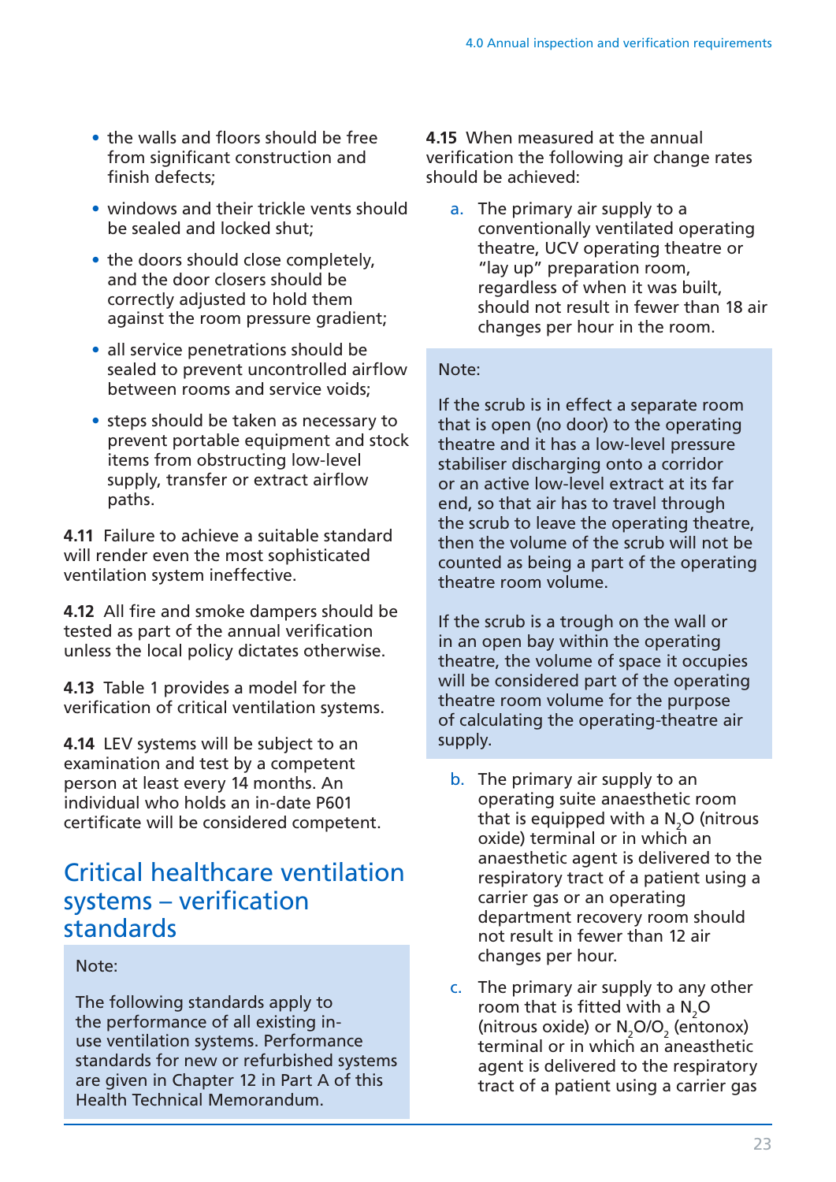- the walls and floors should be free from significant construction and finish defects;
- windows and their trickle vents should be sealed and locked shut;
- the doors should close completely, and the door closers should be correctly adjusted to hold them against the room pressure gradient;
- all service penetrations should be sealed to prevent uncontrolled airflow between rooms and service voids;
- steps should be taken as necessary to prevent portable equipment and stock items from obstructing low-level supply, transfer or extract airflow paths.

**4.11** Failure to achieve a suitable standard will render even the most sophisticated ventilation system ineffective.

**4.12** All fire and smoke dampers should be tested as part of the annual verification unless the local policy dictates otherwise.

**4.13** Table 1 provides a model for the verification of critical ventilation systems.

**4.14** LEV systems will be subject to an examination and test by a competent person at least every 14 months. An individual who holds an in-date P601 certificate will be considered competent.

## Critical healthcare ventilation systems – verification standards

> Note:
>
> The following standards apply to the performance of all existing in-use ventilation systems. Performance standards for new or refurbished systems are given in Chapter 12 in Part A of this Health Technical Memorandum.

**4.15** When measured at the annual verification the following air change rates should be achieved:

a. The primary air supply to a conventionally ventilated operating theatre, UCV operating theatre or "lay up" preparation room, regardless of when it was built, should not result in fewer than 18 air changes per hour in the room.

> Note:
>
> If the scrub is in effect a separate room that is open (no door) to the operating theatre and it has a low-level pressure stabiliser discharging onto a corridor or an active low-level extract at its far end, so that air has to travel through the scrub to leave the operating theatre, then the volume of the scrub will not be counted as being a part of the operating theatre room volume.
>
> If the scrub is a trough on the wall or in an open bay within the operating theatre, the volume of space it occupies will be considered part of the operating theatre room volume for the purpose of calculating the operating-theatre air supply.

b. The primary air supply to an operating suite anaesthetic room that is equipped with a $N_2O$ (nitrous oxide) terminal or in which an anaesthetic agent is delivered to the respiratory tract of a patient using a carrier gas or an operating department recovery room should not result in fewer than 12 air changes per hour.

c. The primary air supply to any other room that is fitted with a $N_2O$ (nitrous oxide) or $N_2O/O_2$ (entonox) terminal or in which an anaesthetic agent is delivered to the respiratory tract of a patient using a carrier gas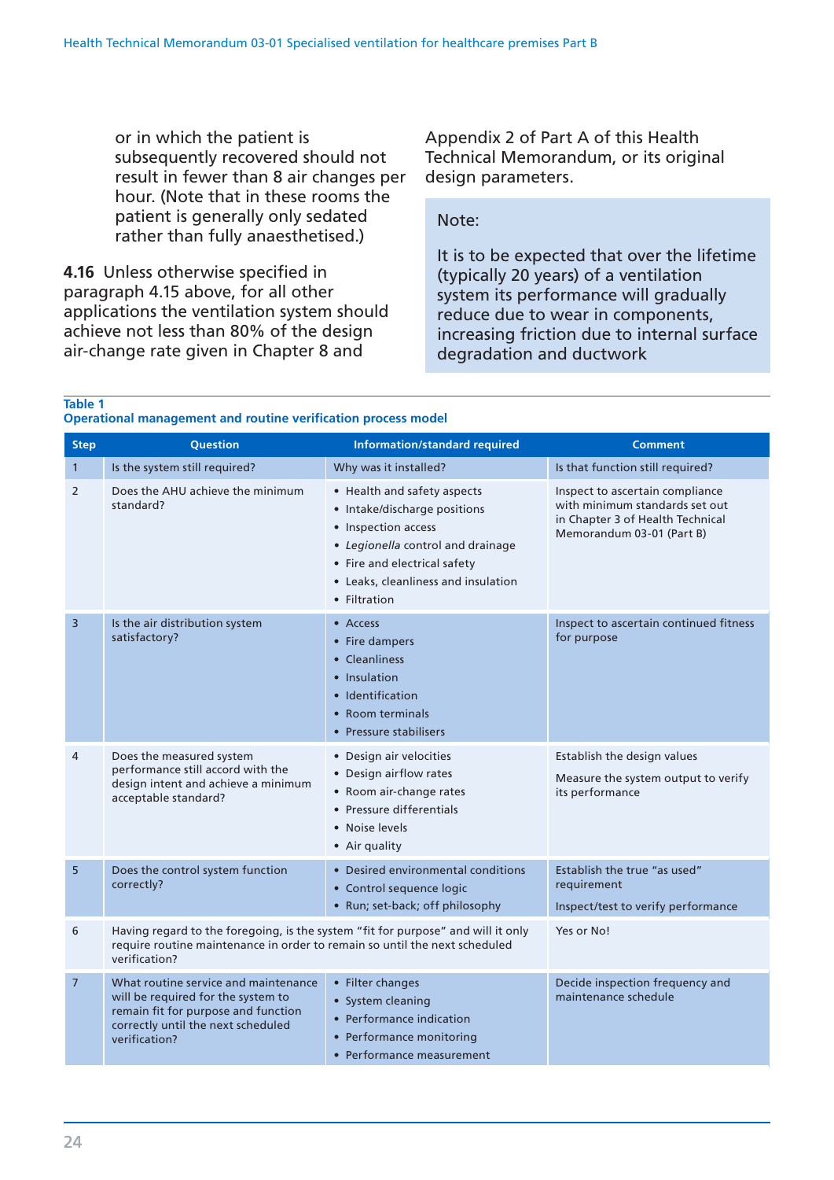or in which the patient is subsequently recovered should not result in fewer than 8 air changes per hour. (Note that in these rooms the patient is generally only sedated rather than fully anaesthetised.)

**4.16** Unless otherwise specified in paragraph 4.15 above, for all other applications the ventilation system should achieve not less than 80% of the design air-change rate given in Chapter 8 and Appendix 2 of Part A of this Health Technical Memorandum, or its original design parameters.

> Note:
>
> It is to be expected that over the lifetime (typically 20 years) of a ventilation system its performance will gradually reduce due to wear in components, increasing friction due to internal surface degradation and ductwork

**Table 1**
**Operational management and routine verification process model**

| Step | Question | Information/standard required | Comment |
|---|---|---|---|
| 1 | Is the system still required? | Why was it installed? | Is that function still required? |
| 2 | Does the AHU achieve the minimum standard? | • Health and safety aspects<br>• Intake/discharge positions<br>• Inspection access<br>• *Legionella* control and drainage<br>• Fire and electrical safety<br>• Leaks, cleanliness and insulation<br>• Filtration | Inspect to ascertain compliance with minimum standards set out in Chapter 3 of Health Technical Memorandum 03-01 (Part B) |
| 3 | Is the air distribution system satisfactory? | • Access<br>• Fire dampers<br>• Cleanliness<br>• Insulation<br>• Identification<br>• Room terminals<br>• Pressure stabilisers | Inspect to ascertain continued fitness for purpose |
| 4 | Does the measured system performance still accord with the design intent and achieve a minimum acceptable standard? | • Design air velocities<br>• Design airflow rates<br>• Room air-change rates<br>• Pressure differentials<br>• Noise levels<br>• Air quality | Establish the design values<br><br>Measure the system output to verify its performance |
| 5 | Does the control system function correctly? | • Desired environmental conditions<br>• Control sequence logic<br>• Run; set-back; off philosophy | Establish the true "as used" requirement<br><br>Inspect/test to verify performance |
| 6 | Having regard to the foregoing, is the system "fit for purpose" and will it only require routine maintenance in order to remain so until the next scheduled verification? | | Yes or No! |
| 7 | What routine service and maintenance will be required for the system to remain fit for purpose and function correctly until the next scheduled verification? | • Filter changes<br>• System cleaning<br>• Performance indication<br>• Performance monitoring<br>• Performance measurement | Decide inspection frequency and maintenance schedule |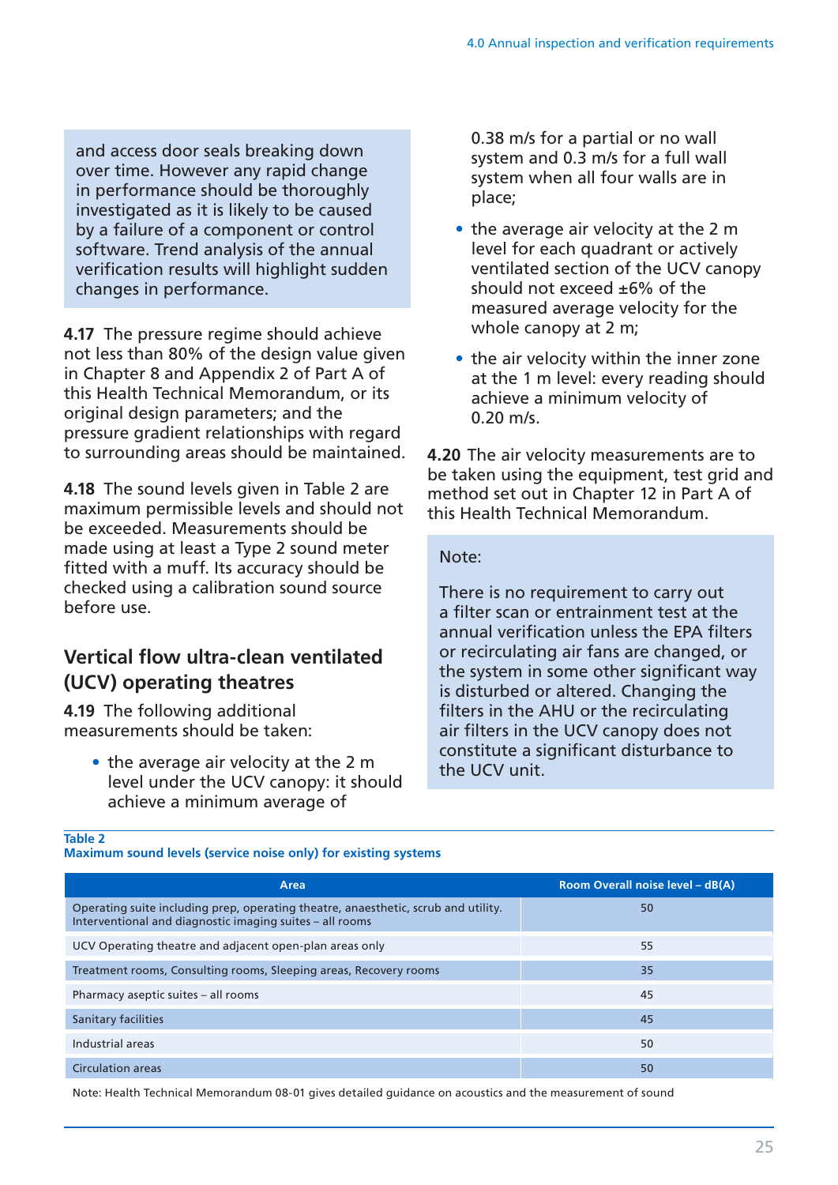and access door seals breaking down over time. However any rapid change in performance should be thoroughly investigated as it is likely to be caused by a failure of a component or control software. Trend analysis of the annual verification results will highlight sudden changes in performance.

**4.17** The pressure regime should achieve not less than 80% of the design value given in Chapter 8 and Appendix 2 of Part A of this Health Technical Memorandum, or its original design parameters; and the pressure gradient relationships with regard to surrounding areas should be maintained.

**4.18** The sound levels given in Table 2 are maximum permissible levels and should not be exceeded. Measurements should be made using at least a Type 2 sound meter fitted with a muff. Its accuracy should be checked using a calibration sound source before use.

## Vertical flow ultra-clean ventilated (UCV) operating theatres

**4.19** The following additional measurements should be taken:

- the average air velocity at the 2 m level under the UCV canopy: it should achieve a minimum average of 0.38 m/s for a partial or no wall system and 0.3 m/s for a full wall system when all four walls are in place;
- the average air velocity at the 2 m level for each quadrant or actively ventilated section of the UCV canopy should not exceed ±6% of the measured average velocity for the whole canopy at 2 m;
- the air velocity within the inner zone at the 1 m level: every reading should achieve a minimum velocity of 0.20 m/s.

**4.20** The air velocity measurements are to be taken using the equipment, test grid and method set out in Chapter 12 in Part A of this Health Technical Memorandum.

Note:

There is no requirement to carry out a filter scan or entrainment test at the annual verification unless the EPA filters or recirculating air fans are changed, or the system in some other significant way is disturbed or altered. Changing the filters in the AHU or the recirculating air filters in the UCV canopy does not constitute a significant disturbance to the UCV unit.

**Table 2**
**Maximum sound levels (service noise only) for existing systems**

| Area | Room Overall noise level – dB(A) |
|---|---|
| Operating suite including prep, operating theatre, anaesthetic, scrub and utility. Interventional and diagnostic imaging suites – all rooms | 50 |
| UCV Operating theatre and adjacent open-plan areas only | 55 |
| Treatment rooms, Consulting rooms, Sleeping areas, Recovery rooms | 35 |
| Pharmacy aseptic suites – all rooms | 45 |
| Sanitary facilities | 45 |
| Industrial areas | 50 |
| Circulation areas | 50 |

Note: Health Technical Memorandum 08-01 gives detailed guidance on acoustics and the measurement of sound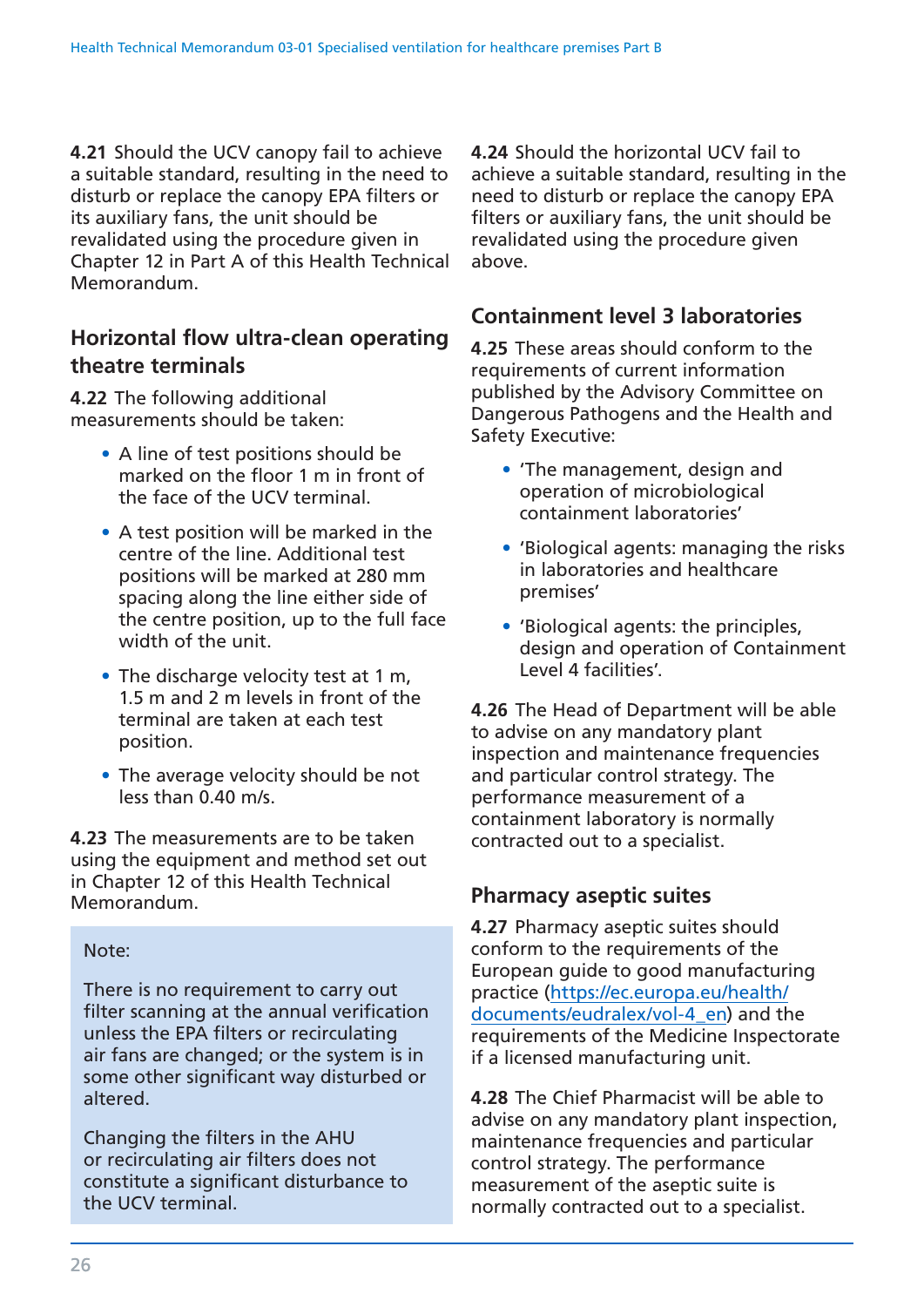**4.21** Should the UCV canopy fail to achieve a suitable standard, resulting in the need to disturb or replace the canopy EPA filters or its auxiliary fans, the unit should be revalidated using the procedure given in Chapter 12 in Part A of this Health Technical Memorandum.

## Horizontal flow ultra-clean operating theatre terminals

**4.22** The following additional measurements should be taken:

- A line of test positions should be marked on the floor 1 m in front of the face of the UCV terminal.
- A test position will be marked in the centre of the line. Additional test positions will be marked at 280 mm spacing along the line either side of the centre position, up to the full face width of the unit.
- The discharge velocity test at 1 m, 1.5 m and 2 m levels in front of the terminal are taken at each test position.
- The average velocity should be not less than 0.40 m/s.

**4.23** The measurements are to be taken using the equipment and method set out in Chapter 12 of this Health Technical Memorandum.

> Note:
>
> There is no requirement to carry out filter scanning at the annual verification unless the EPA filters or recirculating air fans are changed; or the system is in some other significant way disturbed or altered.
>
> Changing the filters in the AHU or recirculating air filters does not constitute a significant disturbance to the UCV terminal.

**4.24** Should the horizontal UCV fail to achieve a suitable standard, resulting in the need to disturb or replace the canopy EPA filters or auxiliary fans, the unit should be revalidated using the procedure given above.

## Containment level 3 laboratories

**4.25** These areas should conform to the requirements of current information published by the Advisory Committee on Dangerous Pathogens and the Health and Safety Executive:

- 'The management, design and operation of microbiological containment laboratories'
- 'Biological agents: managing the risks in laboratories and healthcare premises'
- 'Biological agents: the principles, design and operation of Containment Level 4 facilities'.

**4.26** The Head of Department will be able to advise on any mandatory plant inspection and maintenance frequencies and particular control strategy. The performance measurement of a containment laboratory is normally contracted out to a specialist.

## Pharmacy aseptic suites

**4.27** Pharmacy aseptic suites should conform to the requirements of the European guide to good manufacturing practice (https://ec.europa.eu/health/documents/eudralex/vol-4_en) and the requirements of the Medicine Inspectorate if a licensed manufacturing unit.

**4.28** The Chief Pharmacist will be able to advise on any mandatory plant inspection, maintenance frequencies and particular control strategy. The performance measurement of the aseptic suite is normally contracted out to a specialist.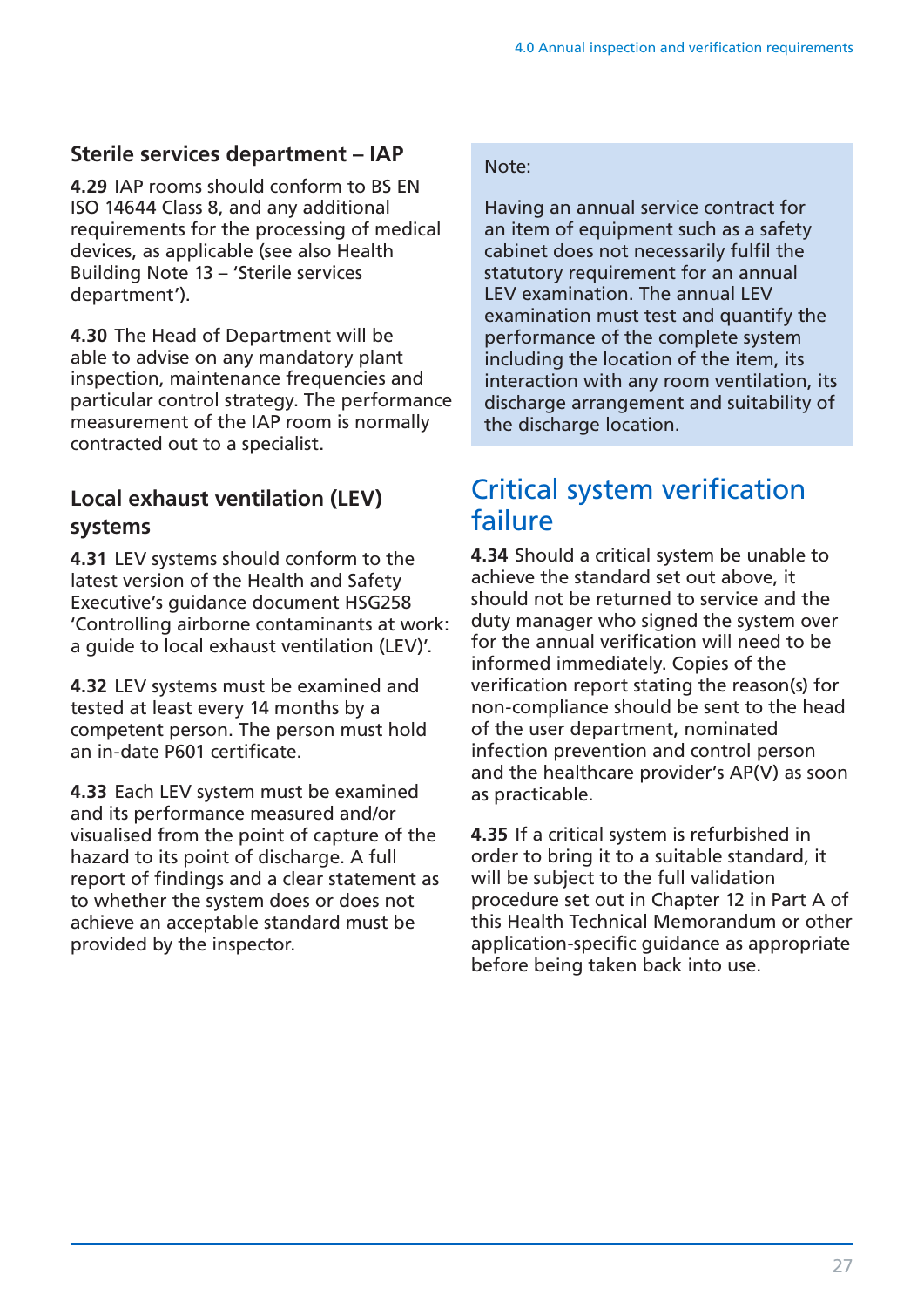### Sterile services department – IAP

**4.29** IAP rooms should conform to BS EN ISO 14644 Class 8, and any additional requirements for the processing of medical devices, as applicable (see also Health Building Note 13 – 'Sterile services department').

**4.30** The Head of Department will be able to advise on any mandatory plant inspection, maintenance frequencies and particular control strategy. The performance measurement of the IAP room is normally contracted out to a specialist.

### Local exhaust ventilation (LEV) systems

**4.31** LEV systems should conform to the latest version of the Health and Safety Executive's guidance document HSG258 'Controlling airborne contaminants at work: a guide to local exhaust ventilation (LEV)'.

**4.32** LEV systems must be examined and tested at least every 14 months by a competent person. The person must hold an in-date P601 certificate.

**4.33** Each LEV system must be examined and its performance measured and/or visualised from the point of capture of the hazard to its point of discharge. A full report of findings and a clear statement as to whether the system does or does not achieve an acceptable standard must be provided by the inspector.

Note:

Having an annual service contract for an item of equipment such as a safety cabinet does not necessarily fulfil the statutory requirement for an annual LEV examination. The annual LEV examination must test and quantify the performance of the complete system including the location of the item, its interaction with any room ventilation, its discharge arrangement and suitability of the discharge location.

## Critical system verification failure

**4.34** Should a critical system be unable to achieve the standard set out above, it should not be returned to service and the duty manager who signed the system over for the annual verification will need to be informed immediately. Copies of the verification report stating the reason(s) for non-compliance should be sent to the head of the user department, nominated infection prevention and control person and the healthcare provider's AP(V) as soon as practicable.

**4.35** If a critical system is refurbished in order to bring it to a suitable standard, it will be subject to the full validation procedure set out in Chapter 12 in Part A of this Health Technical Memorandum or other application-specific guidance as appropriate before being taken back into use.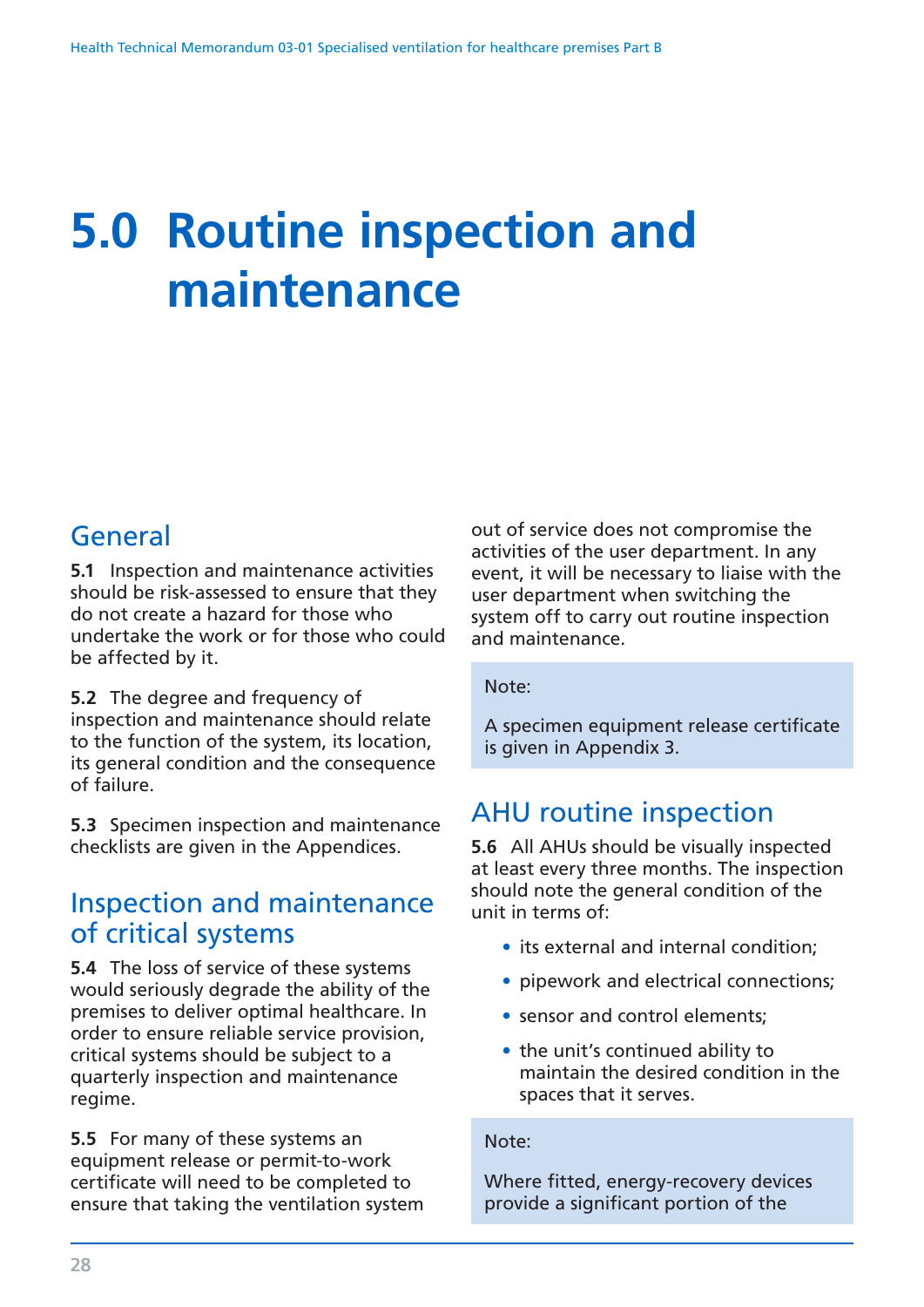# 5.0 Routine inspection and maintenance

## General

**5.1** Inspection and maintenance activities should be risk-assessed to ensure that they do not create a hazard for those who undertake the work or for those who could be affected by it.

**5.2** The degree and frequency of inspection and maintenance should relate to the function of the system, its location, its general condition and the consequence of failure.

**5.3** Specimen inspection and maintenance checklists are given in the Appendices.

## Inspection and maintenance of critical systems

**5.4** The loss of service of these systems would seriously degrade the ability of the premises to deliver optimal healthcare. In order to ensure reliable service provision, critical systems should be subject to a quarterly inspection and maintenance regime.

**5.5** For many of these systems an equipment release or permit-to-work certificate will need to be completed to ensure that taking the ventilation system out of service does not compromise the activities of the user department. In any event, it will be necessary to liaise with the user department when switching the system off to carry out routine inspection and maintenance.

Note:

A specimen equipment release certificate is given in Appendix 3.

## AHU routine inspection

**5.6** All AHUs should be visually inspected at least every three months. The inspection should note the general condition of the unit in terms of:

- its external and internal condition;
- pipework and electrical connections;
- sensor and control elements;
- the unit's continued ability to maintain the desired condition in the spaces that it serves.

Note:

Where fitted, energy-recovery devices provide a significant portion of the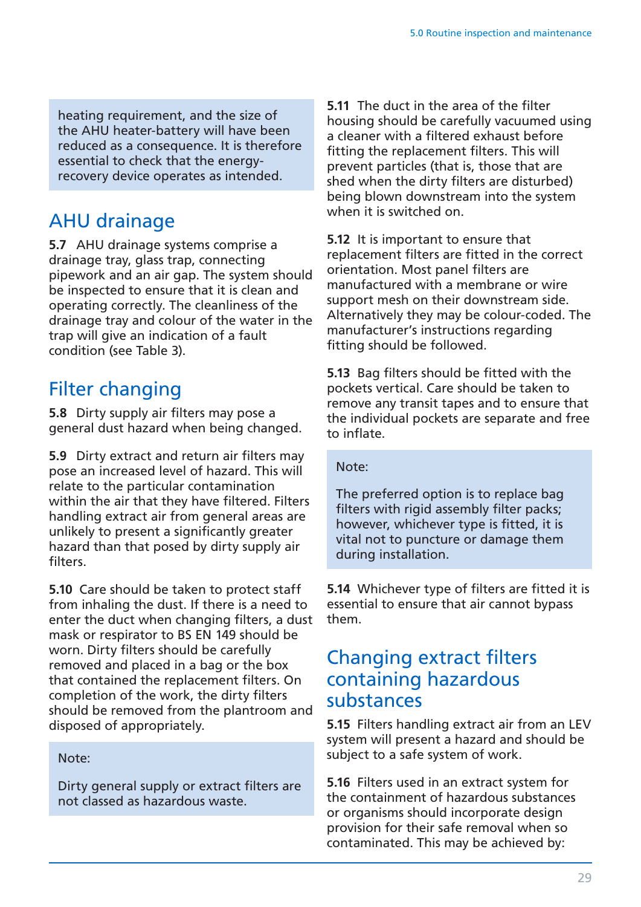heating requirement, and the size of the AHU heater-battery will have been reduced as a consequence. It is therefore essential to check that the energy-recovery device operates as intended.

## AHU drainage

**5.7** AHU drainage systems comprise a drainage tray, glass trap, connecting pipework and an air gap. The system should be inspected to ensure that it is clean and operating correctly. The cleanliness of the drainage tray and colour of the water in the trap will give an indication of a fault condition (see Table 3).

## Filter changing

**5.8** Dirty supply air filters may pose a general dust hazard when being changed.

**5.9** Dirty extract and return air filters may pose an increased level of hazard. This will relate to the particular contamination within the air that they have filtered. Filters handling extract air from general areas are unlikely to present a significantly greater hazard than that posed by dirty supply air filters.

**5.10** Care should be taken to protect staff from inhaling the dust. If there is a need to enter the duct when changing filters, a dust mask or respirator to BS EN 149 should be worn. Dirty filters should be carefully removed and placed in a bag or the box that contained the replacement filters. On completion of the work, the dirty filters should be removed from the plantroom and disposed of appropriately.

Note:

Dirty general supply or extract filters are not classed as hazardous waste.

**5.11** The duct in the area of the filter housing should be carefully vacuumed using a cleaner with a filtered exhaust before fitting the replacement filters. This will prevent particles (that is, those that are shed when the dirty filters are disturbed) being blown downstream into the system when it is switched on.

**5.12** It is important to ensure that replacement filters are fitted in the correct orientation. Most panel filters are manufactured with a membrane or wire support mesh on their downstream side. Alternatively they may be colour-coded. The manufacturer's instructions regarding fitting should be followed.

**5.13** Bag filters should be fitted with the pockets vertical. Care should be taken to remove any transit tapes and to ensure that the individual pockets are separate and free to inflate.

Note:

The preferred option is to replace bag filters with rigid assembly filter packs; however, whichever type is fitted, it is vital not to puncture or damage them during installation.

**5.14** Whichever type of filters are fitted it is essential to ensure that air cannot bypass them.

## Changing extract filters containing hazardous substances

**5.15** Filters handling extract air from an LEV system will present a hazard and should be subject to a safe system of work.

**5.16** Filters used in an extract system for the containment of hazardous substances or organisms should incorporate design provision for their safe removal when so contaminated. This may be achieved by: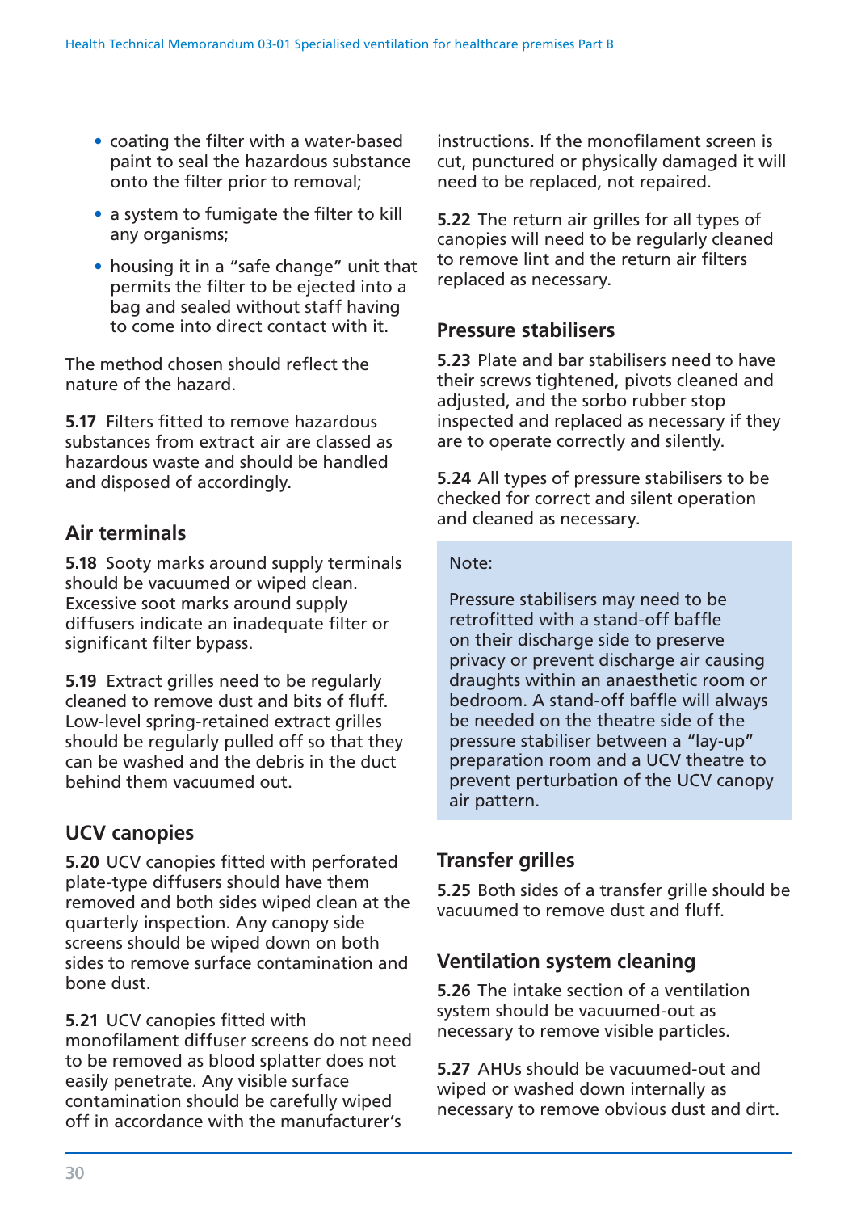- coating the filter with a water-based paint to seal the hazardous substance onto the filter prior to removal;
- a system to fumigate the filter to kill any organisms;
- housing it in a "safe change" unit that permits the filter to be ejected into a bag and sealed without staff having to come into direct contact with it.

The method chosen should reflect the nature of the hazard.

**5.17** Filters fitted to remove hazardous substances from extract air are classed as hazardous waste and should be handled and disposed of accordingly.

## Air terminals

**5.18** Sooty marks around supply terminals should be vacuumed or wiped clean. Excessive soot marks around supply diffusers indicate an inadequate filter or significant filter bypass.

**5.19** Extract grilles need to be regularly cleaned to remove dust and bits of fluff. Low-level spring-retained extract grilles should be regularly pulled off so that they can be washed and the debris in the duct behind them vacuumed out.

## UCV canopies

**5.20** UCV canopies fitted with perforated plate-type diffusers should have them removed and both sides wiped clean at the quarterly inspection. Any canopy side screens should be wiped down on both sides to remove surface contamination and bone dust.

**5.21** UCV canopies fitted with monofilament diffuser screens do not need to be removed as blood splatter does not easily penetrate. Any visible surface contamination should be carefully wiped off in accordance with the manufacturer's instructions. If the monofilament screen is cut, punctured or physically damaged it will need to be replaced, not repaired.

**5.22** The return air grilles for all types of canopies will need to be regularly cleaned to remove lint and the return air filters replaced as necessary.

## Pressure stabilisers

**5.23** Plate and bar stabilisers need to have their screws tightened, pivots cleaned and adjusted, and the sorbo rubber stop inspected and replaced as necessary if they are to operate correctly and silently.

**5.24** All types of pressure stabilisers to be checked for correct and silent operation and cleaned as necessary.

> Note:
>
> Pressure stabilisers may need to be retrofitted with a stand-off baffle on their discharge side to preserve privacy or prevent discharge air causing draughts within an anaesthetic room or bedroom. A stand-off baffle will always be needed on the theatre side of the pressure stabiliser between a "lay-up" preparation room and a UCV theatre to prevent perturbation of the UCV canopy air pattern.

## Transfer grilles

**5.25** Both sides of a transfer grille should be vacuumed to remove dust and fluff.

## Ventilation system cleaning

**5.26** The intake section of a ventilation system should be vacuumed-out as necessary to remove visible particles.

**5.27** AHUs should be vacuumed-out and wiped or washed down internally as necessary to remove obvious dust and dirt.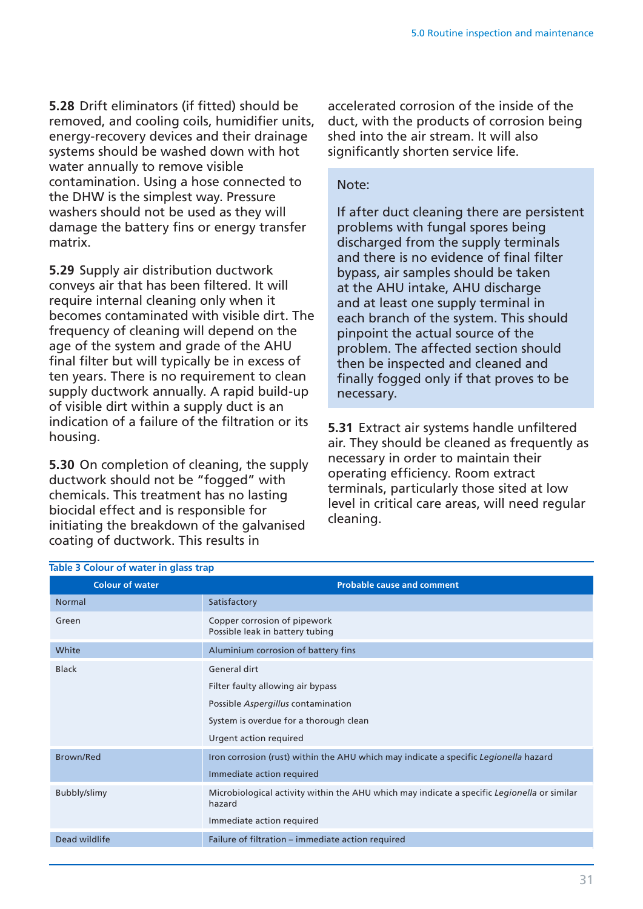**5.28** Drift eliminators (if fitted) should be removed, and cooling coils, humidifier units, energy-recovery devices and their drainage systems should be washed down with hot water annually to remove visible contamination. Using a hose connected to the DHW is the simplest way. Pressure washers should not be used as they will damage the battery fins or energy transfer matrix.

**5.29** Supply air distribution ductwork conveys air that has been filtered. It will require internal cleaning only when it becomes contaminated with visible dirt. The frequency of cleaning will depend on the age of the system and grade of the AHU final filter but will typically be in excess of ten years. There is no requirement to clean supply ductwork annually. A rapid build-up of visible dirt within a supply duct is an indication of a failure of the filtration or its housing.

**5.30** On completion of cleaning, the supply ductwork should not be "fogged" with chemicals. This treatment has no lasting biocidal effect and is responsible for initiating the breakdown of the galvanised coating of ductwork. This results in accelerated corrosion of the inside of the duct, with the products of corrosion being shed into the air stream. It will also significantly shorten service life.

> Note:
>
> If after duct cleaning there are persistent problems with fungal spores being discharged from the supply terminals and there is no evidence of final filter bypass, air samples should be taken at the AHU intake, AHU discharge and at least one supply terminal in each branch of the system. This should pinpoint the actual source of the problem. The affected section should then be inspected and cleaned and finally fogged only if that proves to be necessary.

**5.31** Extract air systems handle unfiltered air. They should be cleaned as frequently as necessary in order to maintain their operating efficiency. Room extract terminals, particularly those sited at low level in critical care areas, will need regular cleaning.

**Table 3 Colour of water in glass trap**

| Colour of water | Probable cause and comment |
|---|---|
| Normal | Satisfactory |
| Green | Copper corrosion of pipework<br>Possible leak in battery tubing |
| White | Aluminium corrosion of battery fins |
| Black | General dirt<br>Filter faulty allowing air bypass<br>Possible *Aspergillus* contamination<br>System is overdue for a thorough clean<br>Urgent action required |
| Brown/Red | Iron corrosion (rust) within the AHU which may indicate a specific *Legionella* hazard<br>Immediate action required |
| Bubbly/slimy | Microbiological activity within the AHU which may indicate a specific *Legionella* or similar hazard<br>Immediate action required |
| Dead wildlife | Failure of filtration – immediate action required |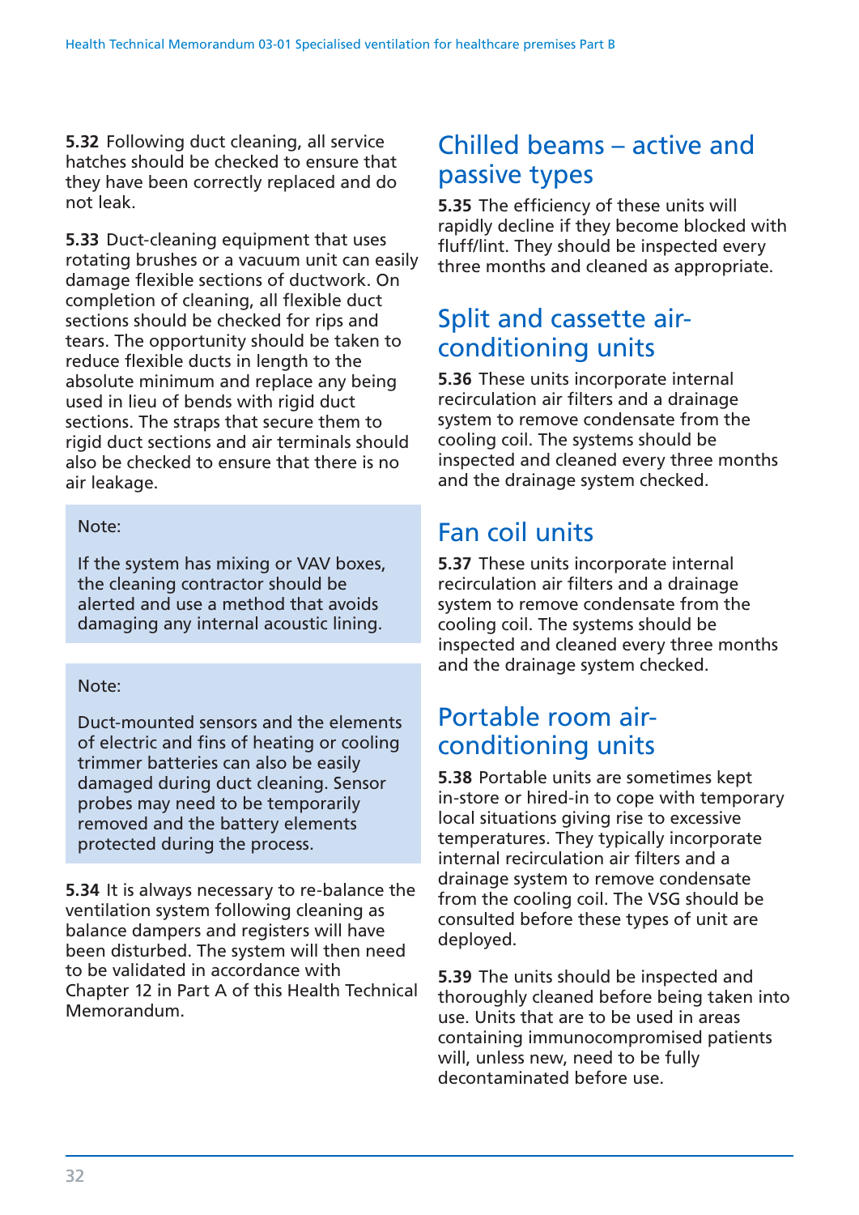**5.32** Following duct cleaning, all service hatches should be checked to ensure that they have been correctly replaced and do not leak.

**5.33** Duct-cleaning equipment that uses rotating brushes or a vacuum unit can easily damage flexible sections of ductwork. On completion of cleaning, all flexible duct sections should be checked for rips and tears. The opportunity should be taken to reduce flexible ducts in length to the absolute minimum and replace any being used in lieu of bends with rigid duct sections. The straps that secure them to rigid duct sections and air terminals should also be checked to ensure that there is no air leakage.

> Note:
>
> If the system has mixing or VAV boxes, the cleaning contractor should be alerted and use a method that avoids damaging any internal acoustic lining.

> Note:
>
> Duct-mounted sensors and the elements of electric and fins of heating or cooling trimmer batteries can also be easily damaged during duct cleaning. Sensor probes may need to be temporarily removed and the battery elements protected during the process.

**5.34** It is always necessary to re-balance the ventilation system following cleaning as balance dampers and registers will have been disturbed. The system will then need to be validated in accordance with Chapter 12 in Part A of this Health Technical Memorandum.

## Chilled beams – active and passive types

**5.35** The efficiency of these units will rapidly decline if they become blocked with fluff/lint. They should be inspected every three months and cleaned as appropriate.

## Split and cassette air-conditioning units

**5.36** These units incorporate internal recirculation air filters and a drainage system to remove condensate from the cooling coil. The systems should be inspected and cleaned every three months and the drainage system checked.

## Fan coil units

**5.37** These units incorporate internal recirculation air filters and a drainage system to remove condensate from the cooling coil. The systems should be inspected and cleaned every three months and the drainage system checked.

## Portable room air-conditioning units

**5.38** Portable units are sometimes kept in-store or hired-in to cope with temporary local situations giving rise to excessive temperatures. They typically incorporate internal recirculation air filters and a drainage system to remove condensate from the cooling coil. The VSG should be consulted before these types of unit are deployed.

**5.39** The units should be inspected and thoroughly cleaned before being taken into use. Units that are to be used in areas containing immunocompromised patients will, unless new, need to be fully decontaminated before use.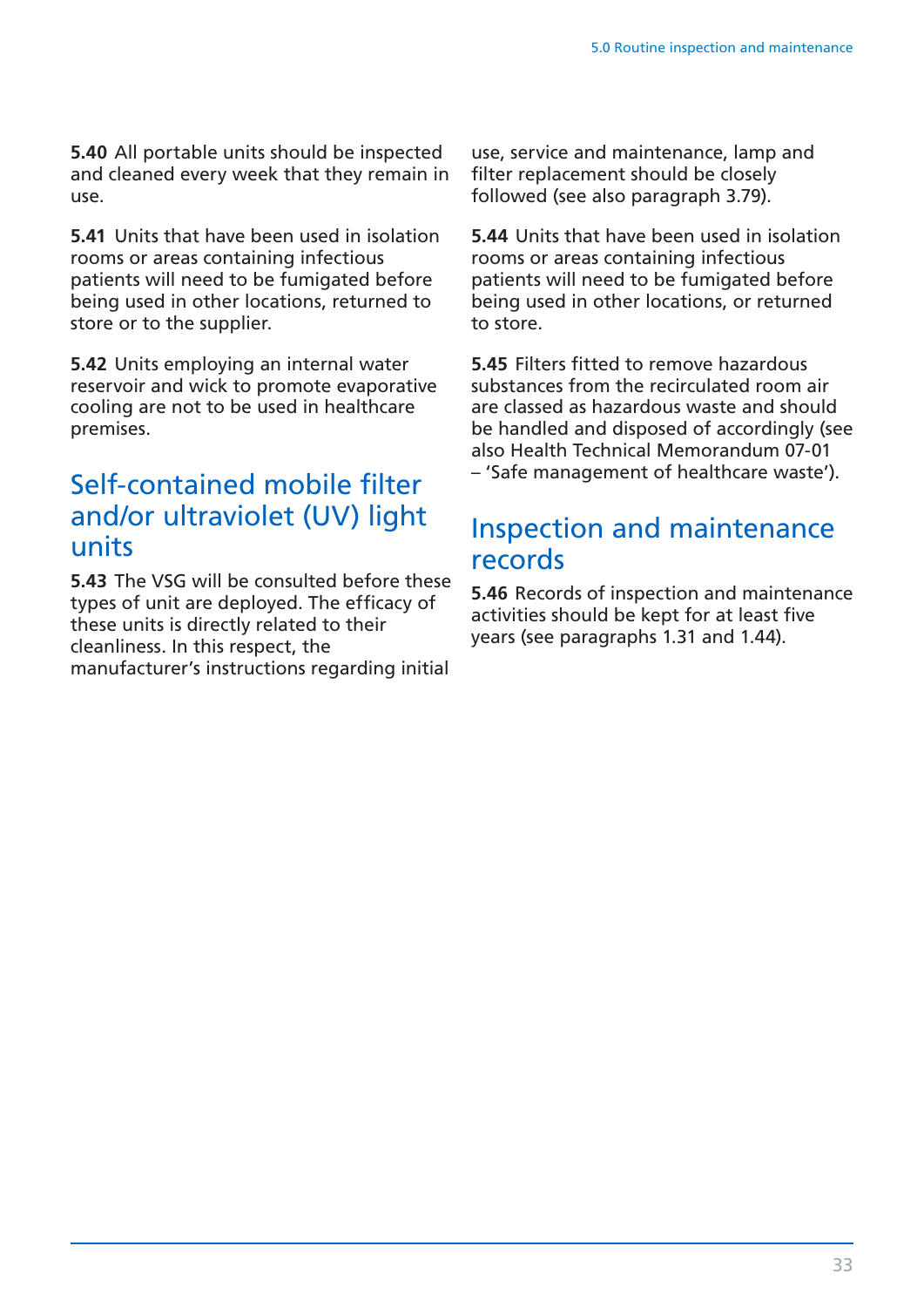**5.40** All portable units should be inspected and cleaned every week that they remain in use.

**5.41** Units that have been used in isolation rooms or areas containing infectious patients will need to be fumigated before being used in other locations, returned to store or to the supplier.

**5.42** Units employing an internal water reservoir and wick to promote evaporative cooling are not to be used in healthcare premises.

## Self-contained mobile filter and/or ultraviolet (UV) light units

**5.43** The VSG will be consulted before these types of unit are deployed. The efficacy of these units is directly related to their cleanliness. In this respect, the manufacturer's instructions regarding initial use, service and maintenance, lamp and filter replacement should be closely followed (see also paragraph 3.79).

**5.44** Units that have been used in isolation rooms or areas containing infectious patients will need to be fumigated before being used in other locations, or returned to store.

**5.45** Filters fitted to remove hazardous substances from the recirculated room air are classed as hazardous waste and should be handled and disposed of accordingly (see also Health Technical Memorandum 07-01 – 'Safe management of healthcare waste').

## Inspection and maintenance records

**5.46** Records of inspection and maintenance activities should be kept for at least five years (see paragraphs 1.31 and 1.44).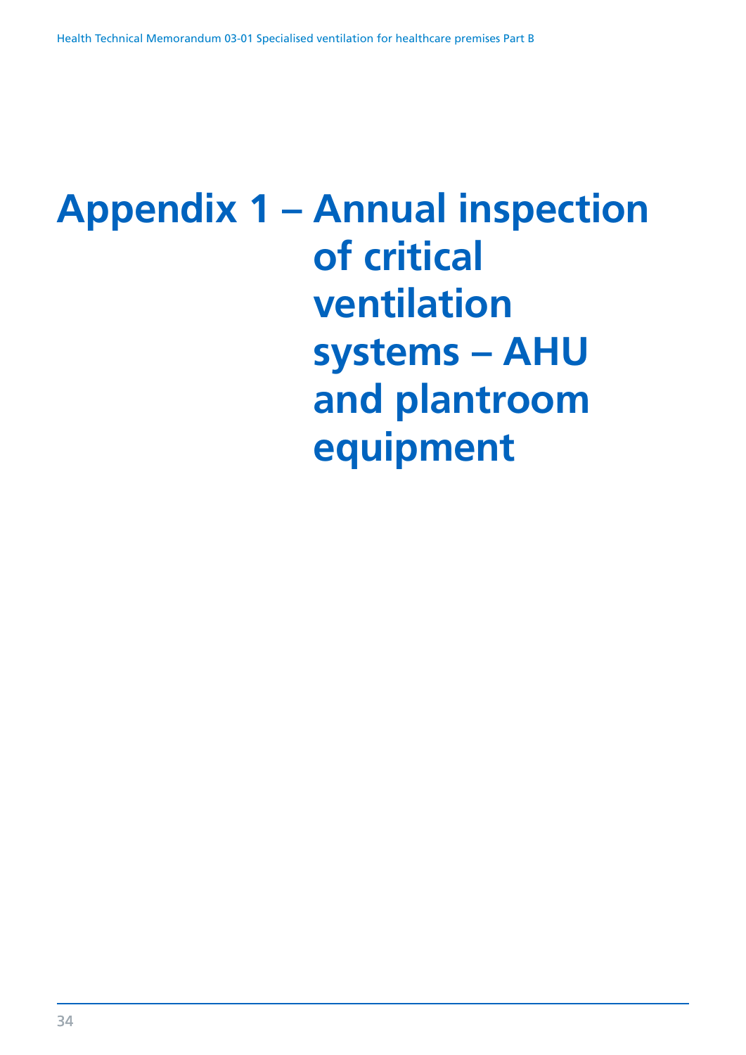# Appendix 1 – Annual inspection of critical ventilation systems – AHU and plantroom equipment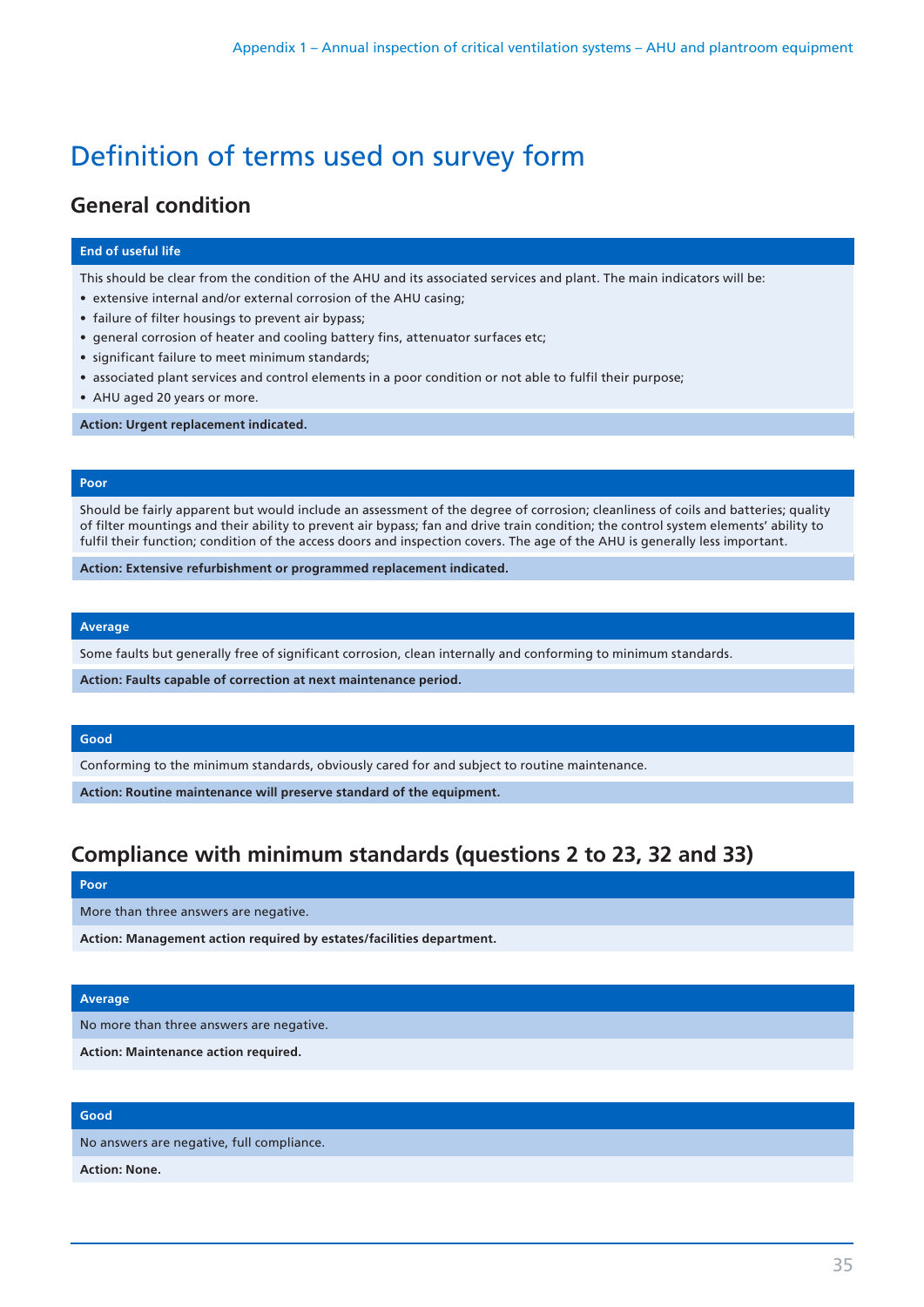# Definition of terms used on survey form

## General condition

**End of useful life**

This should be clear from the condition of the AHU and its associated services and plant. The main indicators will be:

- extensive internal and/or external corrosion of the AHU casing;
- failure of filter housings to prevent air bypass;
- general corrosion of heater and cooling battery fins, attenuator surfaces etc;
- significant failure to meet minimum standards;
- associated plant services and control elements in a poor condition or not able to fulfil their purpose;
- AHU aged 20 years or more.

**Action: Urgent replacement indicated.**

**Poor**

Should be fairly apparent but would include an assessment of the degree of corrosion; cleanliness of coils and batteries; quality of filter mountings and their ability to prevent air bypass; fan and drive train condition; the control system elements' ability to fulfil their function; condition of the access doors and inspection covers. The age of the AHU is generally less important.

**Action: Extensive refurbishment or programmed replacement indicated.**

**Average**

Some faults but generally free of significant corrosion, clean internally and conforming to minimum standards.

**Action: Faults capable of correction at next maintenance period.**

**Good**

Conforming to the minimum standards, obviously cared for and subject to routine maintenance.

**Action: Routine maintenance will preserve standard of the equipment.**

## Compliance with minimum standards (questions 2 to 23, 32 and 33)

**Poor**

More than three answers are negative.

**Action: Management action required by estates/facilities department.**

**Average**

No more than three answers are negative.

**Action: Maintenance action required.**

**Good**

No answers are negative, full compliance.

**Action: None.**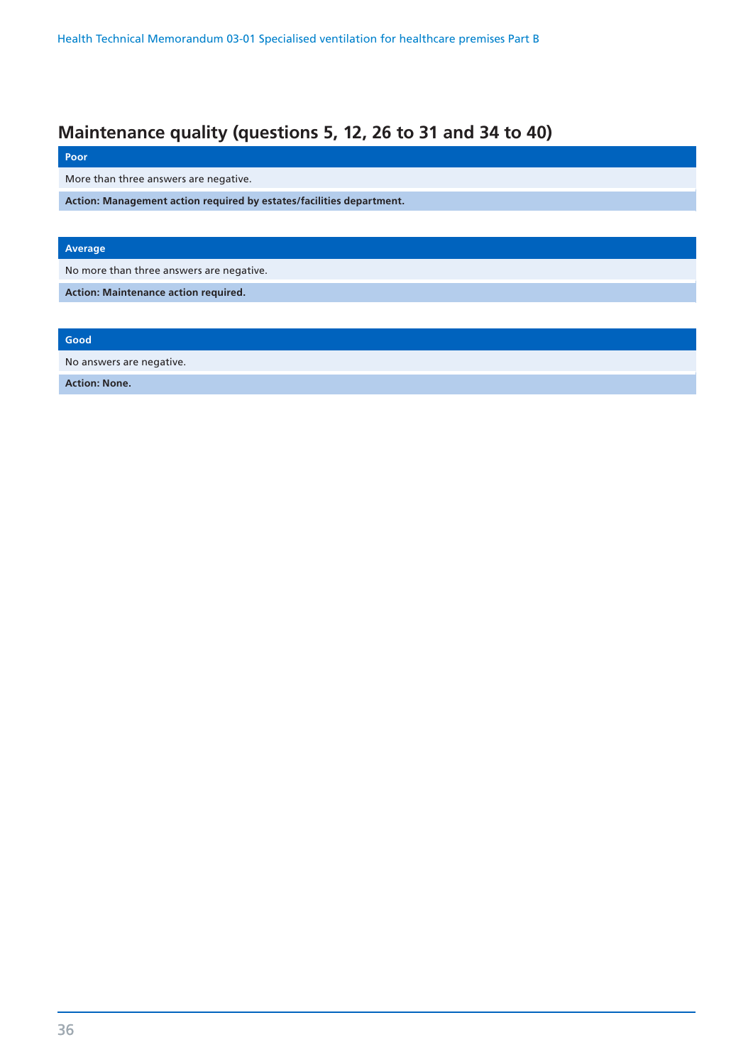## Maintenance quality (questions 5, 12, 26 to 31 and 34 to 40)

| Poor |
|---|
| More than three answers are negative. |
| **Action: Management action required by estates/facilities department.** |

| Average |
|---|
| No more than three answers are negative. |
| **Action: Maintenance action required.** |

| Good |
|---|
| No answers are negative. |
| **Action: None.** |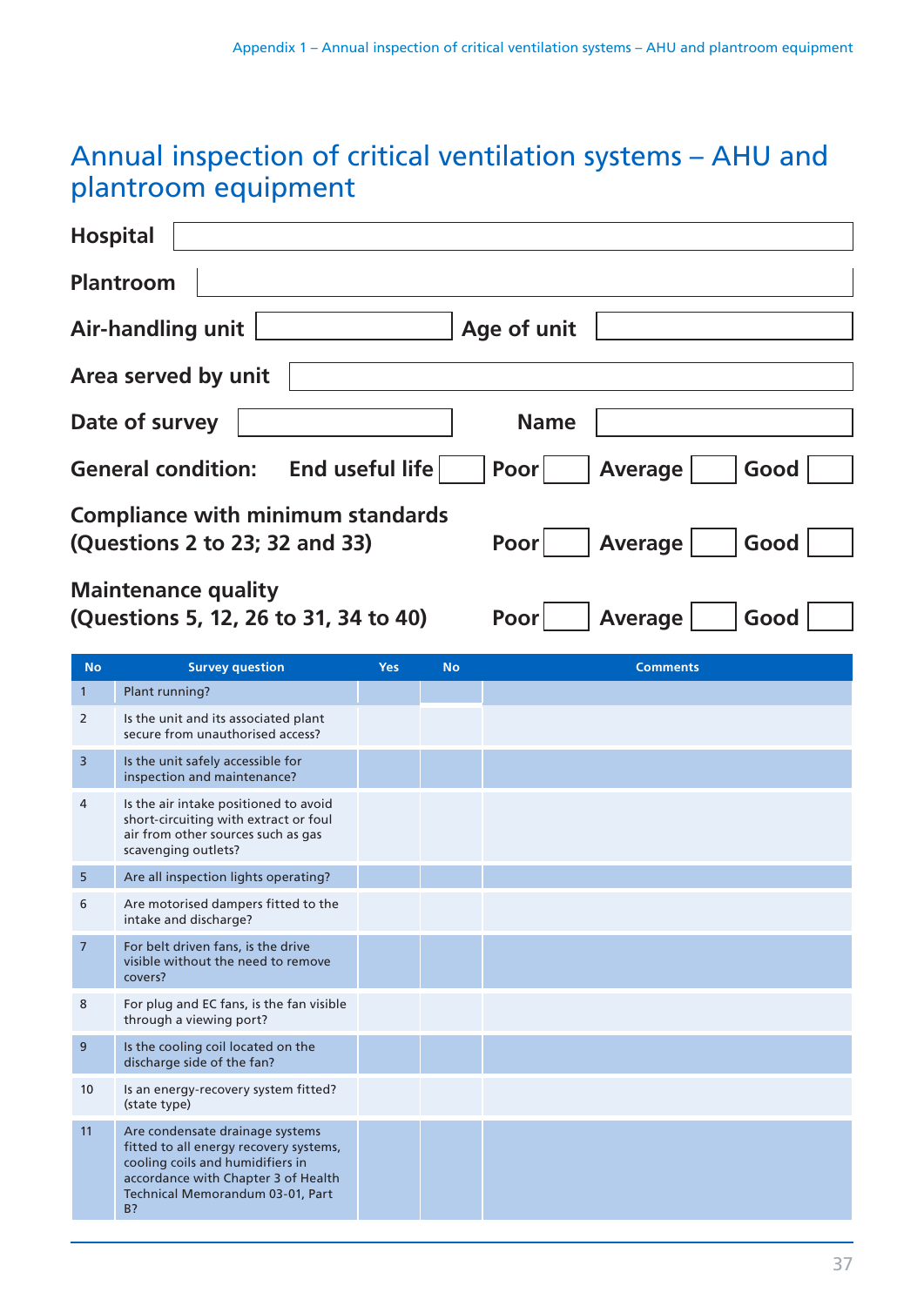# Annual inspection of critical ventilation systems – AHU and plantroom equipment

**Hospital**

**Plantroom**

**Air-handling unit** &nbsp;&nbsp;&nbsp;&nbsp; **Age of unit**

**Area served by unit**

**Date of survey** &nbsp;&nbsp;&nbsp;&nbsp; **Name**

**General condition:** &nbsp;&nbsp; **End useful life** ☐ &nbsp; **Poor** ☐ &nbsp; **Average** ☐ &nbsp; **Good** ☐

**Compliance with minimum standards (Questions 2 to 23; 32 and 33)** &nbsp;&nbsp; **Poor** ☐ &nbsp; **Average** ☐ &nbsp; **Good** ☐

**Maintenance quality (Questions 5, 12, 26 to 31, 34 to 40)** &nbsp;&nbsp; **Poor** ☐ &nbsp; **Average** ☐ &nbsp; **Good** ☐

| No | Survey question | Yes | No | Comments |
|---|---|---|---|---|
| 1 | Plant running? | | | |
| 2 | Is the unit and its associated plant secure from unauthorised access? | | | |
| 3 | Is the unit safely accessible for inspection and maintenance? | | | |
| 4 | Is the air intake positioned to avoid short-circuiting with extract or foul air from other sources such as gas scavenging outlets? | | | |
| 5 | Are all inspection lights operating? | | | |
| 6 | Are motorised dampers fitted to the intake and discharge? | | | |
| 7 | For belt driven fans, is the drive visible without the need to remove covers? | | | |
| 8 | For plug and EC fans, is the fan visible through a viewing port? | | | |
| 9 | Is the cooling coil located on the discharge side of the fan? | | | |
| 10 | Is an energy-recovery system fitted? (state type) | | | |
| 11 | Are condensate drainage systems fitted to all energy recovery systems, cooling coils and humidifiers in accordance with Chapter 3 of Health Technical Memorandum 03-01, Part B? | | | |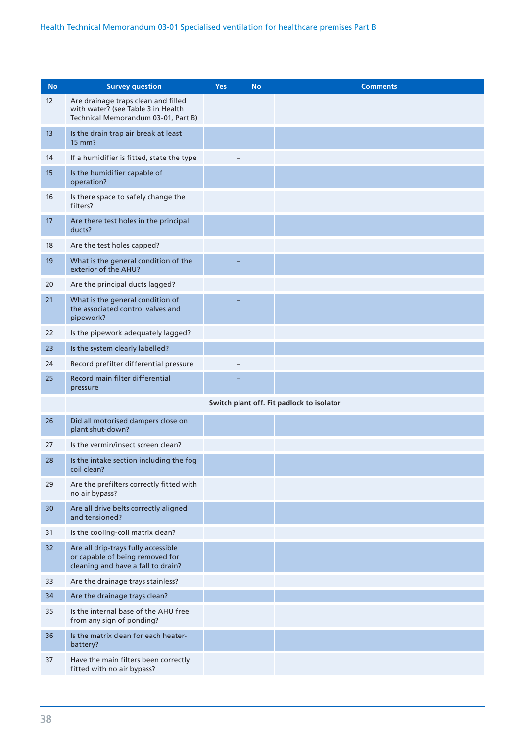| No | Survey question | Yes | No | Comments |
|---|---|---|---|---|
| 12 | Are drainage traps clean and filled with water? (see Table 3 in Health Technical Memorandum 03-01, Part B) | | | |
| 13 | Is the drain trap air break at least 15 mm? | | | |
| 14 | If a humidifier is fitted, state the type | – | | |
| 15 | Is the humidifier capable of operation? | | | |
| 16 | Is there space to safely change the filters? | | | |
| 17 | Are there test holes in the principal ducts? | | | |
| 18 | Are the test holes capped? | | | |
| 19 | What is the general condition of the exterior of the AHU? | – | | |
| 20 | Are the principal ducts lagged? | | | |
| 21 | What is the general condition of the associated control valves and pipework? | – | | |
| 22 | Is the pipework adequately lagged? | | | |
| 23 | Is the system clearly labelled? | | | |
| 24 | Record prefilter differential pressure | – | | |
| 25 | Record main filter differential pressure | – | | |
| | **Switch plant off. Fit padlock to isolator** | | | |
| 26 | Did all motorised dampers close on plant shut-down? | | | |
| 27 | Is the vermin/insect screen clean? | | | |
| 28 | Is the intake section including the fog coil clean? | | | |
| 29 | Are the prefilters correctly fitted with no air bypass? | | | |
| 30 | Are all drive belts correctly aligned and tensioned? | | | |
| 31 | Is the cooling-coil matrix clean? | | | |
| 32 | Are all drip-trays fully accessible or capable of being removed for cleaning and have a fall to drain? | | | |
| 33 | Are the drainage trays stainless? | | | |
| 34 | Are the drainage trays clean? | | | |
| 35 | Is the internal base of the AHU free from any sign of ponding? | | | |
| 36 | Is the matrix clean for each heater-battery? | | | |
| 37 | Have the main filters been correctly fitted with no air bypass? | | | |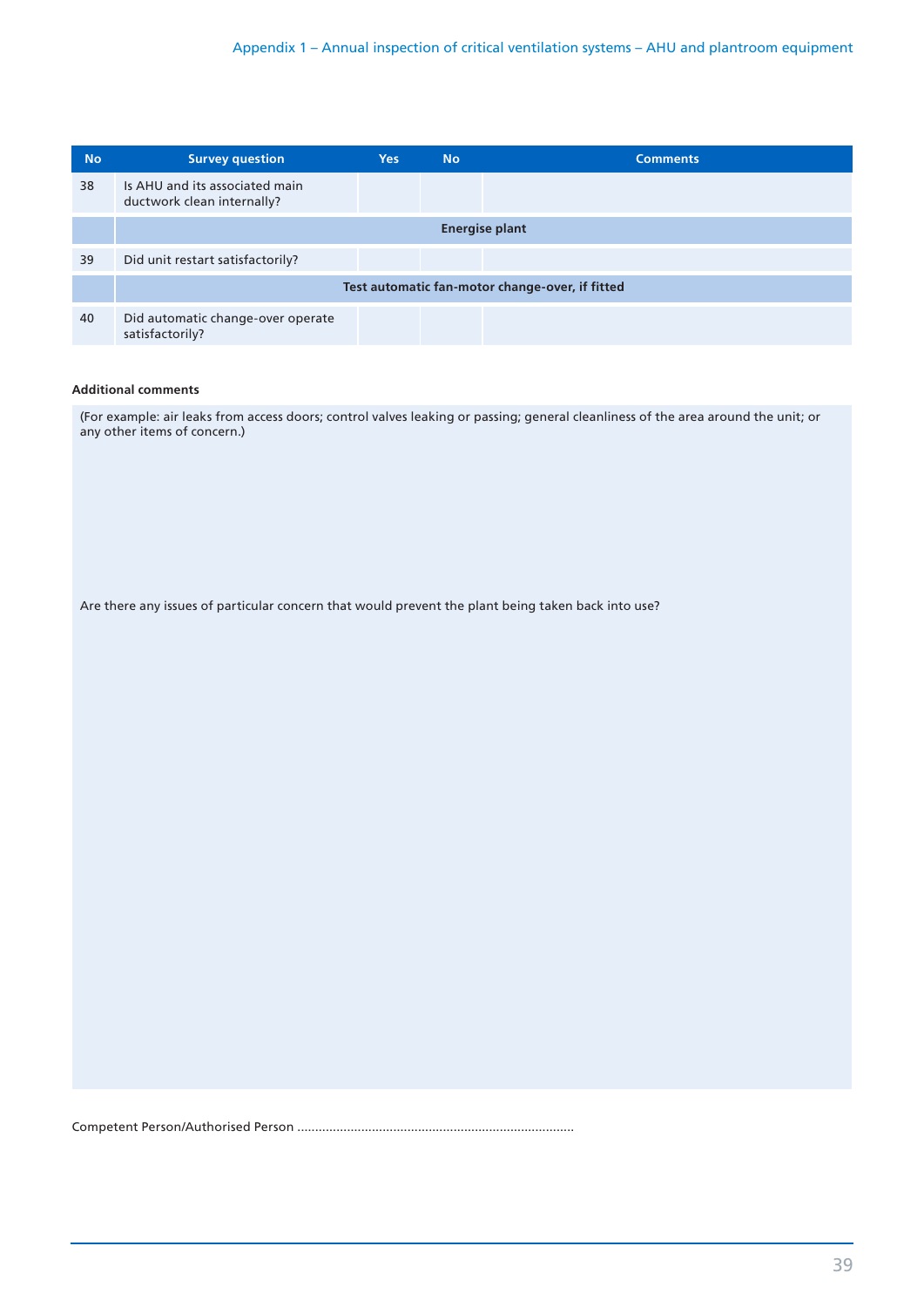| No | Survey question | Yes | No | Comments |
|---|---|---|---|---|
| 38 | Is AHU and its associated main ductwork clean internally? | | | |
| | **Energise plant** | | | |
| 39 | Did unit restart satisfactorily? | | | |
| | **Test automatic fan-motor change-over, if fitted** | | | |
| 40 | Did automatic change-over operate satisfactorily? | | | |

**Additional comments**

(For example: air leaks from access doors; control valves leaking or passing; general cleanliness of the area around the unit; or any other items of concern.)

Are there any issues of particular concern that would prevent the plant being taken back into use?

Competent Person/Authorised Person ..............................................................................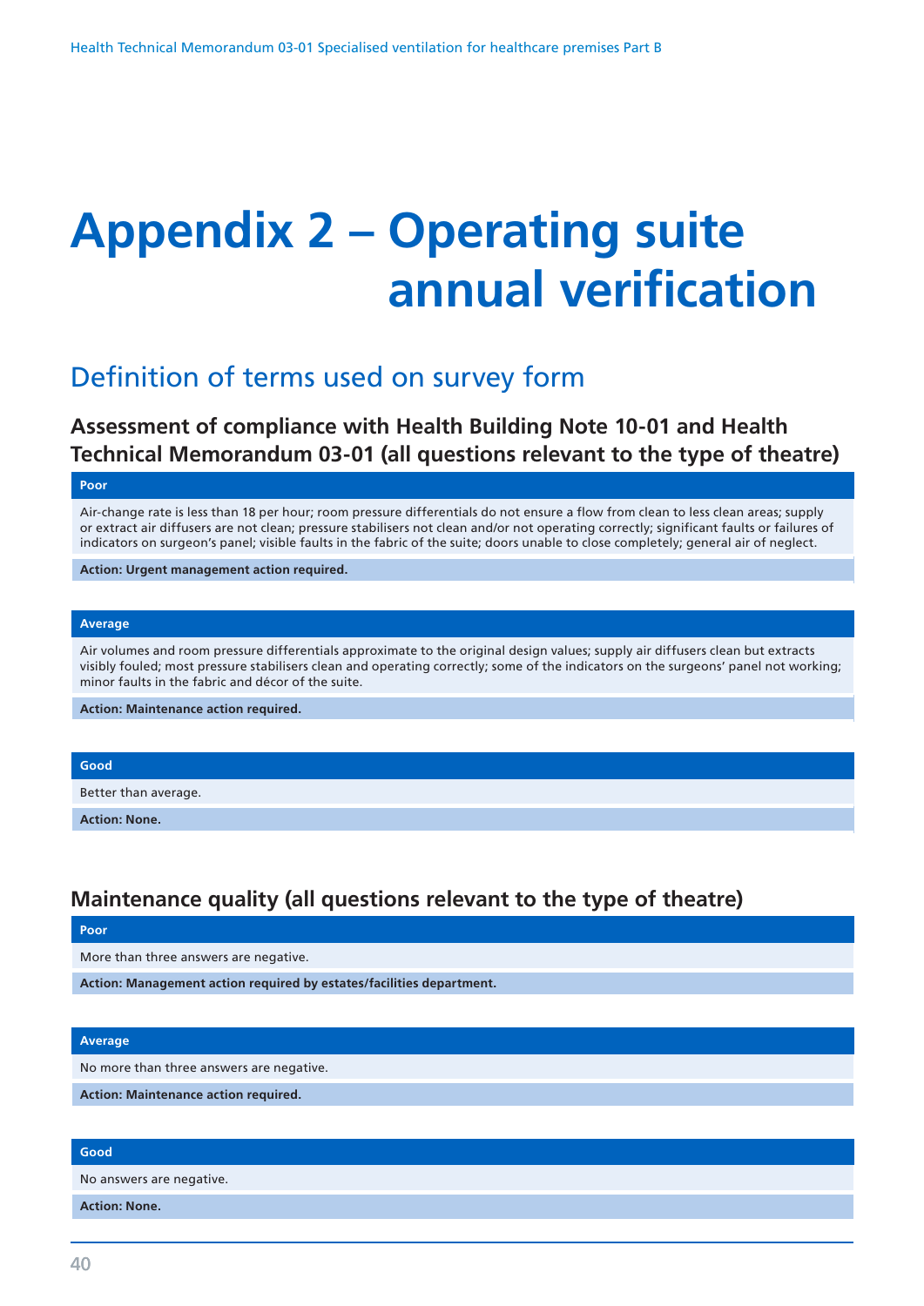# Appendix 2 – Operating suite annual verification

## Definition of terms used on survey form

### Assessment of compliance with Health Building Note 10-01 and Health Technical Memorandum 03-01 (all questions relevant to the type of theatre)

| Poor |
|---|
| Air-change rate is less than 18 per hour; room pressure differentials do not ensure a flow from clean to less clean areas; supply or extract air diffusers are not clean; pressure stabilisers not clean and/or not operating correctly; significant faults or failures of indicators on surgeon's panel; visible faults in the fabric of the suite; doors unable to close completely; general air of neglect. |
| **Action: Urgent management action required.** |

| Average |
|---|
| Air volumes and room pressure differentials approximate to the original design values; supply air diffusers clean but extracts visibly fouled; most pressure stabilisers clean and operating correctly; some of the indicators on the surgeons' panel not working; minor faults in the fabric and décor of the suite. |
| **Action: Maintenance action required.** |

| Good |
|---|
| Better than average. |
| **Action: None.** |

### Maintenance quality (all questions relevant to the type of theatre)

| Poor |
|---|
| More than three answers are negative. |
| **Action: Management action required by estates/facilities department.** |

| Average |
|---|
| No more than three answers are negative. |
| **Action: Maintenance action required.** |

| Good |
|---|
| No answers are negative. |
| **Action: None.** |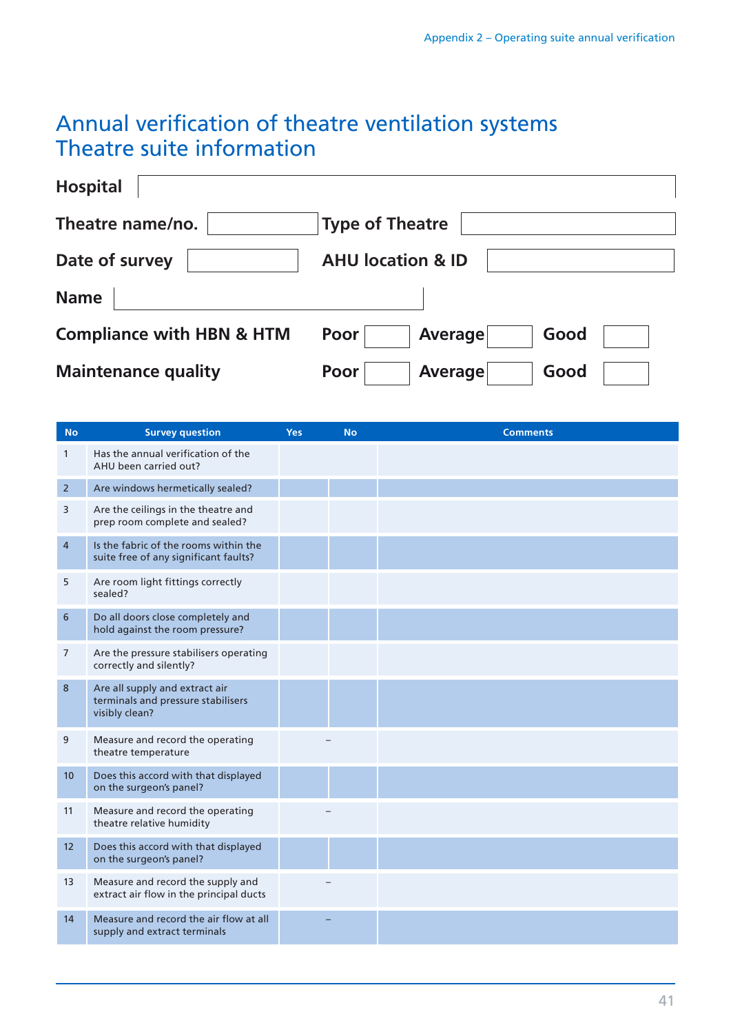# Annual verification of theatre ventilation systems
# Theatre suite information

| | | | |
|---|---|---|---|
| **Hospital** | | | |
| **Theatre name/no.** | | **Type of Theatre** | |
| **Date of survey** | | **AHU location & ID** | |
| **Name** | | | |

| | | | | | | |
|---|---|---|---|---|---|---|
| **Compliance with HBN & HTM** | **Poor** | | **Average** | | **Good** | |
| **Maintenance quality** | **Poor** | | **Average** | | **Good** | |

| No | Survey question | Yes | No | Comments |
|---|---|---|---|---|
| 1 | Has the annual verification of the AHU been carried out? | | | |
| 2 | Are windows hermetically sealed? | | | |
| 3 | Are the ceilings in the theatre and prep room complete and sealed? | | | |
| 4 | Is the fabric of the rooms within the suite free of any significant faults? | | | |
| 5 | Are room light fittings correctly sealed? | | | |
| 6 | Do all doors close completely and hold against the room pressure? | | | |
| 7 | Are the pressure stabilisers operating correctly and silently? | | | |
| 8 | Are all supply and extract air terminals and pressure stabilisers visibly clean? | | | |
| 9 | Measure and record the operating theatre temperature | – | | |
| 10 | Does this accord with that displayed on the surgeon's panel? | | | |
| 11 | Measure and record the operating theatre relative humidity | – | | |
| 12 | Does this accord with that displayed on the surgeon's panel? | | | |
| 13 | Measure and record the supply and extract air flow in the principal ducts | – | | |
| 14 | Measure and record the air flow at all supply and extract terminals | – | | |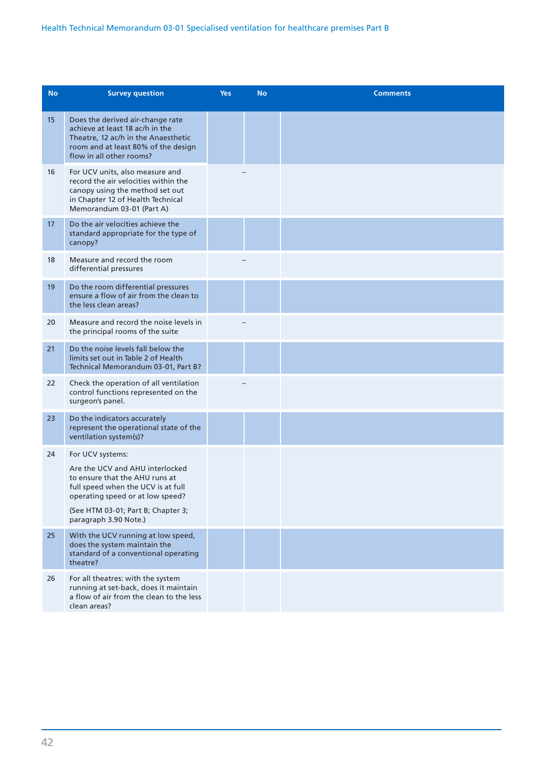| No | Survey question | Yes | No | Comments |
|---|---|---|---|---|
| 15 | Does the derived air-change rate achieve at least 18 ac/h in the Theatre, 12 ac/h in the Anaesthetic room and at least 80% of the design flow in all other rooms? | | | |
| 16 | For UCV units, also measure and record the air velocities within the canopy using the method set out in Chapter 12 of Health Technical Memorandum 03-01 (Part A) | – | | |
| 17 | Do the air velocities achieve the standard appropriate for the type of canopy? | | | |
| 18 | Measure and record the room differential pressures | – | | |
| 19 | Do the room differential pressures ensure a flow of air from the clean to the less clean areas? | | | |
| 20 | Measure and record the noise levels in the principal rooms of the suite | – | | |
| 21 | Do the noise levels fall below the limits set out in Table 2 of Health Technical Memorandum 03-01, Part B? | | | |
| 22 | Check the operation of all ventilation control functions represented on the surgeon's panel. | – | | |
| 23 | Do the indicators accurately represent the operational state of the ventilation system(s)? | | | |
| 24 | For UCV systems:<br><br>Are the UCV and AHU interlocked to ensure that the AHU runs at full speed when the UCV is at full operating speed or at low speed?<br><br>(See HTM 03-01; Part B; Chapter 3; paragraph 3.90 Note.) | | | |
| 25 | With the UCV running at low speed, does the system maintain the standard of a conventional operating theatre? | | | |
| 26 | For all theatres: with the system running at set-back, does it maintain a flow of air from the clean to the less clean areas? | | | |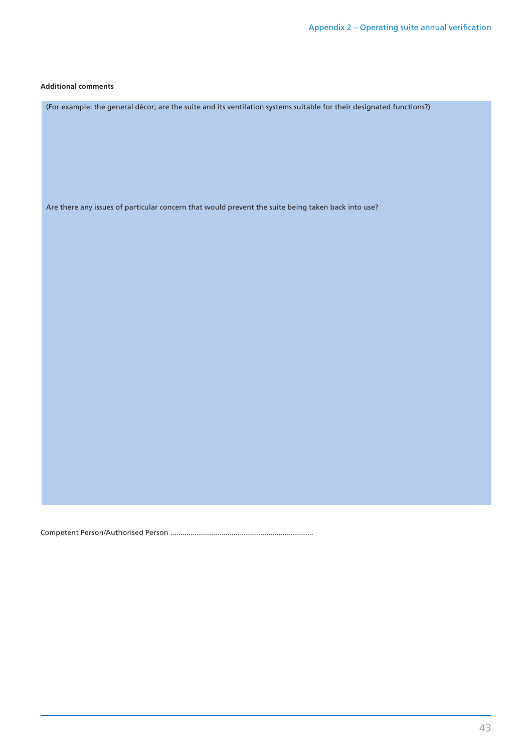**Additional comments**

(For example: the general décor; are the suite and its ventilation systems suitable for their designated functions?)

Are there any issues of particular concern that would prevent the suite being taken back into use?

Competent Person/Authorised Person .....................................................................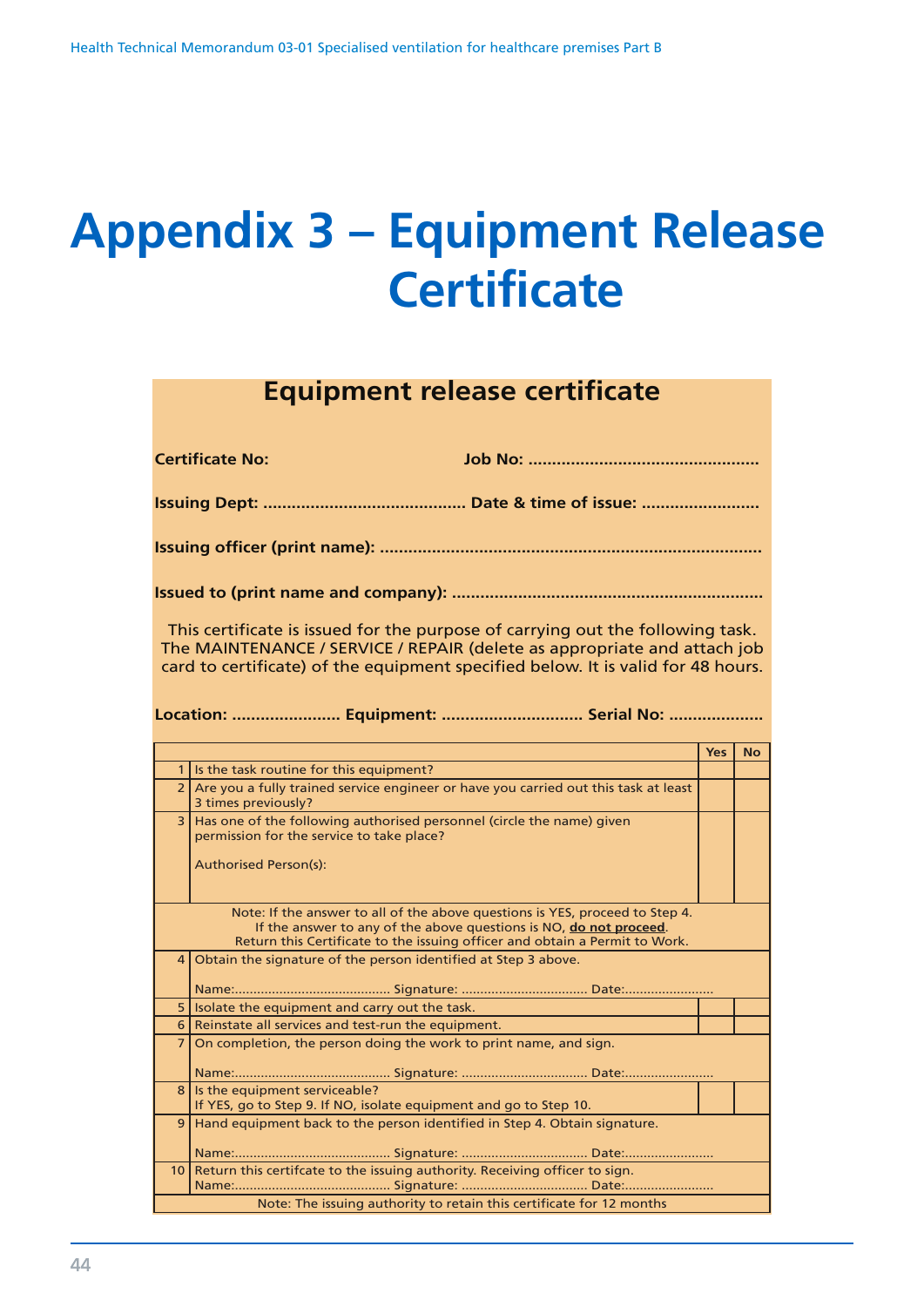# Appendix 3 – Equipment Release Certificate

## Equipment release certificate

**Certificate No:** **Job No:** ................................................

**Issuing Dept:** .......................................... **Date & time of issue:** .........................

**Issuing officer (print name):** ................................................................................

**Issued to (print name and company):** .................................................................

This certificate is issued for the purpose of carrying out the following task. The MAINTENANCE / SERVICE / REPAIR (delete as appropriate and attach job card to certificate) of the equipment specified below. It is valid for 48 hours.

**Location:** ....................... **Equipment:** ............................. **Serial No:** ....................

| | | Yes | No |
|---|---|---|---|
| 1 | Is the task routine for this equipment? | | |
| 2 | Are you a fully trained service engineer or have you carried out this task at least 3 times previously? | | |
| 3 | Has one of the following authorised personnel (circle the name) given permission for the service to take place?<br><br>Authorised Person(s): | | |
| | Note: If the answer to all of the above questions is YES, proceed to Step 4. If the answer to any of the above questions is NO, **do not proceed**. Return this Certificate to the issuing officer and obtain a Permit to Work. | | |
| 4 | Obtain the signature of the person identified at Step 3 above.<br><br>Name:......................................... Signature: ................................. Date:........................ | | |
| 5 | Isolate the equipment and carry out the task. | | |
| 6 | Reinstate all services and test-run the equipment. | | |
| 7 | On completion, the person doing the work to print name, and sign.<br><br>Name:......................................... Signature: ................................. Date:........................ | | |
| 8 | Is the equipment serviceable?<br>If YES, go to Step 9. If NO, isolate equipment and go to Step 10. | | |
| 9 | Hand equipment back to the person identified in Step 4. Obtain signature.<br><br>Name:......................................... Signature: ................................. Date:........................ | | |
| 10 | Return this certifcate to the issuing authority. Receiving officer to sign.<br>Name:......................................... Signature: ................................. Date:........................ | | |
| | Note: The issuing authority to retain this certificate for 12 months | | |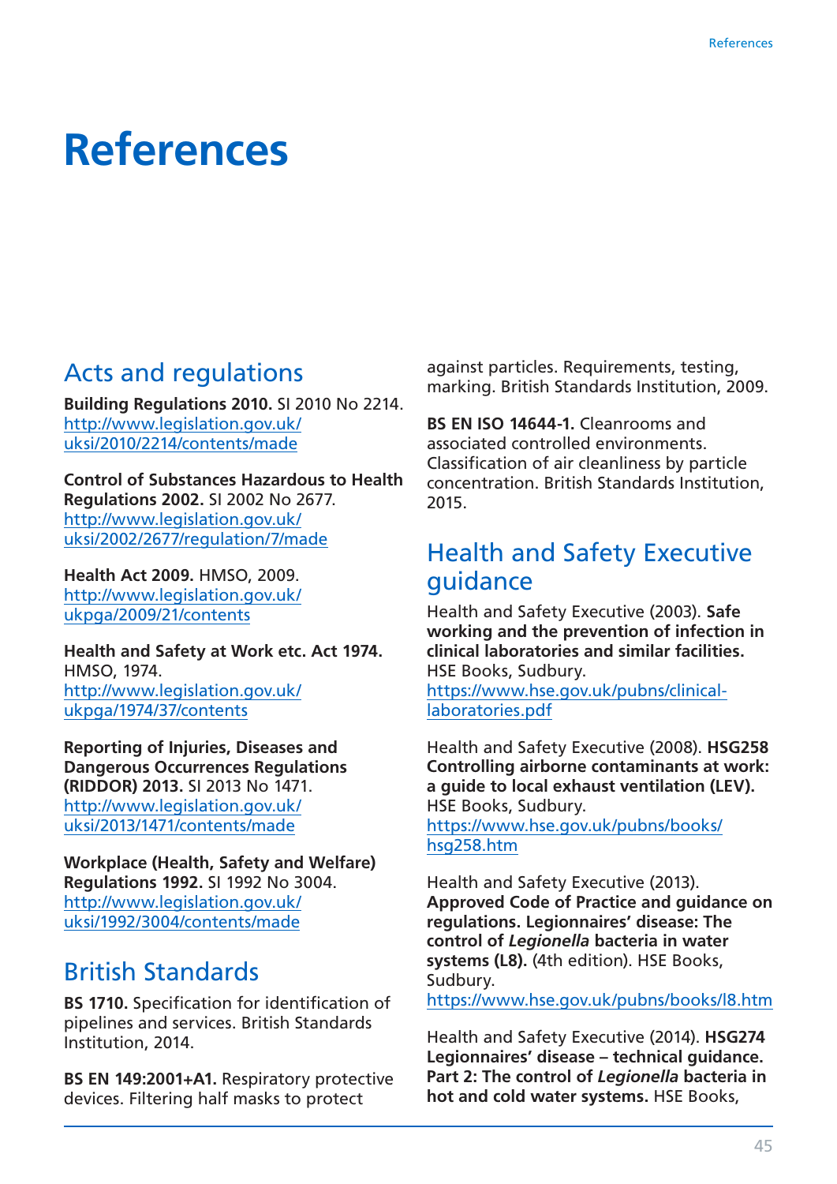# References

## Acts and regulations

**Building Regulations 2010.** SI 2010 No 2214. http://www.legislation.gov.uk/uksi/2010/2214/contents/made

**Control of Substances Hazardous to Health Regulations 2002.** SI 2002 No 2677. http://www.legislation.gov.uk/uksi/2002/2677/regulation/7/made

**Health Act 2009.** HMSO, 2009. http://www.legislation.gov.uk/ukpga/2009/21/contents

**Health and Safety at Work etc. Act 1974.** HMSO, 1974. http://www.legislation.gov.uk/ukpga/1974/37/contents

**Reporting of Injuries, Diseases and Dangerous Occurrences Regulations (RIDDOR) 2013.** SI 2013 No 1471. http://www.legislation.gov.uk/uksi/2013/1471/contents/made

**Workplace (Health, Safety and Welfare) Regulations 1992.** SI 1992 No 3004. http://www.legislation.gov.uk/uksi/1992/3004/contents/made

## British Standards

**BS 1710.** Specification for identification of pipelines and services. British Standards Institution, 2014.

**BS EN 149:2001+A1.** Respiratory protective devices. Filtering half masks to protect against particles. Requirements, testing, marking. British Standards Institution, 2009.

**BS EN ISO 14644-1.** Cleanrooms and associated controlled environments. Classification of air cleanliness by particle concentration. British Standards Institution, 2015.

## Health and Safety Executive guidance

Health and Safety Executive (2003). **Safe working and the prevention of infection in clinical laboratories and similar facilities.** HSE Books, Sudbury. https://www.hse.gov.uk/pubns/clinical-laboratories.pdf

Health and Safety Executive (2008). **HSG258 Controlling airborne contaminants at work: a guide to local exhaust ventilation (LEV).** HSE Books, Sudbury. https://www.hse.gov.uk/pubns/books/hsg258.htm

Health and Safety Executive (2013). **Approved Code of Practice and guidance on regulations. Legionnaires' disease: The control of *Legionella* bacteria in water systems (L8).** (4th edition). HSE Books, Sudbury. https://www.hse.gov.uk/pubns/books/l8.htm

Health and Safety Executive (2014). **HSG274 Legionnaires' disease – technical guidance. Part 2: The control of *Legionella* bacteria in hot and cold water systems.** HSE Books,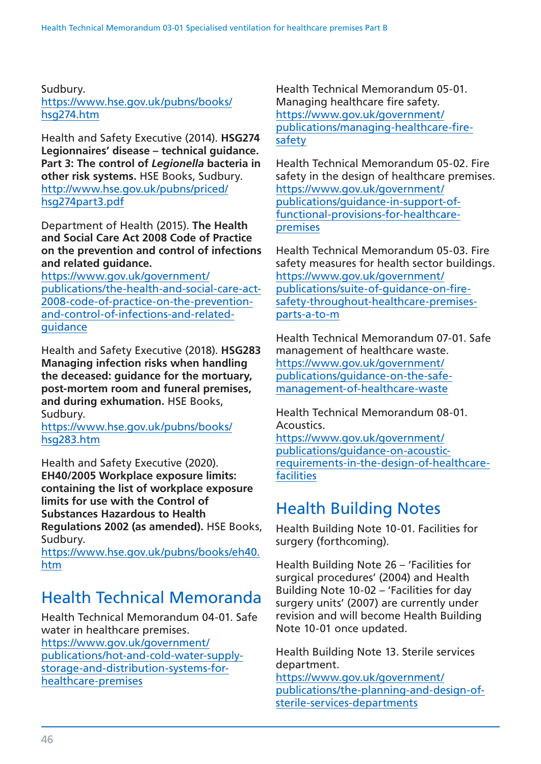Sudbury.
https://www.hse.gov.uk/pubns/books/hsg274.htm

Health and Safety Executive (2014). **HSG274 Legionnaires' disease – technical guidance. Part 3: The control of *Legionella* bacteria in other risk systems.** HSE Books, Sudbury.
http://www.hse.gov.uk/pubns/priced/hsg274part3.pdf

Department of Health (2015). **The Health and Social Care Act 2008 Code of Practice on the prevention and control of infections and related guidance.**
https://www.gov.uk/government/publications/the-health-and-social-care-act-2008-code-of-practice-on-the-prevention-and-control-of-infections-and-related-guidance

Health and Safety Executive (2018). **HSG283 Managing infection risks when handling the deceased: guidance for the mortuary, post-mortem room and funeral premises, and during exhumation.** HSE Books, Sudbury.
https://www.hse.gov.uk/pubns/books/hsg283.htm

Health and Safety Executive (2020). **EH40/2005 Workplace exposure limits: containing the list of workplace exposure limits for use with the Control of Substances Hazardous to Health Regulations 2002 (as amended).** HSE Books, Sudbury.
https://www.hse.gov.uk/pubns/books/eh40.htm

## Health Technical Memoranda

Health Technical Memorandum 04-01. Safe water in healthcare premises.
https://www.gov.uk/government/publications/hot-and-cold-water-supply-storage-and-distribution-systems-for-healthcare-premises

Health Technical Memorandum 05-01. Managing healthcare fire safety.
https://www.gov.uk/government/publications/managing-healthcare-fire-safety

Health Technical Memorandum 05-02. Fire safety in the design of healthcare premises.
https://www.gov.uk/government/publications/guidance-in-support-of-functional-provisions-for-healthcare-premises

Health Technical Memorandum 05-03. Fire safety measures for health sector buildings.
https://www.gov.uk/government/publications/suite-of-guidance-on-fire-safety-throughout-healthcare-premises-parts-a-to-m

Health Technical Memorandum 07-01. Safe management of healthcare waste.
https://www.gov.uk/government/publications/guidance-on-the-safe-management-of-healthcare-waste

Health Technical Memorandum 08-01. Acoustics.
https://www.gov.uk/government/publications/guidance-on-acoustic-requirements-in-the-design-of-healthcare-facilities

## Health Building Notes

Health Building Note 10-01. Facilities for surgery (forthcoming).

Health Building Note 26 – 'Facilities for surgical procedures' (2004) and Health Building Note 10-02 – 'Facilities for day surgery units' (2007) are currently under revision and will become Health Building Note 10-01 once updated.

Health Building Note 13. Sterile services department.
https://www.gov.uk/government/publications/the-planning-and-design-of-sterile-services-departments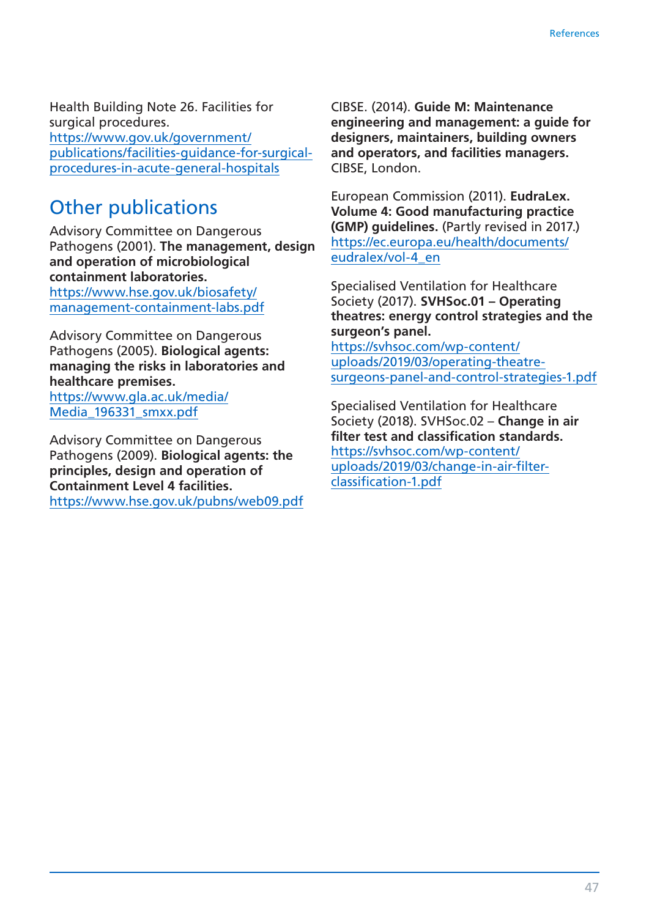Health Building Note 26. Facilities for surgical procedures. https://www.gov.uk/government/publications/facilities-guidance-for-surgical-procedures-in-acute-general-hospitals

## Other publications

Advisory Committee on Dangerous Pathogens (2001). **The management, design and operation of microbiological containment laboratories.** https://www.hse.gov.uk/biosafety/management-containment-labs.pdf

Advisory Committee on Dangerous Pathogens (2005). **Biological agents: managing the risks in laboratories and healthcare premises.** https://www.gla.ac.uk/media/Media_196331_smxx.pdf

Advisory Committee on Dangerous Pathogens (2009). **Biological agents: the principles, design and operation of Containment Level 4 facilities.** https://www.hse.gov.uk/pubns/web09.pdf

CIBSE. (2014). **Guide M: Maintenance engineering and management: a guide for designers, maintainers, building owners and operators, and facilities managers.** CIBSE, London.

European Commission (2011). **EudraLex. Volume 4: Good manufacturing practice (GMP) guidelines.** (Partly revised in 2017.) https://ec.europa.eu/health/documents/eudralex/vol-4_en

Specialised Ventilation for Healthcare Society (2017). **SVHSoc.01 – Operating theatres: energy control strategies and the surgeon's panel.** https://svhsoc.com/wp-content/uploads/2019/03/operating-theatre-surgeons-panel-and-control-strategies-1.pdf

Specialised Ventilation for Healthcare Society (2018). SVHSoc.02 – **Change in air filter test and classification standards.** https://svhsoc.com/wp-content/uploads/2019/03/change-in-air-filter-classification-1.pdf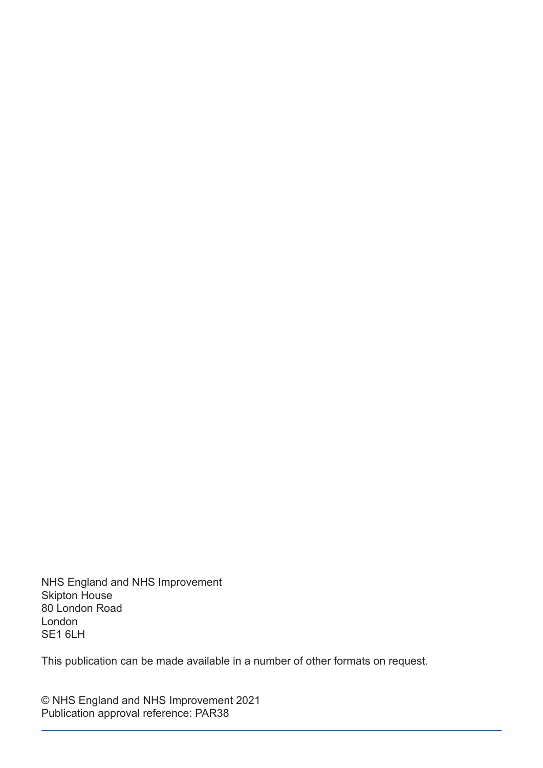NHS England and NHS Improvement
Skipton House
80 London Road
London
SE1 6LH

This publication can be made available in a number of other formats on request.

© NHS England and NHS Improvement 2021
Publication approval reference: PAR38